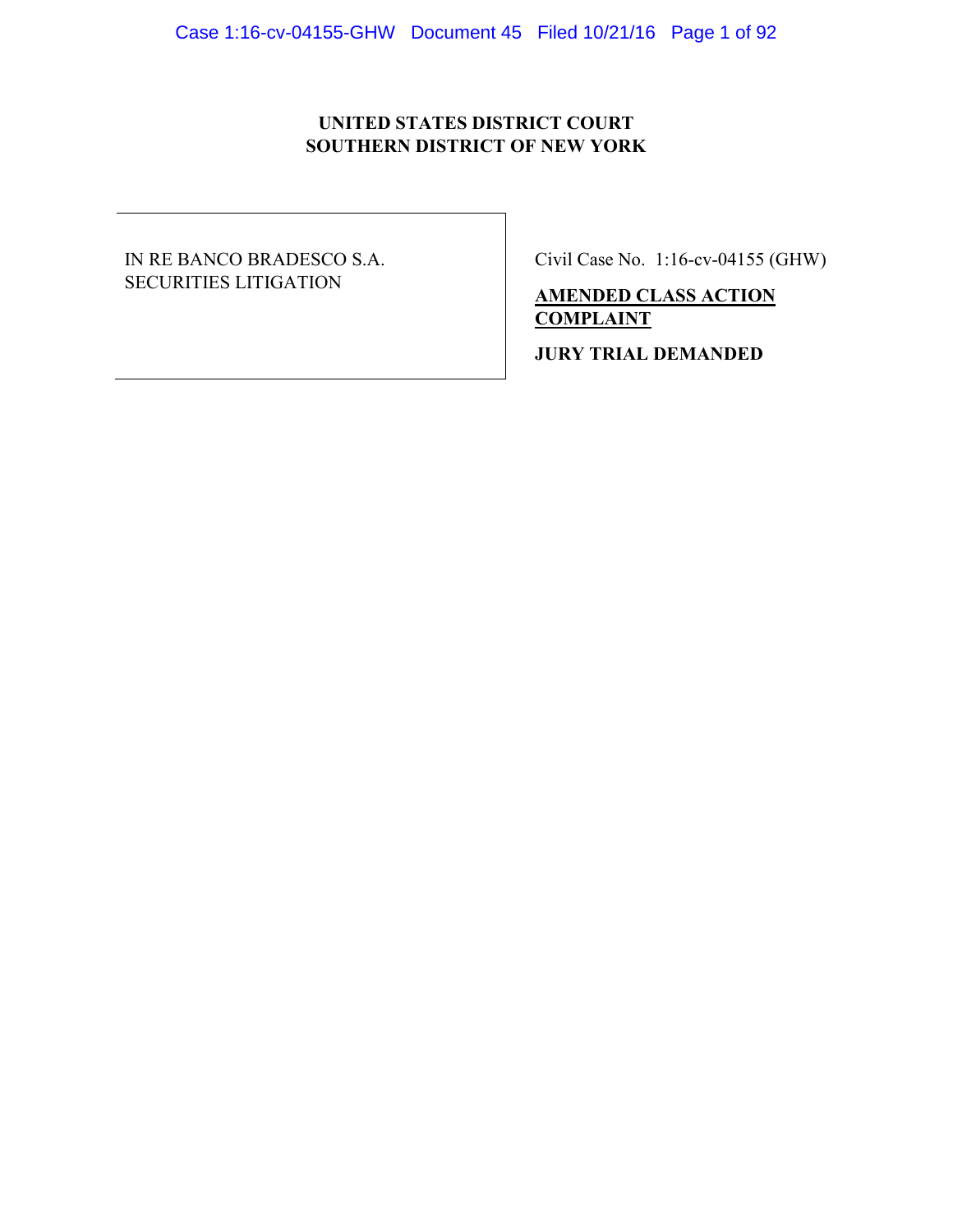**UNITED STATES DISTRICT COURT**
**SOUTHERN DISTRICT OF NEW YORK**

| | |
|---|---|
| IN RE BANCO BRADESCO S.A. SECURITIES LITIGATION | Civil Case No. 1:16-cv-04155 (GHW) |
| | **AMENDED CLASS ACTION COMPLAINT** |
| | **JURY TRIAL DEMANDED** |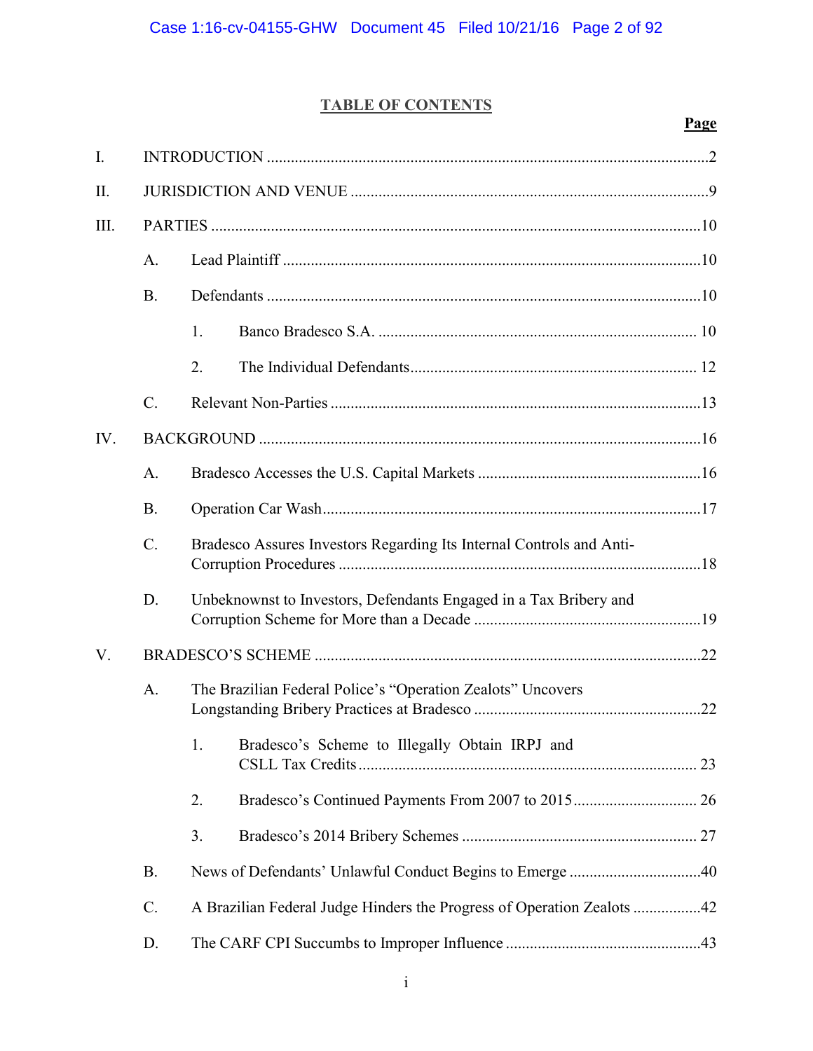# TABLE OF CONTENTS

| | | | | Page |
|---|---|---|---|---|
| I. | INTRODUCTION | | | 2 |
| II. | JURISDICTION AND VENUE | | | 9 |
| III. | PARTIES | | | 10 |
| | A. | Lead Plaintiff | | 10 |
| | B. | Defendants | | 10 |
| | | 1. | Banco Bradesco S.A. | 10 |
| | | 2. | The Individual Defendants | 12 |
| | C. | Relevant Non-Parties | | 13 |
| IV. | BACKGROUND | | | 16 |
| | A. | Bradesco Accesses the U.S. Capital Markets | | 16 |
| | B. | Operation Car Wash | | 17 |
| | C. | Bradesco Assures Investors Regarding Its Internal Controls and Anti-Corruption Procedures | | 18 |
| | D. | Unbeknownst to Investors, Defendants Engaged in a Tax Bribery and Corruption Scheme for More than a Decade | | 19 |
| V. | BRADESCO'S SCHEME | | | 22 |
| | A. | The Brazilian Federal Police's "Operation Zealots" Uncovers Longstanding Bribery Practices at Bradesco | | 22 |
| | | 1. | Bradesco's Scheme to Illegally Obtain IRPJ and CSLL Tax Credits | 23 |
| | | 2. | Bradesco's Continued Payments From 2007 to 2015 | 26 |
| | | 3. | Bradesco's 2014 Bribery Schemes | 27 |
| | B. | News of Defendants' Unlawful Conduct Begins to Emerge | | 40 |
| | C. | A Brazilian Federal Judge Hinders the Progress of Operation Zealots | | 42 |
| | D. | The CARF CPI Succumbs to Improper Influence | | 43 |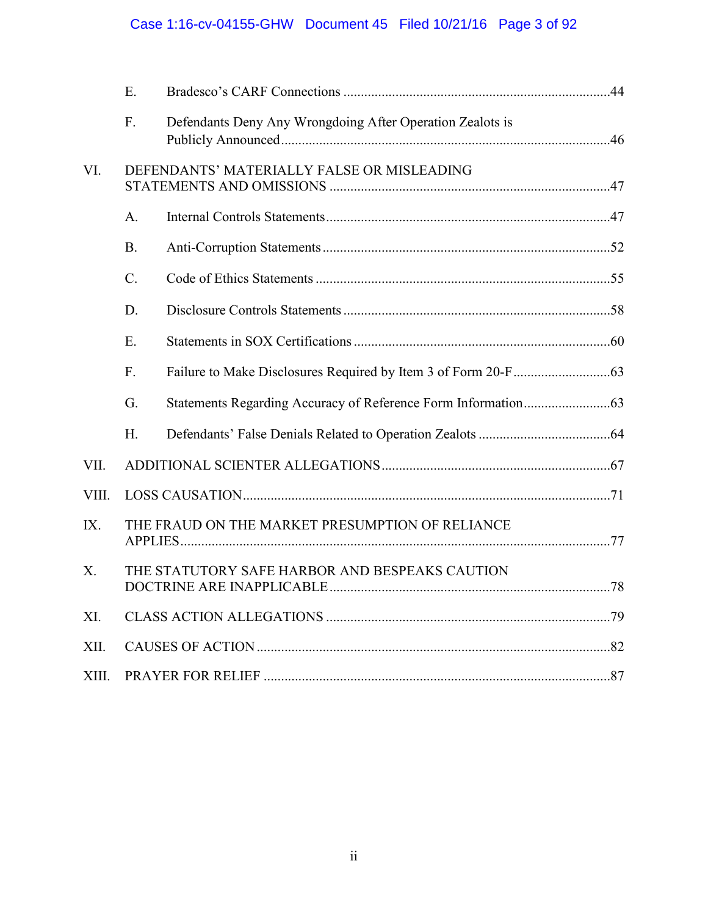E. Bradesco's CARF Connections ....................................................................................44

F. Defendants Deny Any Wrongdoing After Operation Zealots is Publicly Announced ....................................................................................46

VI. DEFENDANTS' MATERIALLY FALSE OR MISLEADING STATEMENTS AND OMISSIONS ....................................................................................47

A. Internal Controls Statements ....................................................................................47

B. Anti-Corruption Statements ....................................................................................52

C. Code of Ethics Statements ....................................................................................55

D. Disclosure Controls Statements ....................................................................................58

E. Statements in SOX Certifications ....................................................................................60

F. Failure to Make Disclosures Required by Item 3 of Form 20-F ....................................................................................63

G. Statements Regarding Accuracy of Reference Form Information ....................................................................................63

H. Defendants' False Denials Related to Operation Zealots ....................................................................................64

VII. ADDITIONAL SCIENTER ALLEGATIONS ....................................................................................67

VIII. LOSS CAUSATION ....................................................................................71

IX. THE FRAUD ON THE MARKET PRESUMPTION OF RELIANCE APPLIES ....................................................................................77

X. THE STATUTORY SAFE HARBOR AND BESPEAKS CAUTION DOCTRINE ARE INAPPLICABLE ....................................................................................78

XI. CLASS ACTION ALLEGATIONS ....................................................................................79

XII. CAUSES OF ACTION ....................................................................................82

XIII. PRAYER FOR RELIEF ....................................................................................87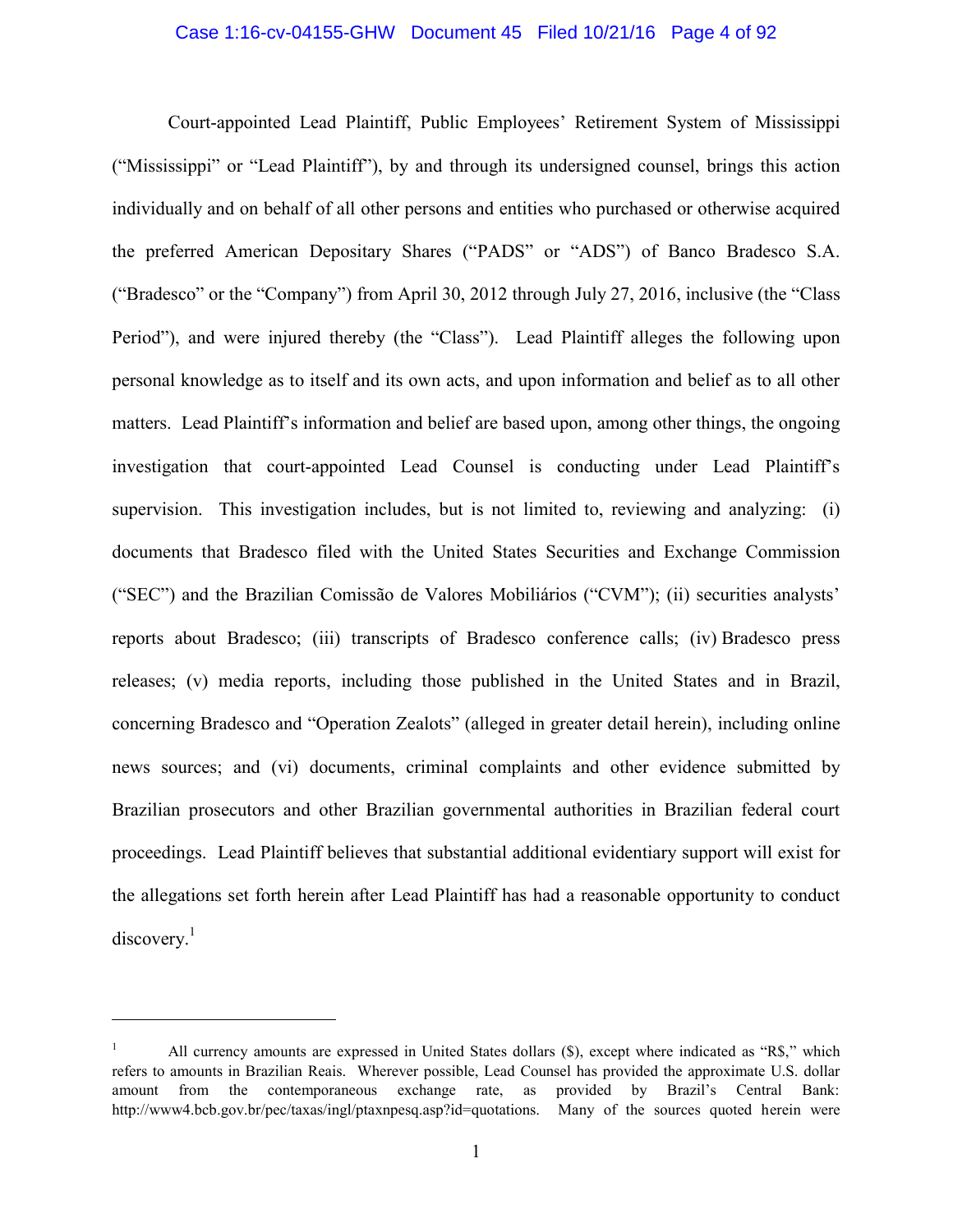Court-appointed Lead Plaintiff, Public Employees' Retirement System of Mississippi ("Mississippi" or "Lead Plaintiff"), by and through its undersigned counsel, brings this action individually and on behalf of all other persons and entities who purchased or otherwise acquired the preferred American Depositary Shares ("PADS" or "ADS") of Banco Bradesco S.A. ("Bradesco" or the "Company") from April 30, 2012 through July 27, 2016, inclusive (the "Class Period"), and were injured thereby (the "Class"). Lead Plaintiff alleges the following upon personal knowledge as to itself and its own acts, and upon information and belief as to all other matters. Lead Plaintiff's information and belief are based upon, among other things, the ongoing investigation that court-appointed Lead Counsel is conducting under Lead Plaintiff's supervision. This investigation includes, but is not limited to, reviewing and analyzing: (i) documents that Bradesco filed with the United States Securities and Exchange Commission ("SEC") and the Brazilian Comissão de Valores Mobiliários ("CVM"); (ii) securities analysts' reports about Bradesco; (iii) transcripts of Bradesco conference calls; (iv) Bradesco press releases; (v) media reports, including those published in the United States and in Brazil, concerning Bradesco and "Operation Zealots" (alleged in greater detail herein), including online news sources; and (vi) documents, criminal complaints and other evidence submitted by Brazilian prosecutors and other Brazilian governmental authorities in Brazilian federal court proceedings. Lead Plaintiff believes that substantial additional evidentiary support will exist for the allegations set forth herein after Lead Plaintiff has had a reasonable opportunity to conduct discovery.[1]

---

[1] All currency amounts are expressed in United States dollars ($), except where indicated as "R$," which refers to amounts in Brazilian Reais. Wherever possible, Lead Counsel has provided the approximate U.S. dollar amount from the contemporaneous exchange rate, as provided by Brazil's Central Bank: http://www4.bcb.gov.br/pec/taxas/ingl/ptaxnpesq.asp?id=quotations. Many of the sources quoted herein were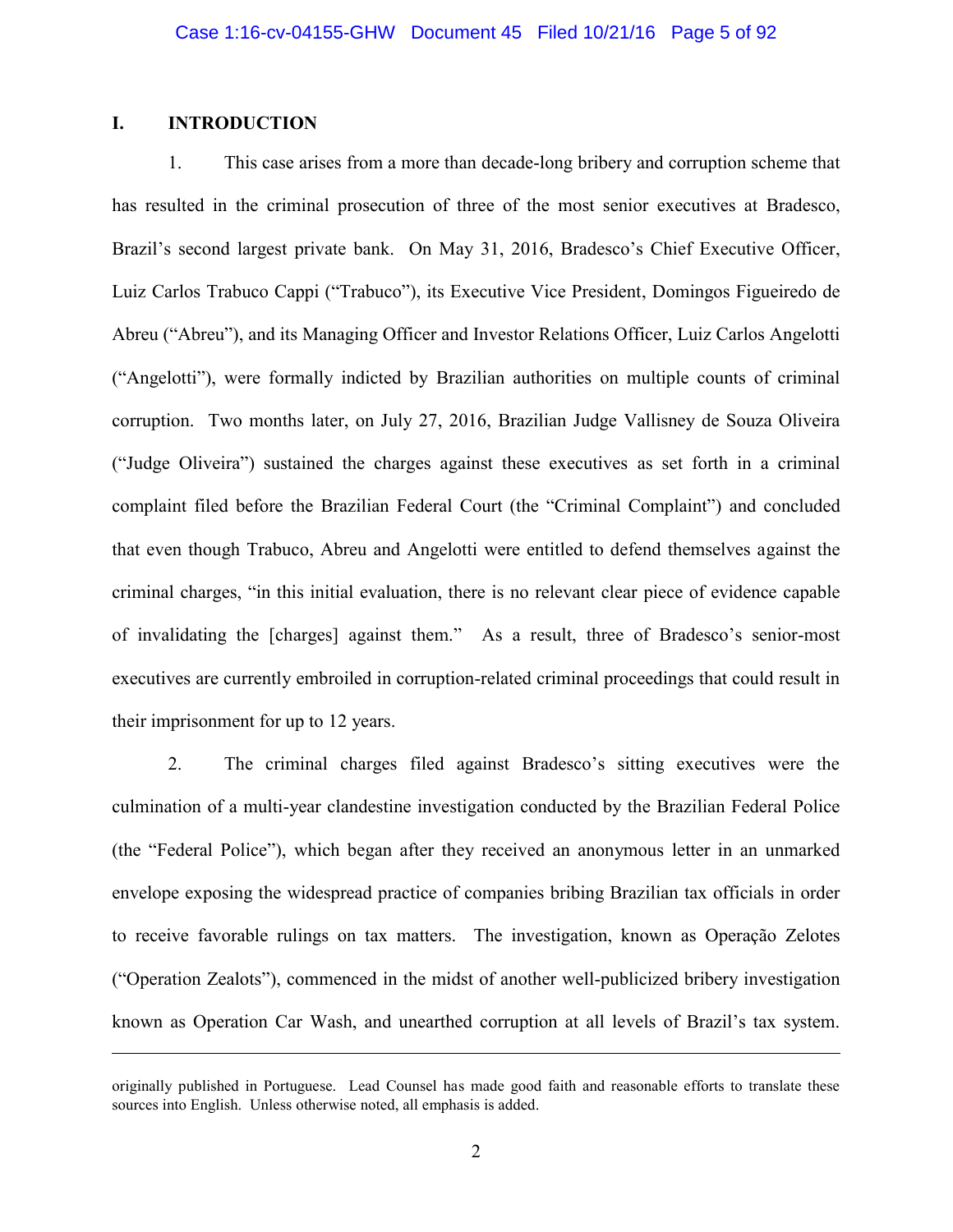## I. INTRODUCTION

1. This case arises from a more than decade-long bribery and corruption scheme that has resulted in the criminal prosecution of three of the most senior executives at Bradesco, Brazil's second largest private bank. On May 31, 2016, Bradesco's Chief Executive Officer, Luiz Carlos Trabuco Cappi ("Trabuco"), its Executive Vice President, Domingos Figueiredo de Abreu ("Abreu"), and its Managing Officer and Investor Relations Officer, Luiz Carlos Angelotti ("Angelotti"), were formally indicted by Brazilian authorities on multiple counts of criminal corruption. Two months later, on July 27, 2016, Brazilian Judge Vallisney de Souza Oliveira ("Judge Oliveira") sustained the charges against these executives as set forth in a criminal complaint filed before the Brazilian Federal Court (the "Criminal Complaint") and concluded that even though Trabuco, Abreu and Angelotti were entitled to defend themselves against the criminal charges, "in this initial evaluation, there is no relevant clear piece of evidence capable of invalidating the [charges] against them." As a result, three of Bradesco's senior-most executives are currently embroiled in corruption-related criminal proceedings that could result in their imprisonment for up to 12 years.

2. The criminal charges filed against Bradesco's sitting executives were the culmination of a multi-year clandestine investigation conducted by the Brazilian Federal Police (the "Federal Police"), which began after they received an anonymous letter in an unmarked envelope exposing the widespread practice of companies bribing Brazilian tax officials in order to receive favorable rulings on tax matters. The investigation, known as Operação Zelotes ("Operation Zealots"), commenced in the midst of another well-publicized bribery investigation known as Operation Car Wash, and unearthed corruption at all levels of Brazil's tax system.

---

originally published in Portuguese. Lead Counsel has made good faith and reasonable efforts to translate these sources into English. Unless otherwise noted, all emphasis is added.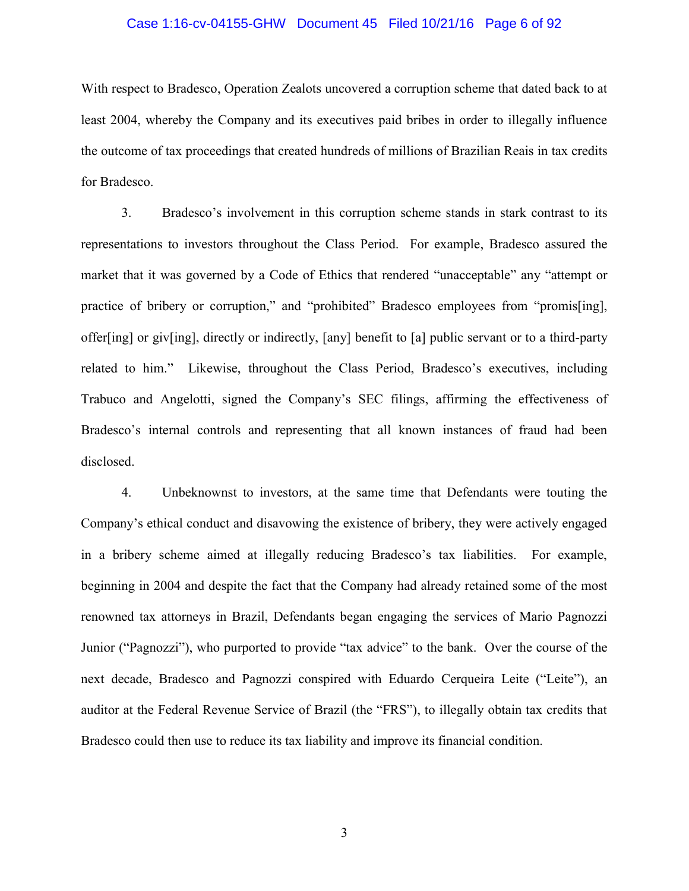With respect to Bradesco, Operation Zealots uncovered a corruption scheme that dated back to at least 2004, whereby the Company and its executives paid bribes in order to illegally influence the outcome of tax proceedings that created hundreds of millions of Brazilian Reais in tax credits for Bradesco.

3. Bradesco's involvement in this corruption scheme stands in stark contrast to its representations to investors throughout the Class Period. For example, Bradesco assured the market that it was governed by a Code of Ethics that rendered "unacceptable" any "attempt or practice of bribery or corruption," and "prohibited" Bradesco employees from "promis[ing], offer[ing] or giv[ing], directly or indirectly, [any] benefit to [a] public servant or to a third-party related to him." Likewise, throughout the Class Period, Bradesco's executives, including Trabuco and Angelotti, signed the Company's SEC filings, affirming the effectiveness of Bradesco's internal controls and representing that all known instances of fraud had been disclosed.

4. Unbeknownst to investors, at the same time that Defendants were touting the Company's ethical conduct and disavowing the existence of bribery, they were actively engaged in a bribery scheme aimed at illegally reducing Bradesco's tax liabilities. For example, beginning in 2004 and despite the fact that the Company had already retained some of the most renowned tax attorneys in Brazil, Defendants began engaging the services of Mario Pagnozzi Junior ("Pagnozzi"), who purported to provide "tax advice" to the bank. Over the course of the next decade, Bradesco and Pagnozzi conspired with Eduardo Cerqueira Leite ("Leite"), an auditor at the Federal Revenue Service of Brazil (the "FRS"), to illegally obtain tax credits that Bradesco could then use to reduce its tax liability and improve its financial condition.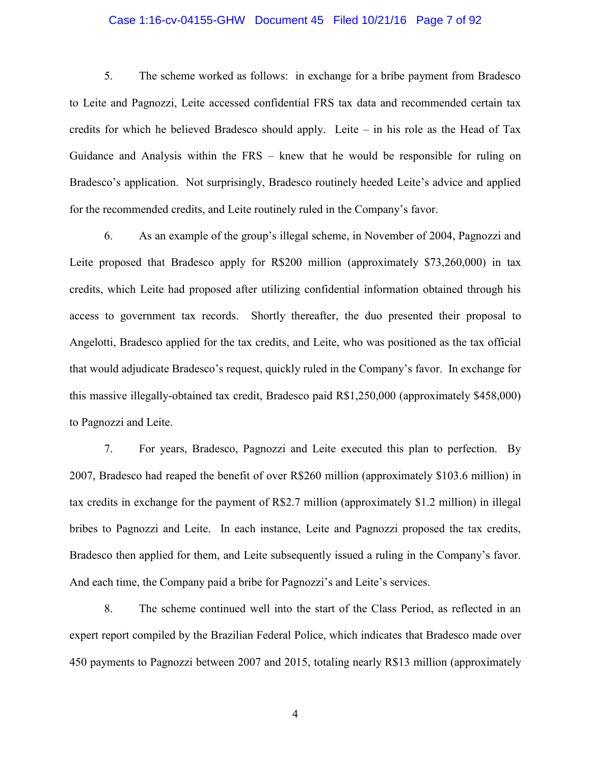5. The scheme worked as follows: in exchange for a bribe payment from Bradesco to Leite and Pagnozzi, Leite accessed confidential FRS tax data and recommended certain tax credits for which he believed Bradesco should apply. Leite – in his role as the Head of Tax Guidance and Analysis within the FRS – knew that he would be responsible for ruling on Bradesco's application. Not surprisingly, Bradesco routinely heeded Leite's advice and applied for the recommended credits, and Leite routinely ruled in the Company's favor.

6. As an example of the group's illegal scheme, in November of 2004, Pagnozzi and Leite proposed that Bradesco apply for R$200 million (approximately $73,260,000) in tax credits, which Leite had proposed after utilizing confidential information obtained through his access to government tax records. Shortly thereafter, the duo presented their proposal to Angelotti, Bradesco applied for the tax credits, and Leite, who was positioned as the tax official that would adjudicate Bradesco's request, quickly ruled in the Company's favor. In exchange for this massive illegally-obtained tax credit, Bradesco paid R$1,250,000 (approximately $458,000) to Pagnozzi and Leite.

7. For years, Bradesco, Pagnozzi and Leite executed this plan to perfection. By 2007, Bradesco had reaped the benefit of over R$260 million (approximately $103.6 million) in tax credits in exchange for the payment of R$2.7 million (approximately $1.2 million) in illegal bribes to Pagnozzi and Leite. In each instance, Leite and Pagnozzi proposed the tax credits, Bradesco then applied for them, and Leite subsequently issued a ruling in the Company's favor. And each time, the Company paid a bribe for Pagnozzi's and Leite's services.

8. The scheme continued well into the start of the Class Period, as reflected in an expert report compiled by the Brazilian Federal Police, which indicates that Bradesco made over 450 payments to Pagnozzi between 2007 and 2015, totaling nearly R$13 million (approximately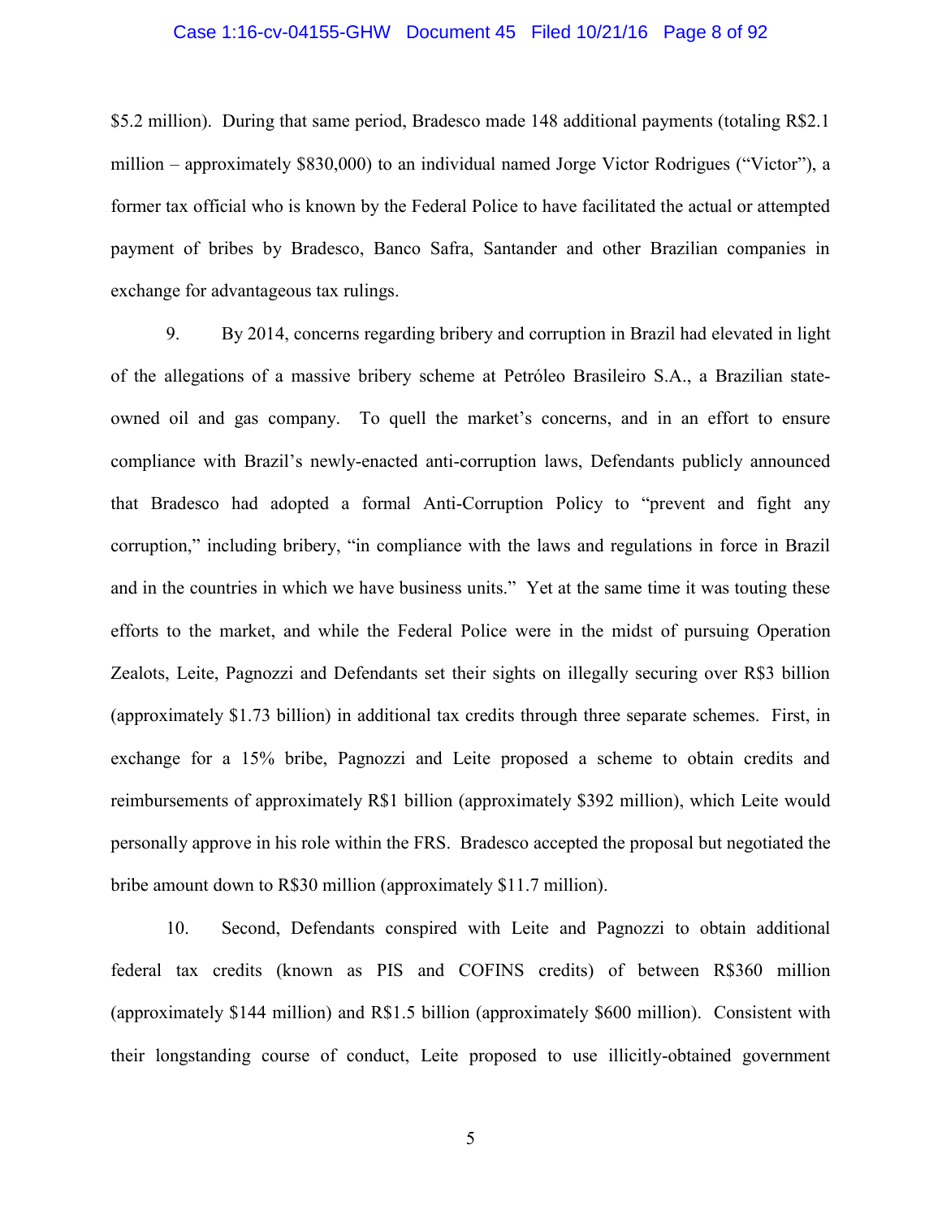$5.2 million). During that same period, Bradesco made 148 additional payments (totaling R$2.1 million – approximately $830,000) to an individual named Jorge Victor Rodrigues ("Victor"), a former tax official who is known by the Federal Police to have facilitated the actual or attempted payment of bribes by Bradesco, Banco Safra, Santander and other Brazilian companies in exchange for advantageous tax rulings.

9. By 2014, concerns regarding bribery and corruption in Brazil had elevated in light of the allegations of a massive bribery scheme at Petróleo Brasileiro S.A., a Brazilian state-owned oil and gas company. To quell the market's concerns, and in an effort to ensure compliance with Brazil's newly-enacted anti-corruption laws, Defendants publicly announced that Bradesco had adopted a formal Anti-Corruption Policy to "prevent and fight any corruption," including bribery, "in compliance with the laws and regulations in force in Brazil and in the countries in which we have business units." Yet at the same time it was touting these efforts to the market, and while the Federal Police were in the midst of pursuing Operation Zealots, Leite, Pagnozzi and Defendants set their sights on illegally securing over R$3 billion (approximately $1.73 billion) in additional tax credits through three separate schemes. First, in exchange for a 15% bribe, Pagnozzi and Leite proposed a scheme to obtain credits and reimbursements of approximately R$1 billion (approximately $392 million), which Leite would personally approve in his role within the FRS. Bradesco accepted the proposal but negotiated the bribe amount down to R$30 million (approximately $11.7 million).

10. Second, Defendants conspired with Leite and Pagnozzi to obtain additional federal tax credits (known as PIS and COFINS credits) of between R$360 million (approximately $144 million) and R$1.5 billion (approximately $600 million). Consistent with their longstanding course of conduct, Leite proposed to use illicitly-obtained government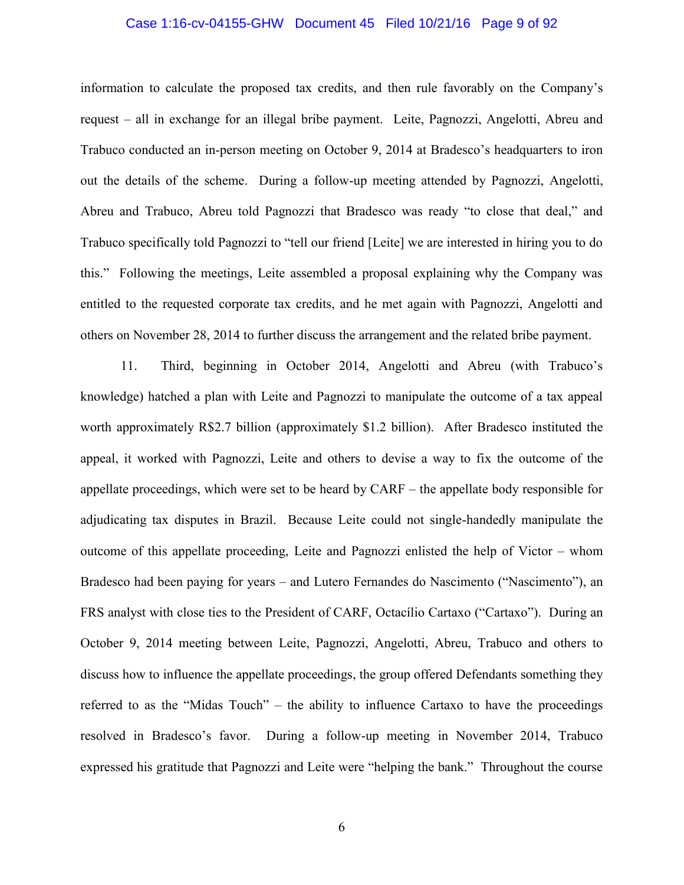information to calculate the proposed tax credits, and then rule favorably on the Company's request – all in exchange for an illegal bribe payment. Leite, Pagnozzi, Angelotti, Abreu and Trabuco conducted an in-person meeting on October 9, 2014 at Bradesco's headquarters to iron out the details of the scheme. During a follow-up meeting attended by Pagnozzi, Angelotti, Abreu and Trabuco, Abreu told Pagnozzi that Bradesco was ready "to close that deal," and Trabuco specifically told Pagnozzi to "tell our friend [Leite] we are interested in hiring you to do this." Following the meetings, Leite assembled a proposal explaining why the Company was entitled to the requested corporate tax credits, and he met again with Pagnozzi, Angelotti and others on November 28, 2014 to further discuss the arrangement and the related bribe payment.

11. Third, beginning in October 2014, Angelotti and Abreu (with Trabuco's knowledge) hatched a plan with Leite and Pagnozzi to manipulate the outcome of a tax appeal worth approximately R$2.7 billion (approximately $1.2 billion). After Bradesco instituted the appeal, it worked with Pagnozzi, Leite and others to devise a way to fix the outcome of the appellate proceedings, which were set to be heard by CARF – the appellate body responsible for adjudicating tax disputes in Brazil. Because Leite could not single-handedly manipulate the outcome of this appellate proceeding, Leite and Pagnozzi enlisted the help of Victor – whom Bradesco had been paying for years – and Lutero Fernandes do Nascimento ("Nascimento"), an FRS analyst with close ties to the President of CARF, Octacílio Cartaxo ("Cartaxo"). During an October 9, 2014 meeting between Leite, Pagnozzi, Angelotti, Abreu, Trabuco and others to discuss how to influence the appellate proceedings, the group offered Defendants something they referred to as the "Midas Touch" – the ability to influence Cartaxo to have the proceedings resolved in Bradesco's favor. During a follow-up meeting in November 2014, Trabuco expressed his gratitude that Pagnozzi and Leite were "helping the bank." Throughout the course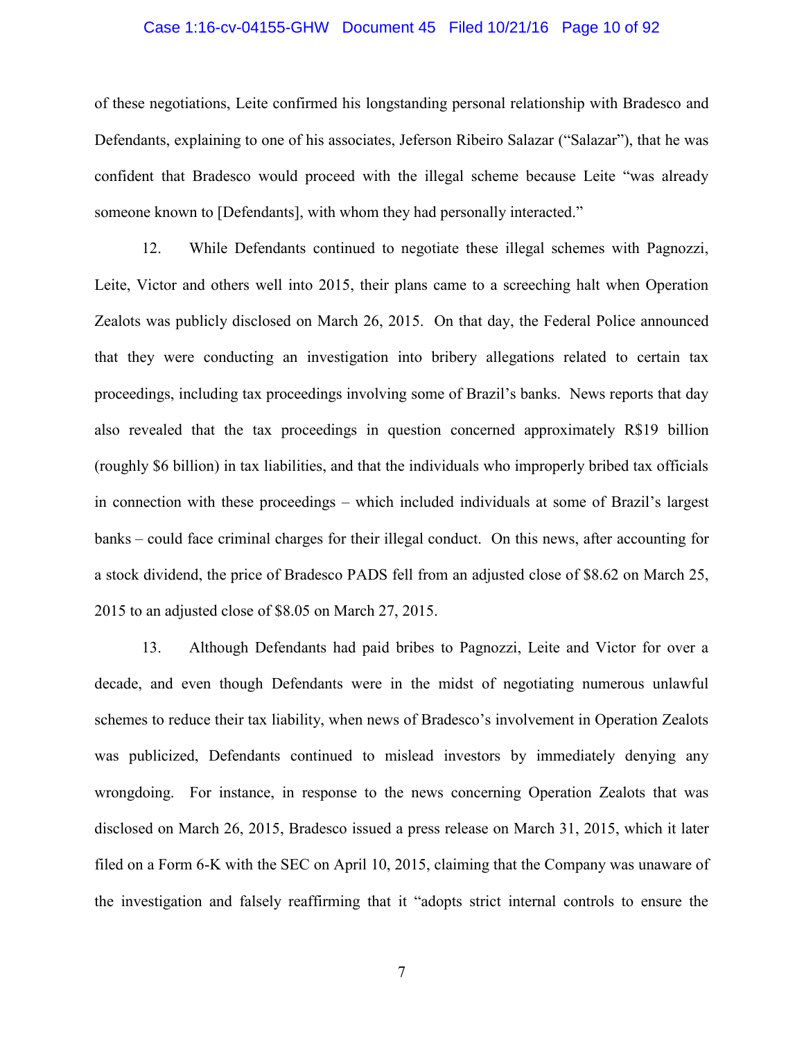of these negotiations, Leite confirmed his longstanding personal relationship with Bradesco and Defendants, explaining to one of his associates, Jeferson Ribeiro Salazar ("Salazar"), that he was confident that Bradesco would proceed with the illegal scheme because Leite "was already someone known to [Defendants], with whom they had personally interacted."

12. While Defendants continued to negotiate these illegal schemes with Pagnozzi, Leite, Victor and others well into 2015, their plans came to a screeching halt when Operation Zealots was publicly disclosed on March 26, 2015. On that day, the Federal Police announced that they were conducting an investigation into bribery allegations related to certain tax proceedings, including tax proceedings involving some of Brazil's banks. News reports that day also revealed that the tax proceedings in question concerned approximately R$19 billion (roughly $6 billion) in tax liabilities, and that the individuals who improperly bribed tax officials in connection with these proceedings – which included individuals at some of Brazil's largest banks – could face criminal charges for their illegal conduct. On this news, after accounting for a stock dividend, the price of Bradesco PADS fell from an adjusted close of $8.62 on March 25, 2015 to an adjusted close of $8.05 on March 27, 2015.

13. Although Defendants had paid bribes to Pagnozzi, Leite and Victor for over a decade, and even though Defendants were in the midst of negotiating numerous unlawful schemes to reduce their tax liability, when news of Bradesco's involvement in Operation Zealots was publicized, Defendants continued to mislead investors by immediately denying any wrongdoing. For instance, in response to the news concerning Operation Zealots that was disclosed on March 26, 2015, Bradesco issued a press release on March 31, 2015, which it later filed on a Form 6-K with the SEC on April 10, 2015, claiming that the Company was unaware of the investigation and falsely reaffirming that it "adopts strict internal controls to ensure the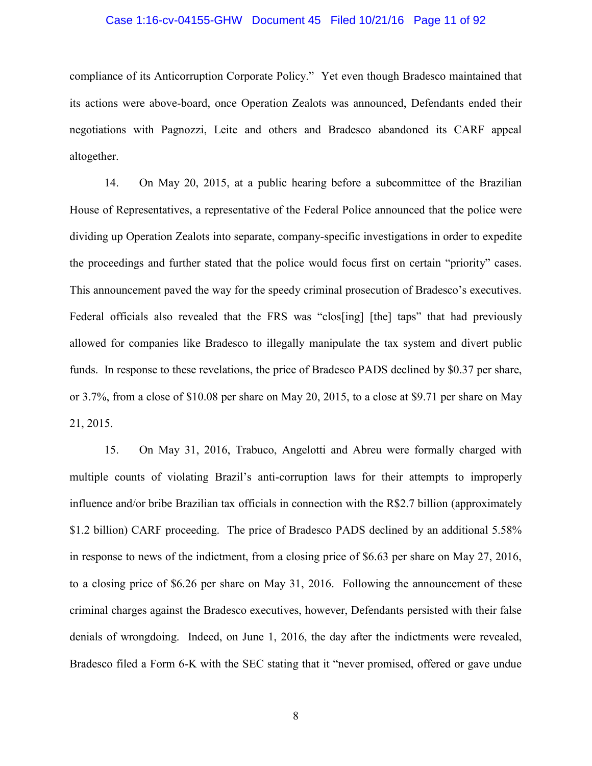compliance of its Anticorruption Corporate Policy." Yet even though Bradesco maintained that its actions were above-board, once Operation Zealots was announced, Defendants ended their negotiations with Pagnozzi, Leite and others and Bradesco abandoned its CARF appeal altogether.

14. On May 20, 2015, at a public hearing before a subcommittee of the Brazilian House of Representatives, a representative of the Federal Police announced that the police were dividing up Operation Zealots into separate, company-specific investigations in order to expedite the proceedings and further stated that the police would focus first on certain "priority" cases. This announcement paved the way for the speedy criminal prosecution of Bradesco's executives. Federal officials also revealed that the FRS was "clos[ing] [the] taps" that had previously allowed for companies like Bradesco to illegally manipulate the tax system and divert public funds. In response to these revelations, the price of Bradesco PADS declined by $0.37 per share, or 3.7%, from a close of $10.08 per share on May 20, 2015, to a close at $9.71 per share on May 21, 2015.

15. On May 31, 2016, Trabuco, Angelotti and Abreu were formally charged with multiple counts of violating Brazil's anti-corruption laws for their attempts to improperly influence and/or bribe Brazilian tax officials in connection with the R$2.7 billion (approximately $1.2 billion) CARF proceeding. The price of Bradesco PADS declined by an additional 5.58% in response to news of the indictment, from a closing price of $6.63 per share on May 27, 2016, to a closing price of $6.26 per share on May 31, 2016. Following the announcement of these criminal charges against the Bradesco executives, however, Defendants persisted with their false denials of wrongdoing. Indeed, on June 1, 2016, the day after the indictments were revealed, Bradesco filed a Form 6-K with the SEC stating that it "never promised, offered or gave undue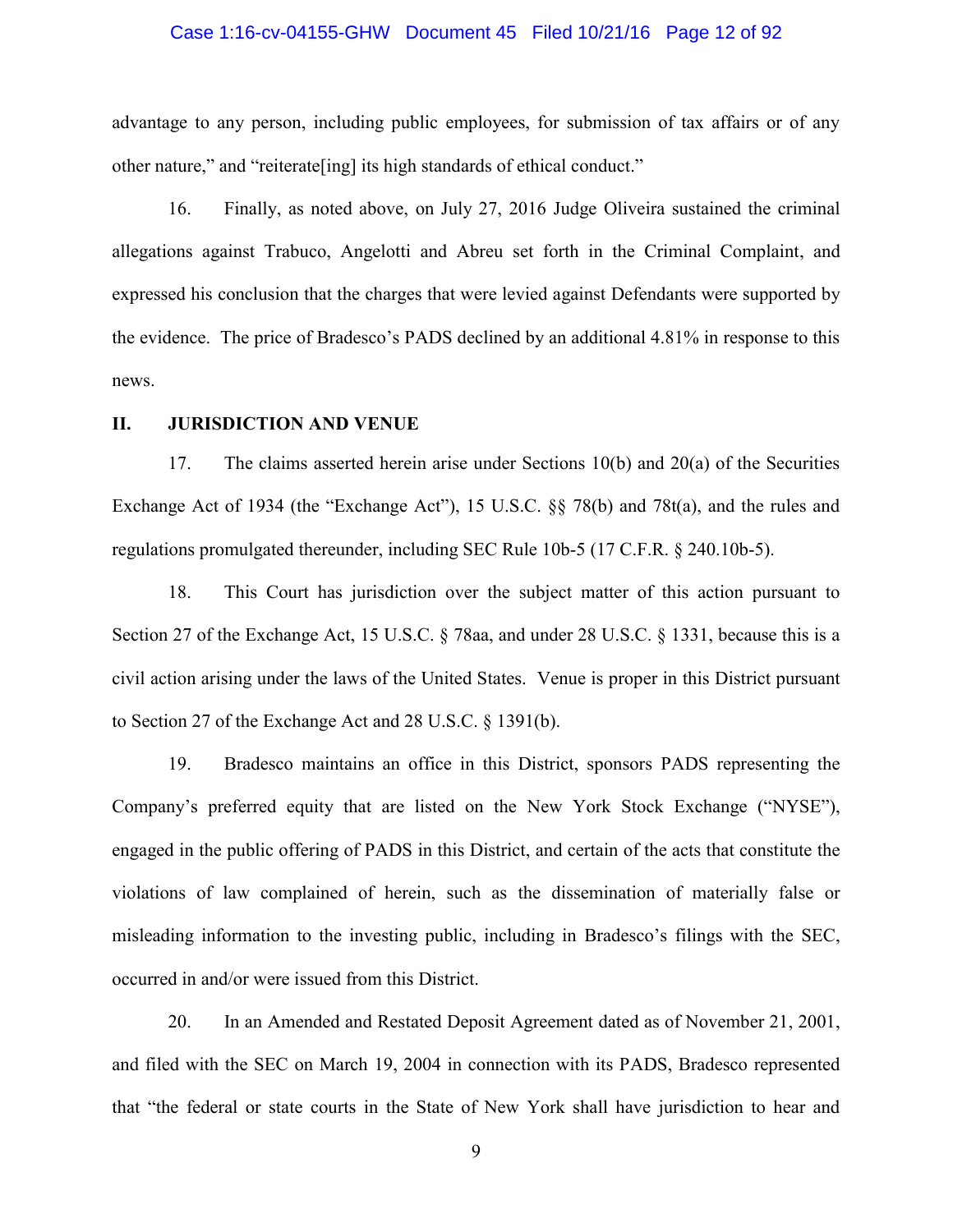advantage to any person, including public employees, for submission of tax affairs or of any other nature," and "reiterate[ing] its high standards of ethical conduct."

16. Finally, as noted above, on July 27, 2016 Judge Oliveira sustained the criminal allegations against Trabuco, Angelotti and Abreu set forth in the Criminal Complaint, and expressed his conclusion that the charges that were levied against Defendants were supported by the evidence. The price of Bradesco's PADS declined by an additional 4.81% in response to this news.

## II. JURISDICTION AND VENUE

17. The claims asserted herein arise under Sections 10(b) and 20(a) of the Securities Exchange Act of 1934 (the "Exchange Act"), 15 U.S.C. §§ 78(b) and 78t(a), and the rules and regulations promulgated thereunder, including SEC Rule 10b-5 (17 C.F.R. § 240.10b-5).

18. This Court has jurisdiction over the subject matter of this action pursuant to Section 27 of the Exchange Act, 15 U.S.C. § 78aa, and under 28 U.S.C. § 1331, because this is a civil action arising under the laws of the United States. Venue is proper in this District pursuant to Section 27 of the Exchange Act and 28 U.S.C. § 1391(b).

19. Bradesco maintains an office in this District, sponsors PADS representing the Company's preferred equity that are listed on the New York Stock Exchange ("NYSE"), engaged in the public offering of PADS in this District, and certain of the acts that constitute the violations of law complained of herein, such as the dissemination of materially false or misleading information to the investing public, including in Bradesco's filings with the SEC, occurred in and/or were issued from this District.

20. In an Amended and Restated Deposit Agreement dated as of November 21, 2001, and filed with the SEC on March 19, 2004 in connection with its PADS, Bradesco represented that "the federal or state courts in the State of New York shall have jurisdiction to hear and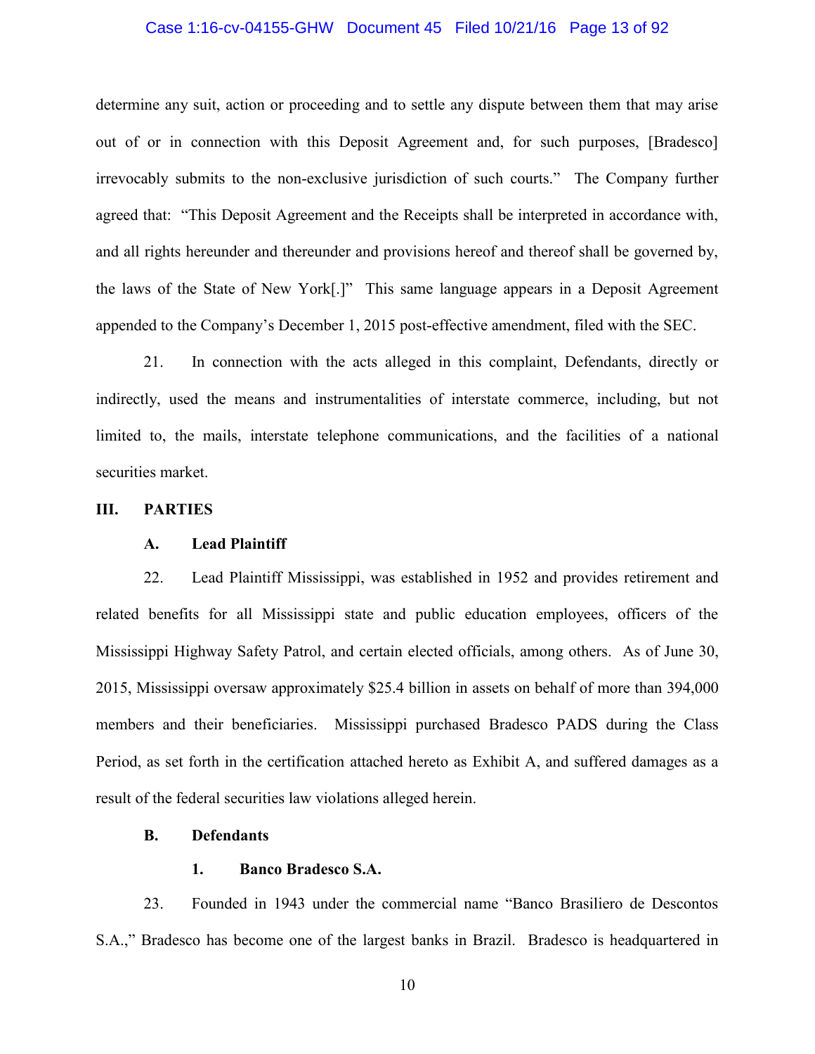determine any suit, action or proceeding and to settle any dispute between them that may arise out of or in connection with this Deposit Agreement and, for such purposes, [Bradesco] irrevocably submits to the non-exclusive jurisdiction of such courts." The Company further agreed that: "This Deposit Agreement and the Receipts shall be interpreted in accordance with, and all rights hereunder and thereunder and provisions hereof and thereof shall be governed by, the laws of the State of New York[.]" This same language appears in a Deposit Agreement appended to the Company's December 1, 2015 post-effective amendment, filed with the SEC.

21. In connection with the acts alleged in this complaint, Defendants, directly or indirectly, used the means and instrumentalities of interstate commerce, including, but not limited to, the mails, interstate telephone communications, and the facilities of a national securities market.

## III. PARTIES

### A. Lead Plaintiff

22. Lead Plaintiff Mississippi, was established in 1952 and provides retirement and related benefits for all Mississippi state and public education employees, officers of the Mississippi Highway Safety Patrol, and certain elected officials, among others. As of June 30, 2015, Mississippi oversaw approximately $25.4 billion in assets on behalf of more than 394,000 members and their beneficiaries. Mississippi purchased Bradesco PADS during the Class Period, as set forth in the certification attached hereto as Exhibit A, and suffered damages as a result of the federal securities law violations alleged herein.

### B. Defendants

#### 1. Banco Bradesco S.A.

23. Founded in 1943 under the commercial name "Banco Brasiliero de Descontos S.A.," Bradesco has become one of the largest banks in Brazil. Bradesco is headquartered in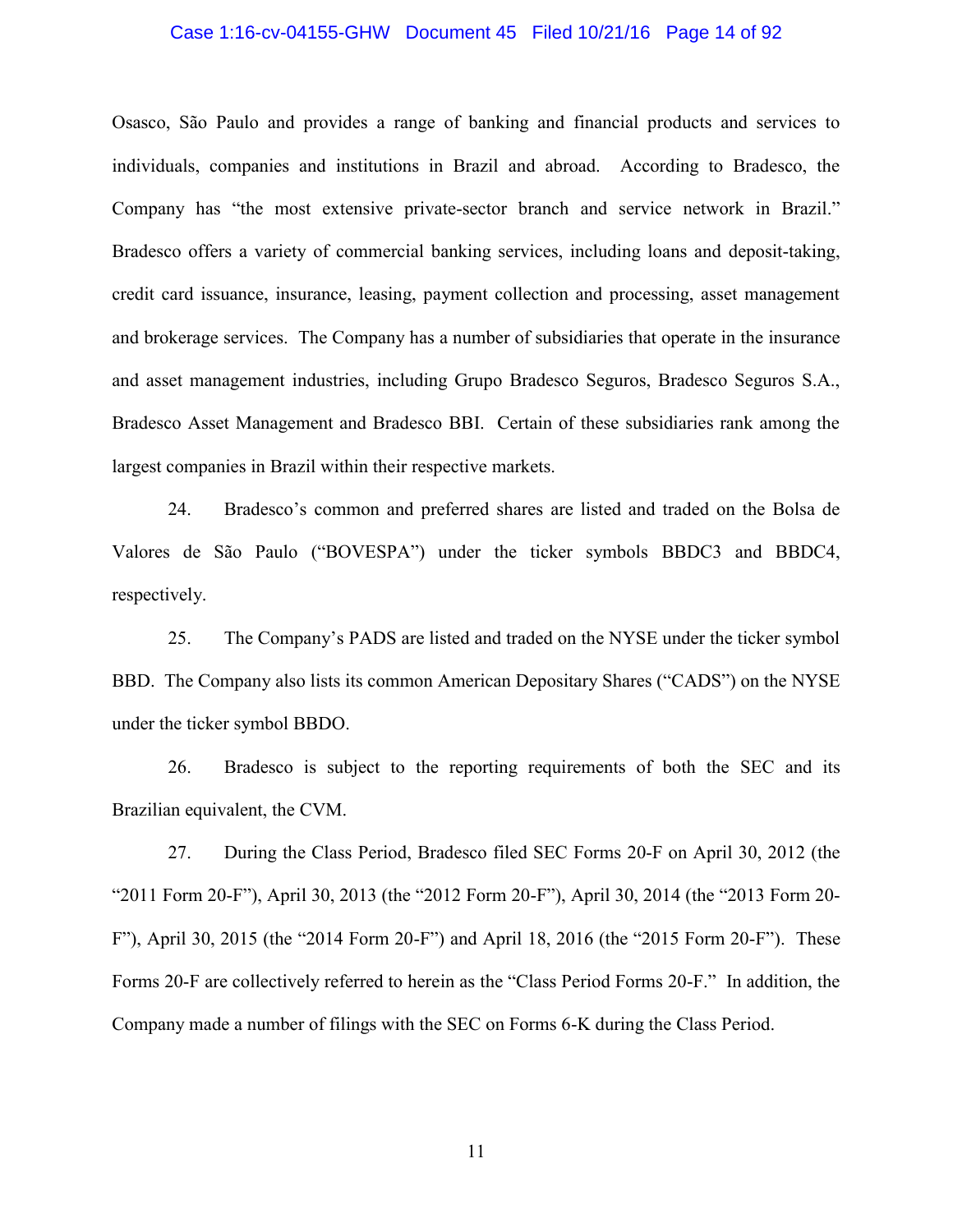Osasco, São Paulo and provides a range of banking and financial products and services to individuals, companies and institutions in Brazil and abroad. According to Bradesco, the Company has "the most extensive private-sector branch and service network in Brazil." Bradesco offers a variety of commercial banking services, including loans and deposit-taking, credit card issuance, insurance, leasing, payment collection and processing, asset management and brokerage services. The Company has a number of subsidiaries that operate in the insurance and asset management industries, including Grupo Bradesco Seguros, Bradesco Seguros S.A., Bradesco Asset Management and Bradesco BBI. Certain of these subsidiaries rank among the largest companies in Brazil within their respective markets.

24. Bradesco's common and preferred shares are listed and traded on the Bolsa de Valores de São Paulo ("BOVESPA") under the ticker symbols BBDC3 and BBDC4, respectively.

25. The Company's PADS are listed and traded on the NYSE under the ticker symbol BBD. The Company also lists its common American Depositary Shares ("CADS") on the NYSE under the ticker symbol BBDO.

26. Bradesco is subject to the reporting requirements of both the SEC and its Brazilian equivalent, the CVM.

27. During the Class Period, Bradesco filed SEC Forms 20-F on April 30, 2012 (the "2011 Form 20-F"), April 30, 2013 (the "2012 Form 20-F"), April 30, 2014 (the "2013 Form 20-F"), April 30, 2015 (the "2014 Form 20-F") and April 18, 2016 (the "2015 Form 20-F"). These Forms 20-F are collectively referred to herein as the "Class Period Forms 20-F." In addition, the Company made a number of filings with the SEC on Forms 6-K during the Class Period.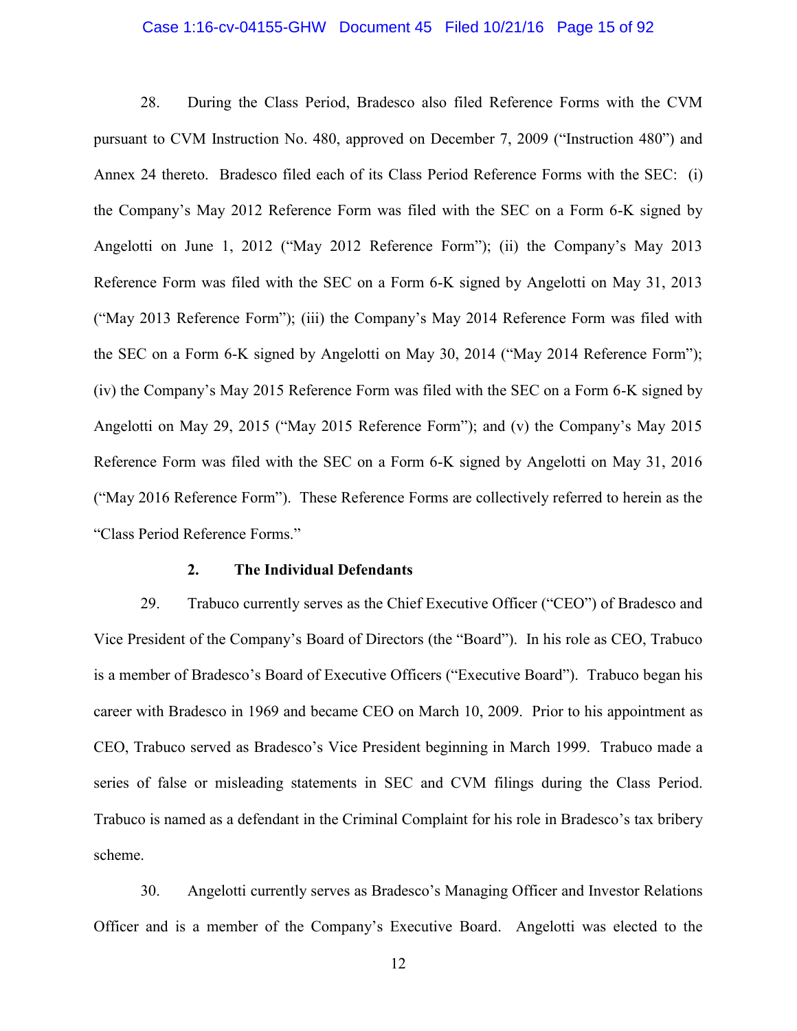28. During the Class Period, Bradesco also filed Reference Forms with the CVM pursuant to CVM Instruction No. 480, approved on December 7, 2009 ("Instruction 480") and Annex 24 thereto. Bradesco filed each of its Class Period Reference Forms with the SEC: (i) the Company's May 2012 Reference Form was filed with the SEC on a Form 6-K signed by Angelotti on June 1, 2012 ("May 2012 Reference Form"); (ii) the Company's May 2013 Reference Form was filed with the SEC on a Form 6-K signed by Angelotti on May 31, 2013 ("May 2013 Reference Form"); (iii) the Company's May 2014 Reference Form was filed with the SEC on a Form 6-K signed by Angelotti on May 30, 2014 ("May 2014 Reference Form"); (iv) the Company's May 2015 Reference Form was filed with the SEC on a Form 6-K signed by Angelotti on May 29, 2015 ("May 2015 Reference Form"); and (v) the Company's May 2015 Reference Form was filed with the SEC on a Form 6-K signed by Angelotti on May 31, 2016 ("May 2016 Reference Form"). These Reference Forms are collectively referred to herein as the "Class Period Reference Forms."

### 2. The Individual Defendants

29. Trabuco currently serves as the Chief Executive Officer ("CEO") of Bradesco and Vice President of the Company's Board of Directors (the "Board"). In his role as CEO, Trabuco is a member of Bradesco's Board of Executive Officers ("Executive Board"). Trabuco began his career with Bradesco in 1969 and became CEO on March 10, 2009. Prior to his appointment as CEO, Trabuco served as Bradesco's Vice President beginning in March 1999. Trabuco made a series of false or misleading statements in SEC and CVM filings during the Class Period. Trabuco is named as a defendant in the Criminal Complaint for his role in Bradesco's tax bribery scheme.

30. Angelotti currently serves as Bradesco's Managing Officer and Investor Relations Officer and is a member of the Company's Executive Board. Angelotti was elected to the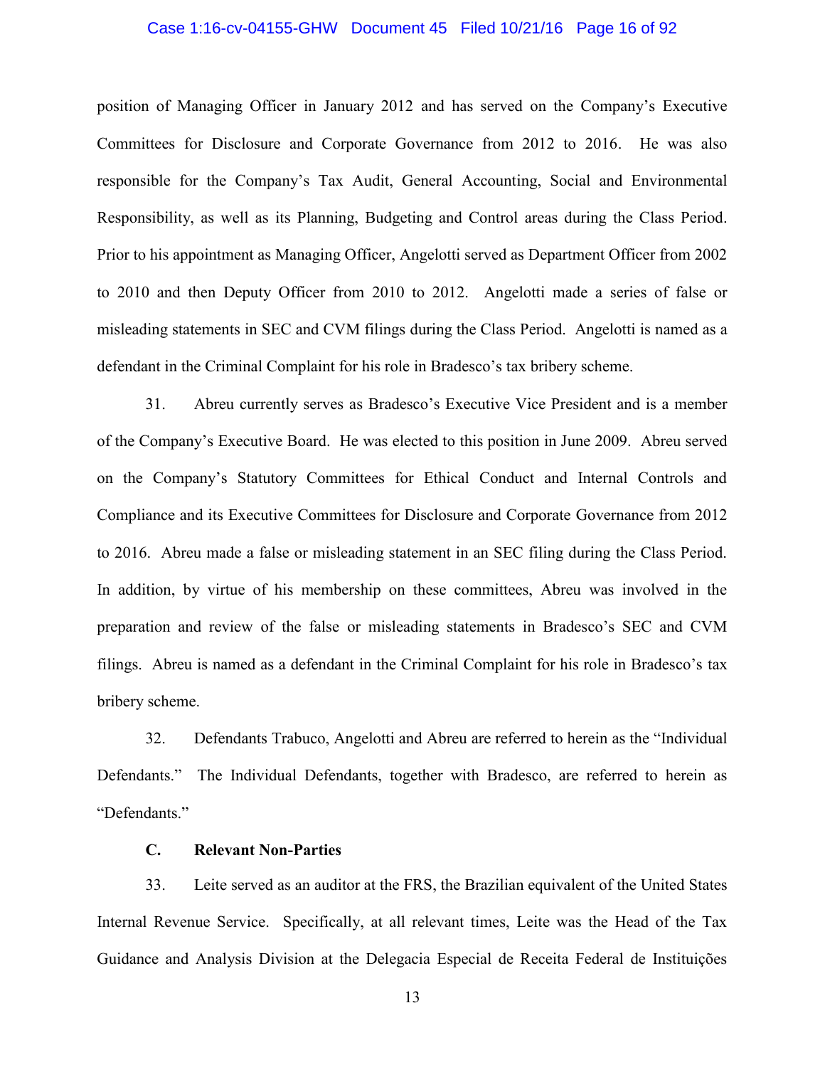position of Managing Officer in January 2012 and has served on the Company's Executive Committees for Disclosure and Corporate Governance from 2012 to 2016. He was also responsible for the Company's Tax Audit, General Accounting, Social and Environmental Responsibility, as well as its Planning, Budgeting and Control areas during the Class Period. Prior to his appointment as Managing Officer, Angelotti served as Department Officer from 2002 to 2010 and then Deputy Officer from 2010 to 2012. Angelotti made a series of false or misleading statements in SEC and CVM filings during the Class Period. Angelotti is named as a defendant in the Criminal Complaint for his role in Bradesco's tax bribery scheme.

31. Abreu currently serves as Bradesco's Executive Vice President and is a member of the Company's Executive Board. He was elected to this position in June 2009. Abreu served on the Company's Statutory Committees for Ethical Conduct and Internal Controls and Compliance and its Executive Committees for Disclosure and Corporate Governance from 2012 to 2016. Abreu made a false or misleading statement in an SEC filing during the Class Period. In addition, by virtue of his membership on these committees, Abreu was involved in the preparation and review of the false or misleading statements in Bradesco's SEC and CVM filings. Abreu is named as a defendant in the Criminal Complaint for his role in Bradesco's tax bribery scheme.

32. Defendants Trabuco, Angelotti and Abreu are referred to herein as the "Individual Defendants." The Individual Defendants, together with Bradesco, are referred to herein as "Defendants."

### C. Relevant Non-Parties

33. Leite served as an auditor at the FRS, the Brazilian equivalent of the United States Internal Revenue Service. Specifically, at all relevant times, Leite was the Head of the Tax Guidance and Analysis Division at the Delegacia Especial de Receita Federal de Instituições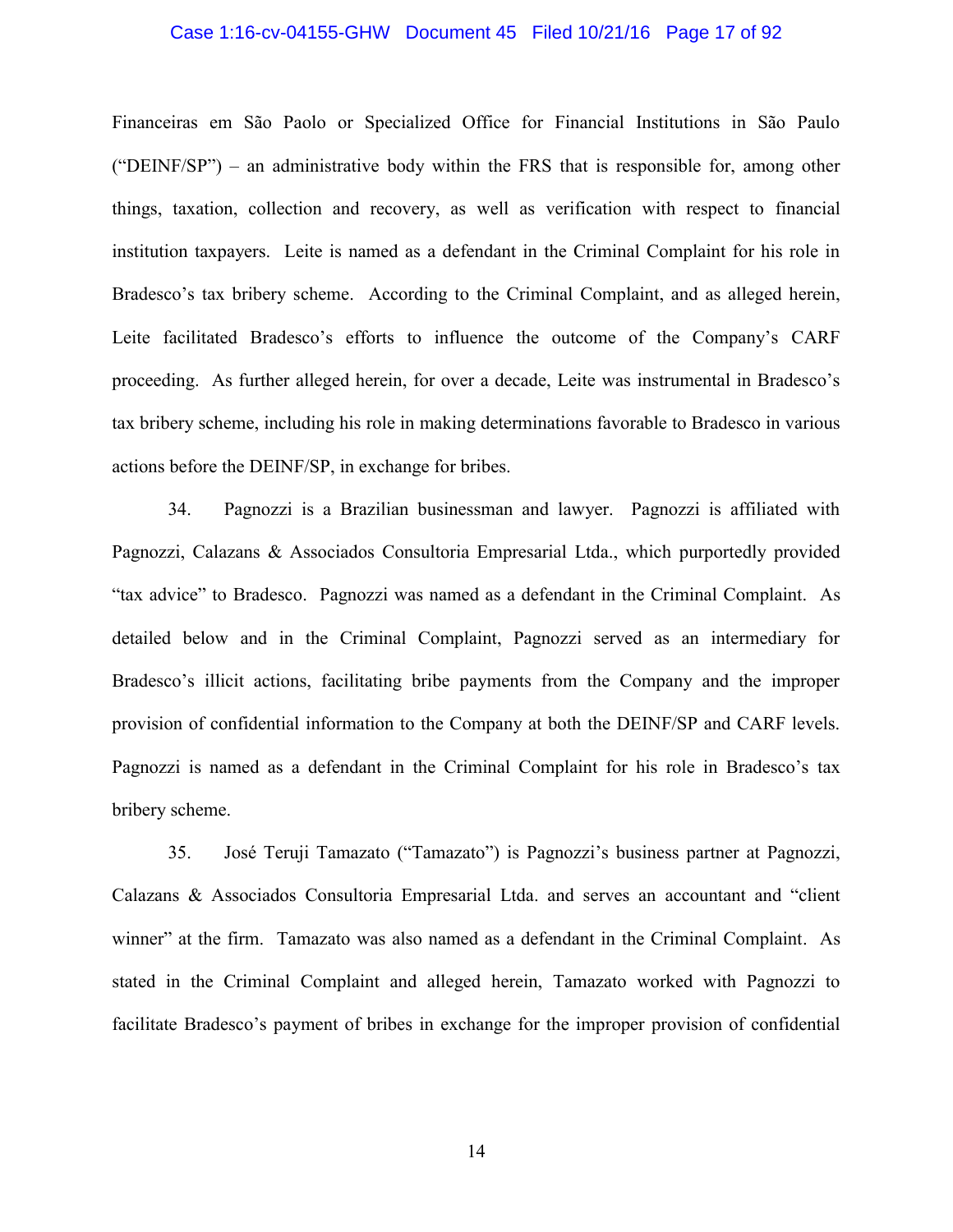Financeiras em São Paolo or Specialized Office for Financial Institutions in São Paulo ("DEINF/SP") – an administrative body within the FRS that is responsible for, among other things, taxation, collection and recovery, as well as verification with respect to financial institution taxpayers. Leite is named as a defendant in the Criminal Complaint for his role in Bradesco's tax bribery scheme. According to the Criminal Complaint, and as alleged herein, Leite facilitated Bradesco's efforts to influence the outcome of the Company's CARF proceeding. As further alleged herein, for over a decade, Leite was instrumental in Bradesco's tax bribery scheme, including his role in making determinations favorable to Bradesco in various actions before the DEINF/SP, in exchange for bribes.

34. Pagnozzi is a Brazilian businessman and lawyer. Pagnozzi is affiliated with Pagnozzi, Calazans & Associados Consultoria Empresarial Ltda., which purportedly provided "tax advice" to Bradesco. Pagnozzi was named as a defendant in the Criminal Complaint. As detailed below and in the Criminal Complaint, Pagnozzi served as an intermediary for Bradesco's illicit actions, facilitating bribe payments from the Company and the improper provision of confidential information to the Company at both the DEINF/SP and CARF levels. Pagnozzi is named as a defendant in the Criminal Complaint for his role in Bradesco's tax bribery scheme.

35. José Teruji Tamazato ("Tamazato") is Pagnozzi's business partner at Pagnozzi, Calazans & Associados Consultoria Empresarial Ltda. and serves an accountant and "client winner" at the firm. Tamazato was also named as a defendant in the Criminal Complaint. As stated in the Criminal Complaint and alleged herein, Tamazato worked with Pagnozzi to facilitate Bradesco's payment of bribes in exchange for the improper provision of confidential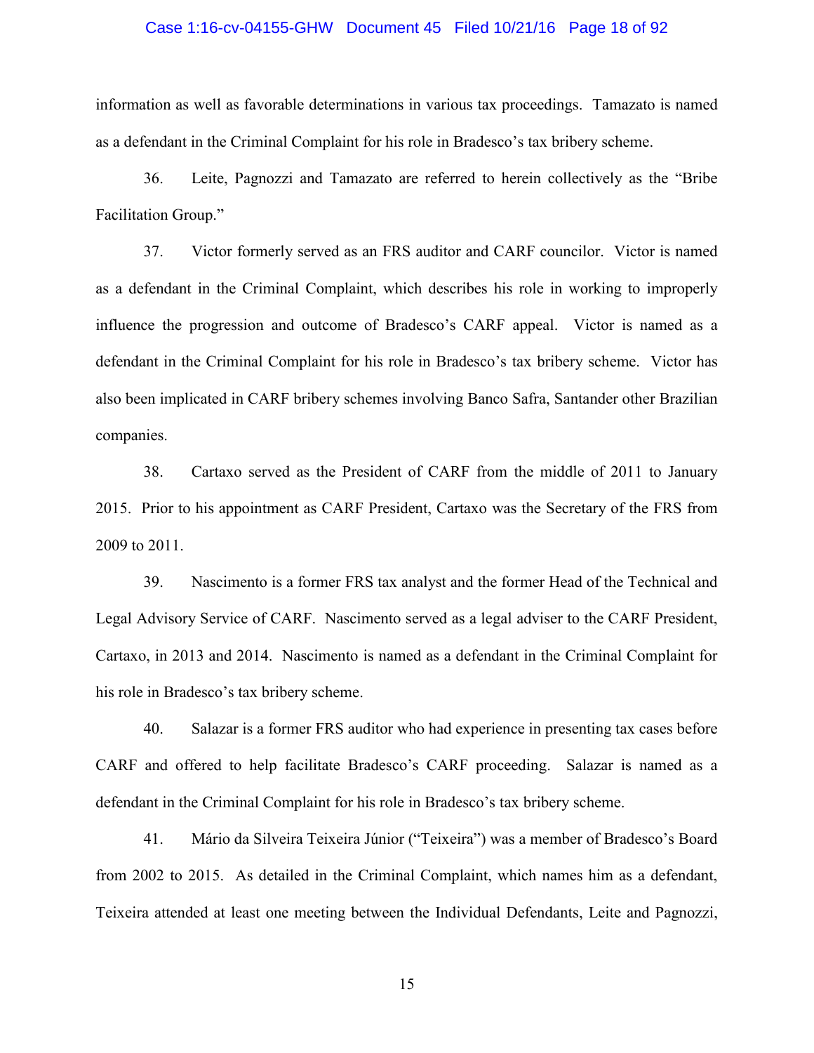information as well as favorable determinations in various tax proceedings. Tamazato is named as a defendant in the Criminal Complaint for his role in Bradesco's tax bribery scheme.

36. Leite, Pagnozzi and Tamazato are referred to herein collectively as the "Bribe Facilitation Group."

37. Victor formerly served as an FRS auditor and CARF councilor. Victor is named as a defendant in the Criminal Complaint, which describes his role in working to improperly influence the progression and outcome of Bradesco's CARF appeal. Victor is named as a defendant in the Criminal Complaint for his role in Bradesco's tax bribery scheme. Victor has also been implicated in CARF bribery schemes involving Banco Safra, Santander other Brazilian companies.

38. Cartaxo served as the President of CARF from the middle of 2011 to January 2015. Prior to his appointment as CARF President, Cartaxo was the Secretary of the FRS from 2009 to 2011.

39. Nascimento is a former FRS tax analyst and the former Head of the Technical and Legal Advisory Service of CARF. Nascimento served as a legal adviser to the CARF President, Cartaxo, in 2013 and 2014. Nascimento is named as a defendant in the Criminal Complaint for his role in Bradesco's tax bribery scheme.

40. Salazar is a former FRS auditor who had experience in presenting tax cases before CARF and offered to help facilitate Bradesco's CARF proceeding. Salazar is named as a defendant in the Criminal Complaint for his role in Bradesco's tax bribery scheme.

41. Mário da Silveira Teixeira Júnior ("Teixeira") was a member of Bradesco's Board from 2002 to 2015. As detailed in the Criminal Complaint, which names him as a defendant, Teixeira attended at least one meeting between the Individual Defendants, Leite and Pagnozzi,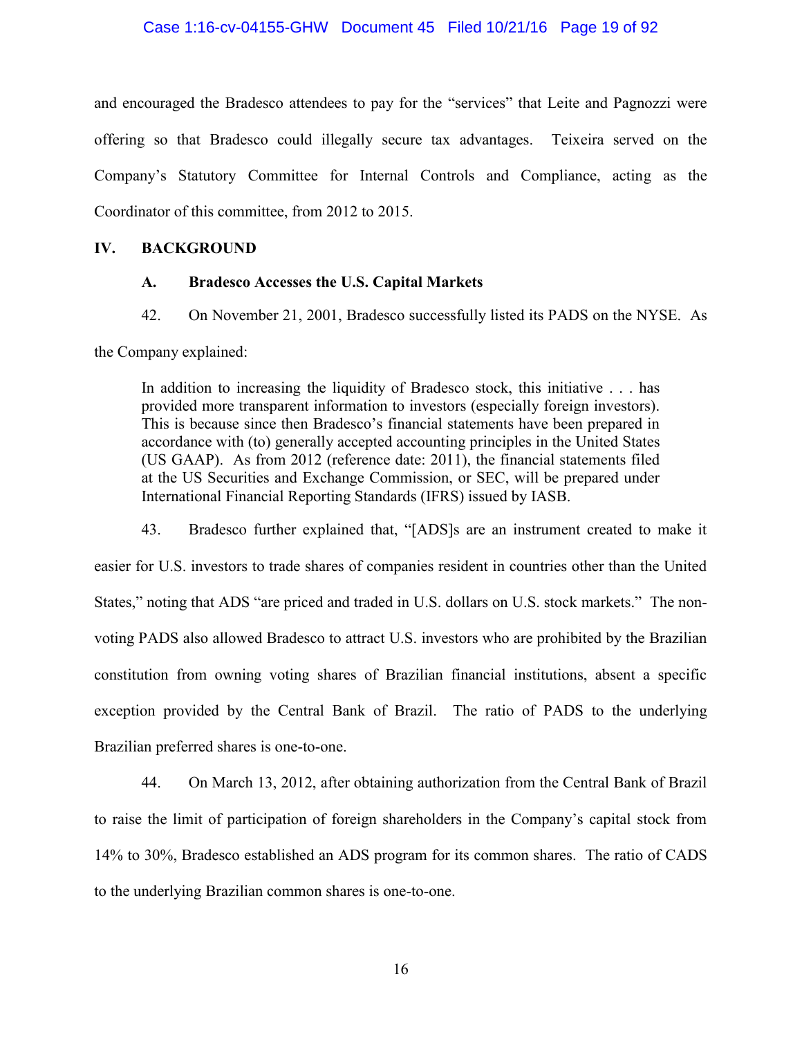and encouraged the Bradesco attendees to pay for the "services" that Leite and Pagnozzi were offering so that Bradesco could illegally secure tax advantages. Teixeira served on the Company's Statutory Committee for Internal Controls and Compliance, acting as the Coordinator of this committee, from 2012 to 2015.

## IV. BACKGROUND

### A. Bradesco Accesses the U.S. Capital Markets

42. On November 21, 2001, Bradesco successfully listed its PADS on the NYSE. As the Company explained:

> In addition to increasing the liquidity of Bradesco stock, this initiative . . . has provided more transparent information to investors (especially foreign investors). This is because since then Bradesco's financial statements have been prepared in accordance with (to) generally accepted accounting principles in the United States (US GAAP). As from 2012 (reference date: 2011), the financial statements filed at the US Securities and Exchange Commission, or SEC, will be prepared under International Financial Reporting Standards (IFRS) issued by IASB.

43. Bradesco further explained that, "[ADS]s are an instrument created to make it easier for U.S. investors to trade shares of companies resident in countries other than the United States," noting that ADS "are priced and traded in U.S. dollars on U.S. stock markets." The non-voting PADS also allowed Bradesco to attract U.S. investors who are prohibited by the Brazilian constitution from owning voting shares of Brazilian financial institutions, absent a specific exception provided by the Central Bank of Brazil. The ratio of PADS to the underlying Brazilian preferred shares is one-to-one.

44. On March 13, 2012, after obtaining authorization from the Central Bank of Brazil to raise the limit of participation of foreign shareholders in the Company's capital stock from 14% to 30%, Bradesco established an ADS program for its common shares. The ratio of CADS to the underlying Brazilian common shares is one-to-one.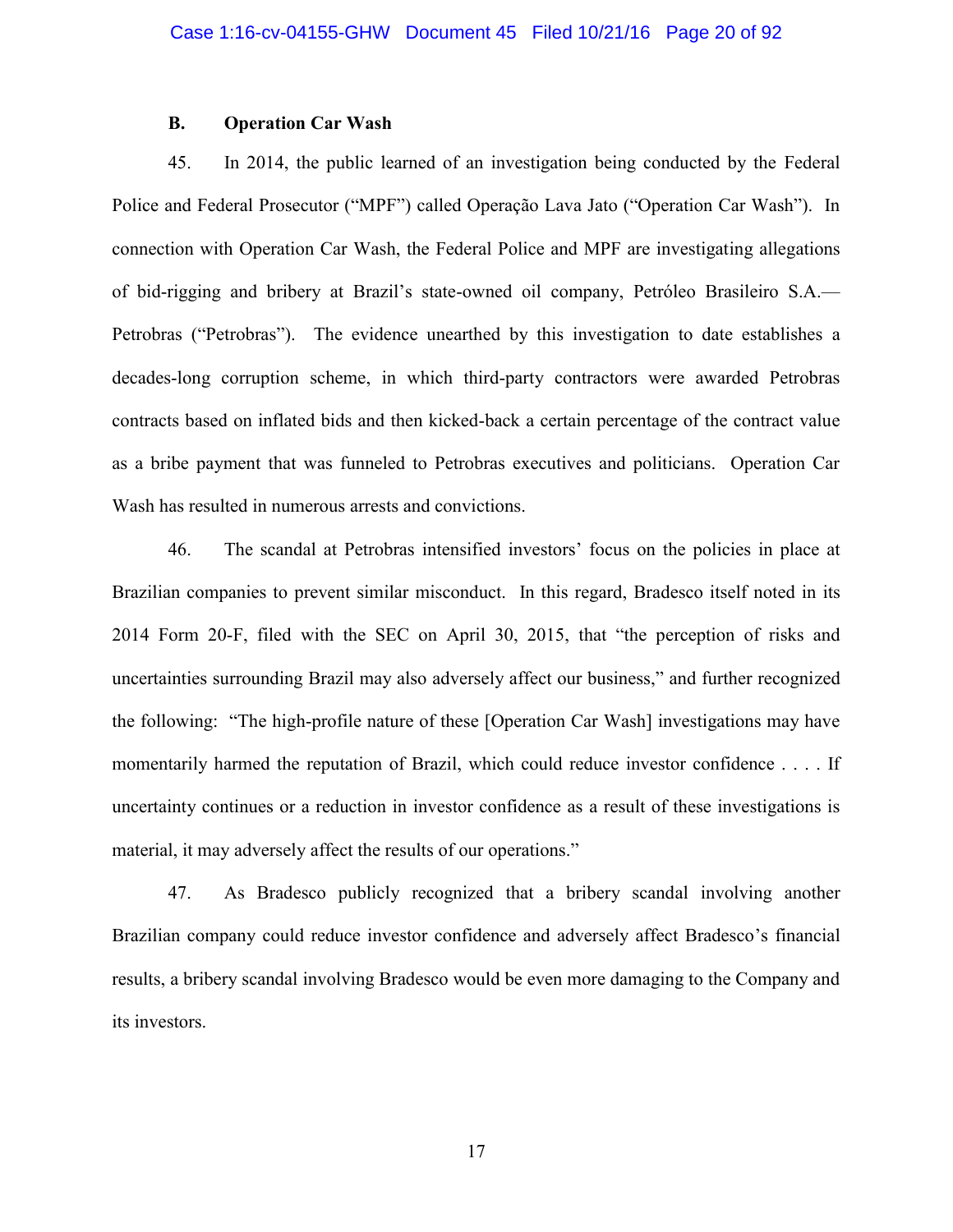### B. Operation Car Wash

45. In 2014, the public learned of an investigation being conducted by the Federal Police and Federal Prosecutor ("MPF") called Operação Lava Jato ("Operation Car Wash"). In connection with Operation Car Wash, the Federal Police and MPF are investigating allegations of bid-rigging and bribery at Brazil's state-owned oil company, Petróleo Brasileiro S.A.—Petrobras ("Petrobras"). The evidence unearthed by this investigation to date establishes a decades-long corruption scheme, in which third-party contractors were awarded Petrobras contracts based on inflated bids and then kicked-back a certain percentage of the contract value as a bribe payment that was funneled to Petrobras executives and politicians. Operation Car Wash has resulted in numerous arrests and convictions.

46. The scandal at Petrobras intensified investors' focus on the policies in place at Brazilian companies to prevent similar misconduct. In this regard, Bradesco itself noted in its 2014 Form 20-F, filed with the SEC on April 30, 2015, that "the perception of risks and uncertainties surrounding Brazil may also adversely affect our business," and further recognized the following: "The high-profile nature of these [Operation Car Wash] investigations may have momentarily harmed the reputation of Brazil, which could reduce investor confidence . . . . If uncertainty continues or a reduction in investor confidence as a result of these investigations is material, it may adversely affect the results of our operations."

47. As Bradesco publicly recognized that a bribery scandal involving another Brazilian company could reduce investor confidence and adversely affect Bradesco's financial results, a bribery scandal involving Bradesco would be even more damaging to the Company and its investors.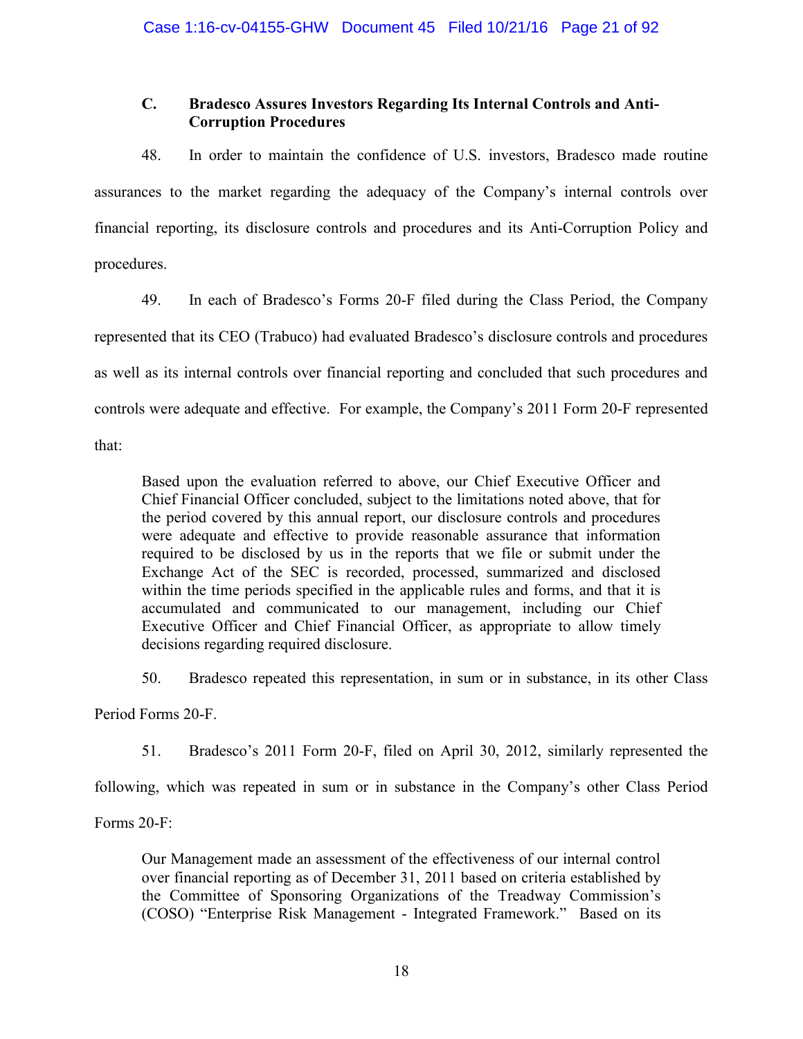### C. Bradesco Assures Investors Regarding Its Internal Controls and Anti-Corruption Procedures

48. In order to maintain the confidence of U.S. investors, Bradesco made routine assurances to the market regarding the adequacy of the Company's internal controls over financial reporting, its disclosure controls and procedures and its Anti-Corruption Policy and procedures.

49. In each of Bradesco's Forms 20-F filed during the Class Period, the Company represented that its CEO (Trabuco) had evaluated Bradesco's disclosure controls and procedures as well as its internal controls over financial reporting and concluded that such procedures and controls were adequate and effective. For example, the Company's 2011 Form 20-F represented that:

> Based upon the evaluation referred to above, our Chief Executive Officer and Chief Financial Officer concluded, subject to the limitations noted above, that for the period covered by this annual report, our disclosure controls and procedures were adequate and effective to provide reasonable assurance that information required to be disclosed by us in the reports that we file or submit under the Exchange Act of the SEC is recorded, processed, summarized and disclosed within the time periods specified in the applicable rules and forms, and that it is accumulated and communicated to our management, including our Chief Executive Officer and Chief Financial Officer, as appropriate to allow timely decisions regarding required disclosure.

50. Bradesco repeated this representation, in sum or in substance, in its other Class Period Forms 20-F.

51. Bradesco's 2011 Form 20-F, filed on April 30, 2012, similarly represented the following, which was repeated in sum or in substance in the Company's other Class Period Forms 20-F:

> Our Management made an assessment of the effectiveness of our internal control over financial reporting as of December 31, 2011 based on criteria established by the Committee of Sponsoring Organizations of the Treadway Commission's (COSO) "Enterprise Risk Management - Integrated Framework." Based on its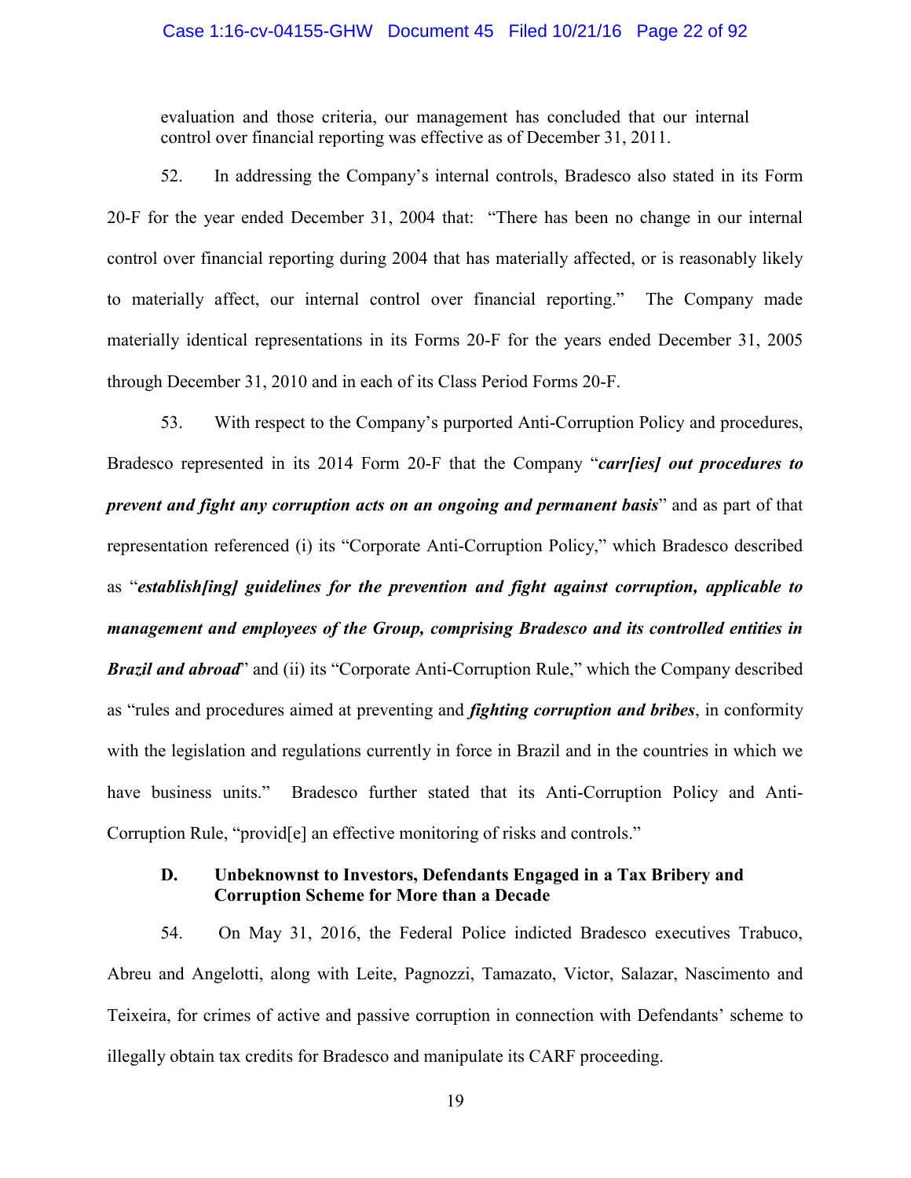evaluation and those criteria, our management has concluded that our internal control over financial reporting was effective as of December 31, 2011.

52. In addressing the Company's internal controls, Bradesco also stated in its Form 20-F for the year ended December 31, 2004 that: "There has been no change in our internal control over financial reporting during 2004 that has materially affected, or is reasonably likely to materially affect, our internal control over financial reporting." The Company made materially identical representations in its Forms 20-F for the years ended December 31, 2005 through December 31, 2010 and in each of its Class Period Forms 20-F.

53. With respect to the Company's purported Anti-Corruption Policy and procedures, Bradesco represented in its 2014 Form 20-F that the Company "***carr[ies] out procedures to prevent and fight any corruption acts on an ongoing and permanent basis***" and as part of that representation referenced (i) its "Corporate Anti-Corruption Policy," which Bradesco described as "***establish[ing] guidelines for the prevention and fight against corruption, applicable to management and employees of the Group, comprising Bradesco and its controlled entities in Brazil and abroad***" and (ii) its "Corporate Anti-Corruption Rule," which the Company described as "rules and procedures aimed at preventing and ***fighting corruption and bribes***, in conformity with the legislation and regulations currently in force in Brazil and in the countries in which we have business units." Bradesco further stated that its Anti-Corruption Policy and Anti-Corruption Rule, "provid[e] an effective monitoring of risks and controls."

### D. Unbeknownst to Investors, Defendants Engaged in a Tax Bribery and Corruption Scheme for More than a Decade

54. On May 31, 2016, the Federal Police indicted Bradesco executives Trabuco, Abreu and Angelotti, along with Leite, Pagnozzi, Tamazato, Victor, Salazar, Nascimento and Teixeira, for crimes of active and passive corruption in connection with Defendants' scheme to illegally obtain tax credits for Bradesco and manipulate its CARF proceeding.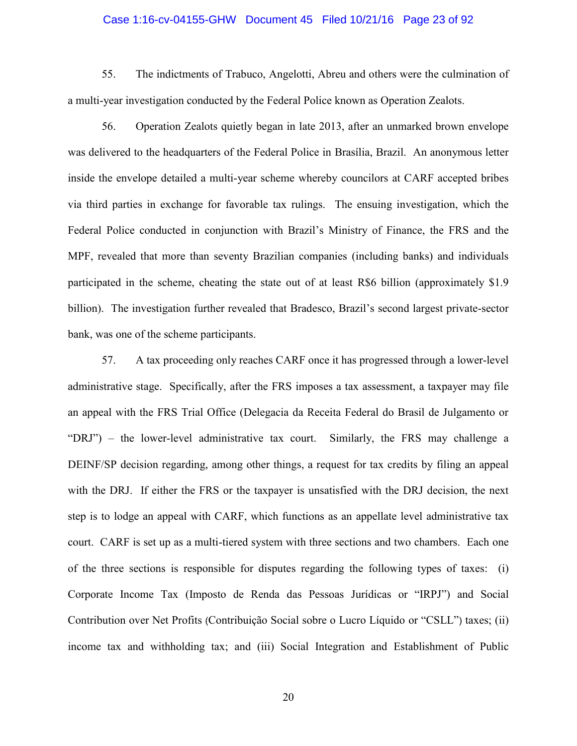55. The indictments of Trabuco, Angelotti, Abreu and others were the culmination of a multi-year investigation conducted by the Federal Police known as Operation Zealots.

56. Operation Zealots quietly began in late 2013, after an unmarked brown envelope was delivered to the headquarters of the Federal Police in Brasília, Brazil. An anonymous letter inside the envelope detailed a multi-year scheme whereby councilors at CARF accepted bribes via third parties in exchange for favorable tax rulings. The ensuing investigation, which the Federal Police conducted in conjunction with Brazil's Ministry of Finance, the FRS and the MPF, revealed that more than seventy Brazilian companies (including banks) and individuals participated in the scheme, cheating the state out of at least R$6 billion (approximately $1.9 billion). The investigation further revealed that Bradesco, Brazil's second largest private-sector bank, was one of the scheme participants.

57. A tax proceeding only reaches CARF once it has progressed through a lower-level administrative stage. Specifically, after the FRS imposes a tax assessment, a taxpayer may file an appeal with the FRS Trial Office (Delegacia da Receita Federal do Brasil de Julgamento or "DRJ") – the lower-level administrative tax court. Similarly, the FRS may challenge a DEINF/SP decision regarding, among other things, a request for tax credits by filing an appeal with the DRJ. If either the FRS or the taxpayer is unsatisfied with the DRJ decision, the next step is to lodge an appeal with CARF, which functions as an appellate level administrative tax court. CARF is set up as a multi-tiered system with three sections and two chambers. Each one of the three sections is responsible for disputes regarding the following types of taxes: (i) Corporate Income Tax (Imposto de Renda das Pessoas Jurídicas or "IRPJ") and Social Contribution over Net Profits (Contribuição Social sobre o Lucro Líquido or "CSLL") taxes; (ii) income tax and withholding tax; and (iii) Social Integration and Establishment of Public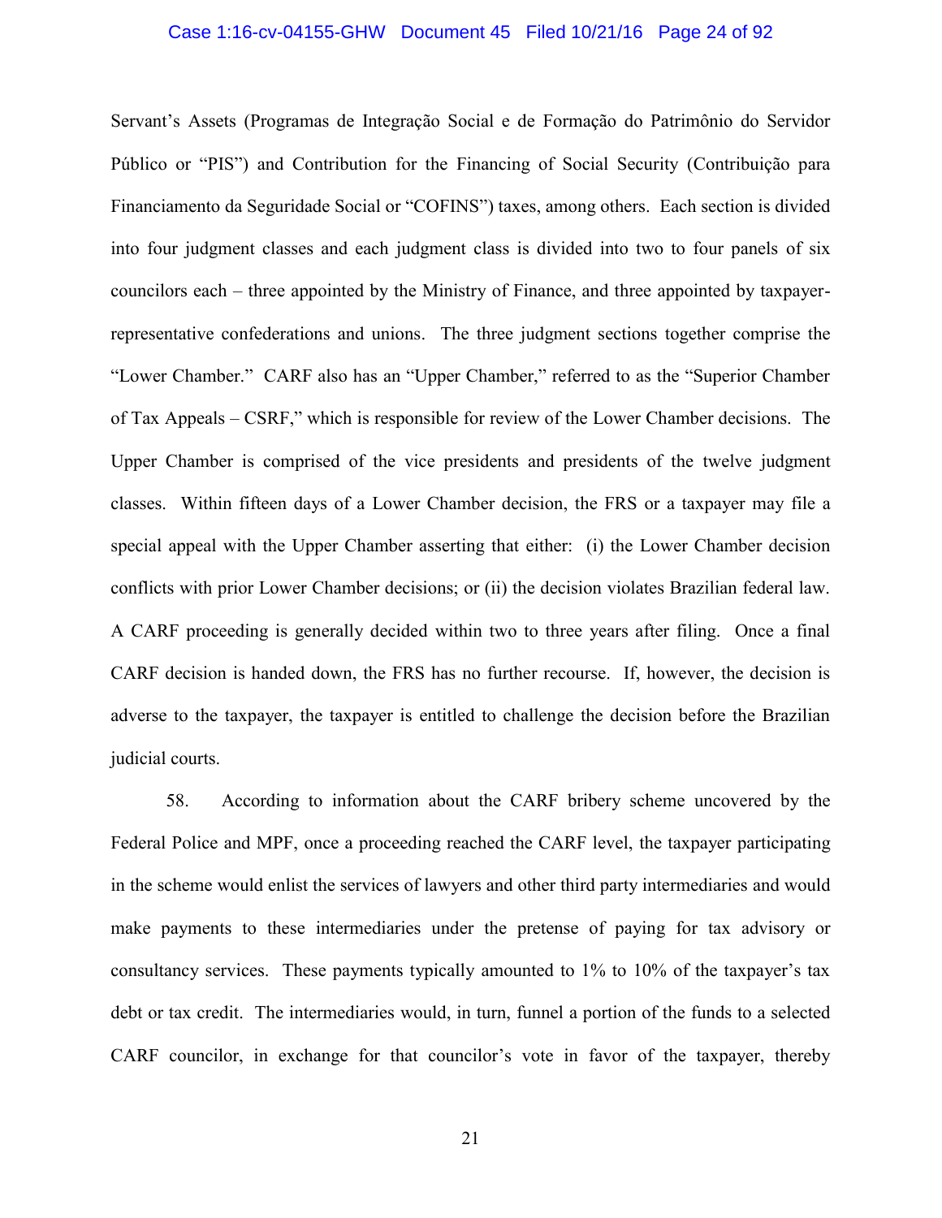Servant's Assets (Programas de Integração Social e de Formação do Patrimônio do Servidor Público or "PIS") and Contribution for the Financing of Social Security (Contribuição para Financiamento da Seguridade Social or "COFINS") taxes, among others. Each section is divided into four judgment classes and each judgment class is divided into two to four panels of six councilors each – three appointed by the Ministry of Finance, and three appointed by taxpayer-representative confederations and unions. The three judgment sections together comprise the "Lower Chamber." CARF also has an "Upper Chamber," referred to as the "Superior Chamber of Tax Appeals – CSRF," which is responsible for review of the Lower Chamber decisions. The Upper Chamber is comprised of the vice presidents and presidents of the twelve judgment classes. Within fifteen days of a Lower Chamber decision, the FRS or a taxpayer may file a special appeal with the Upper Chamber asserting that either: (i) the Lower Chamber decision conflicts with prior Lower Chamber decisions; or (ii) the decision violates Brazilian federal law. A CARF proceeding is generally decided within two to three years after filing. Once a final CARF decision is handed down, the FRS has no further recourse. If, however, the decision is adverse to the taxpayer, the taxpayer is entitled to challenge the decision before the Brazilian judicial courts.

58. According to information about the CARF bribery scheme uncovered by the Federal Police and MPF, once a proceeding reached the CARF level, the taxpayer participating in the scheme would enlist the services of lawyers and other third party intermediaries and would make payments to these intermediaries under the pretense of paying for tax advisory or consultancy services. These payments typically amounted to 1% to 10% of the taxpayer's tax debt or tax credit. The intermediaries would, in turn, funnel a portion of the funds to a selected CARF councilor, in exchange for that councilor's vote in favor of the taxpayer, thereby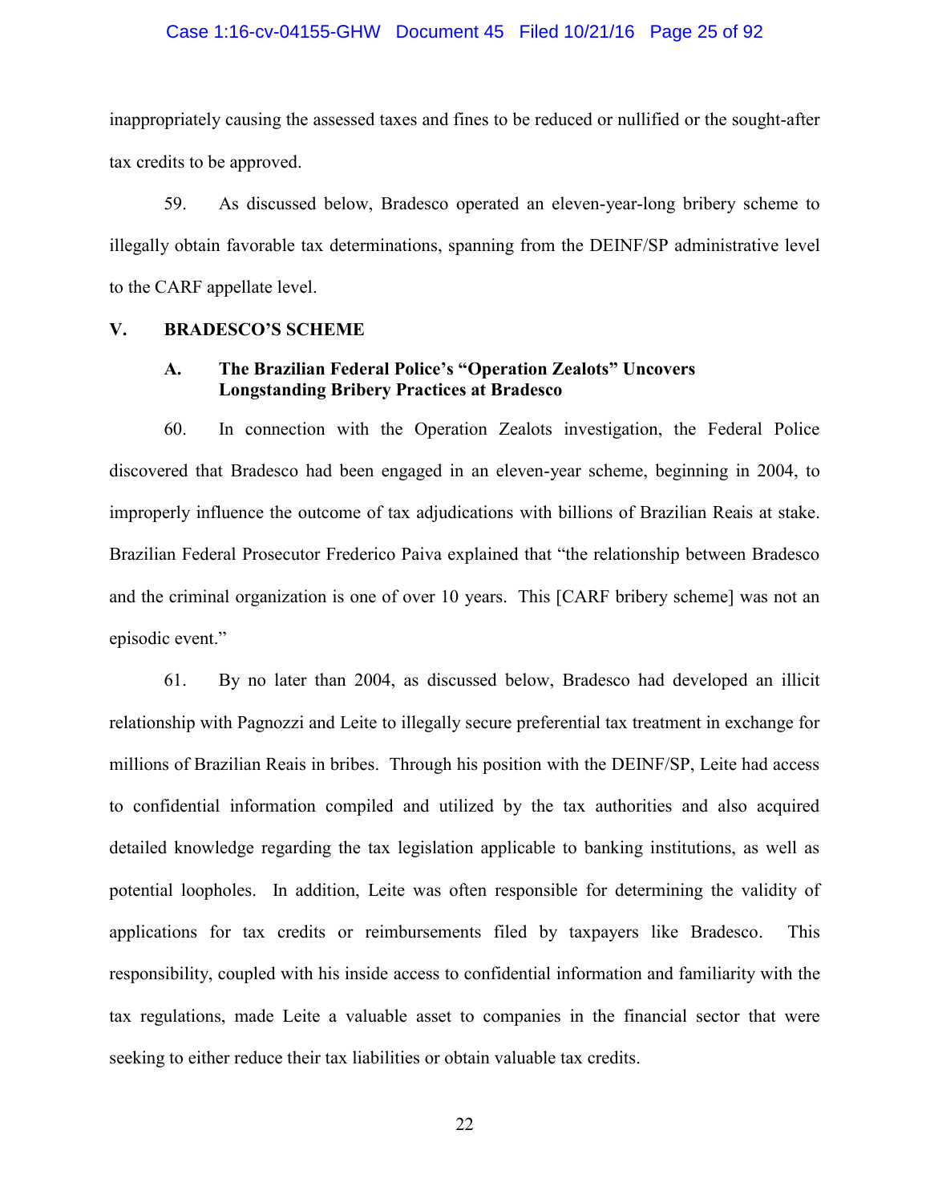inappropriately causing the assessed taxes and fines to be reduced or nullified or the sought-after tax credits to be approved.

59. As discussed below, Bradesco operated an eleven-year-long bribery scheme to illegally obtain favorable tax determinations, spanning from the DEINF/SP administrative level to the CARF appellate level.

## V. BRADESCO'S SCHEME

### A. The Brazilian Federal Police's "Operation Zealots" Uncovers Longstanding Bribery Practices at Bradesco

60. In connection with the Operation Zealots investigation, the Federal Police discovered that Bradesco had been engaged in an eleven-year scheme, beginning in 2004, to improperly influence the outcome of tax adjudications with billions of Brazilian Reais at stake. Brazilian Federal Prosecutor Frederico Paiva explained that "the relationship between Bradesco and the criminal organization is one of over 10 years. This [CARF bribery scheme] was not an episodic event."

61. By no later than 2004, as discussed below, Bradesco had developed an illicit relationship with Pagnozzi and Leite to illegally secure preferential tax treatment in exchange for millions of Brazilian Reais in bribes. Through his position with the DEINF/SP, Leite had access to confidential information compiled and utilized by the tax authorities and also acquired detailed knowledge regarding the tax legislation applicable to banking institutions, as well as potential loopholes. In addition, Leite was often responsible for determining the validity of applications for tax credits or reimbursements filed by taxpayers like Bradesco. This responsibility, coupled with his inside access to confidential information and familiarity with the tax regulations, made Leite a valuable asset to companies in the financial sector that were seeking to either reduce their tax liabilities or obtain valuable tax credits.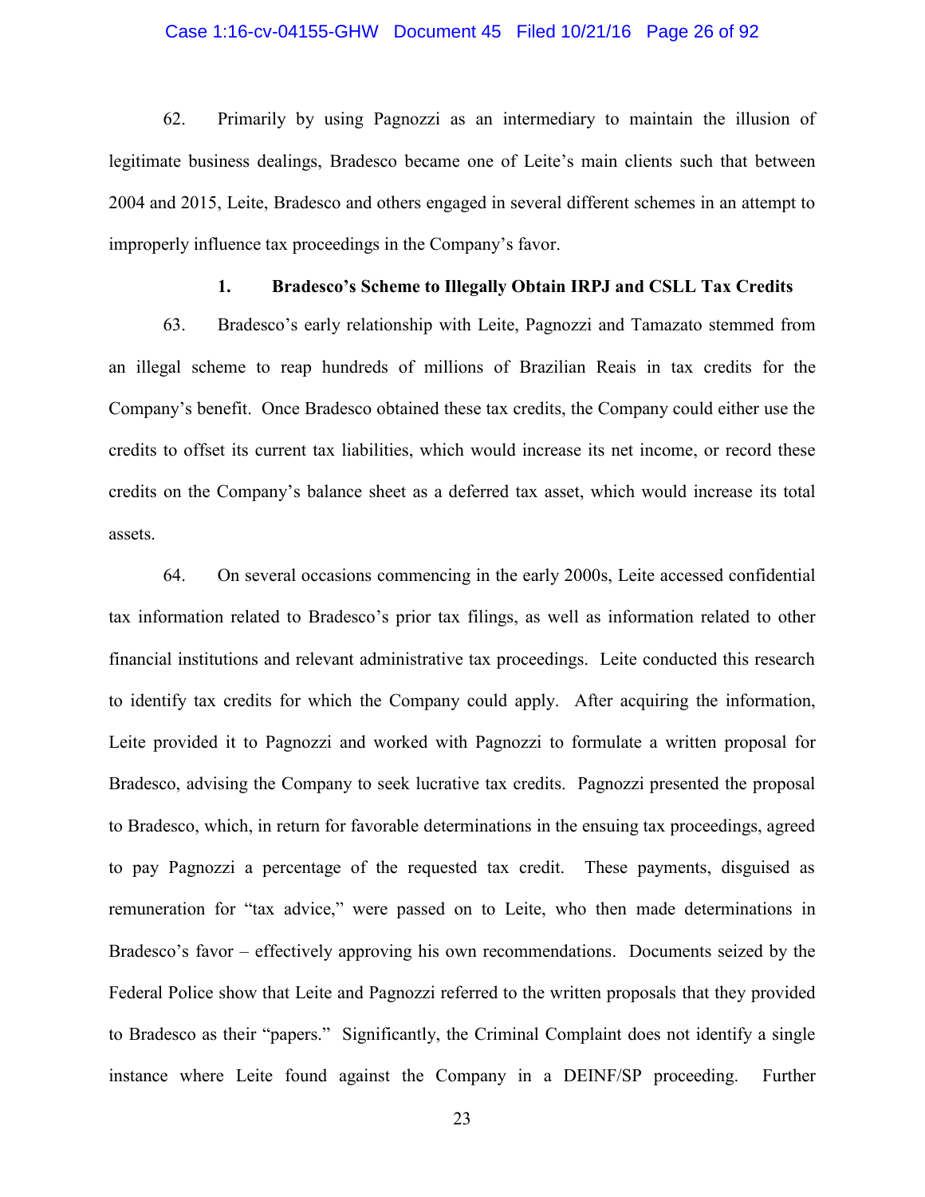62. Primarily by using Pagnozzi as an intermediary to maintain the illusion of legitimate business dealings, Bradesco became one of Leite's main clients such that between 2004 and 2015, Leite, Bradesco and others engaged in several different schemes in an attempt to improperly influence tax proceedings in the Company's favor.

### 1. Bradesco's Scheme to Illegally Obtain IRPJ and CSLL Tax Credits

63. Bradesco's early relationship with Leite, Pagnozzi and Tamazato stemmed from an illegal scheme to reap hundreds of millions of Brazilian Reais in tax credits for the Company's benefit. Once Bradesco obtained these tax credits, the Company could either use the credits to offset its current tax liabilities, which would increase its net income, or record these credits on the Company's balance sheet as a deferred tax asset, which would increase its total assets.

64. On several occasions commencing in the early 2000s, Leite accessed confidential tax information related to Bradesco's prior tax filings, as well as information related to other financial institutions and relevant administrative tax proceedings. Leite conducted this research to identify tax credits for which the Company could apply. After acquiring the information, Leite provided it to Pagnozzi and worked with Pagnozzi to formulate a written proposal for Bradesco, advising the Company to seek lucrative tax credits. Pagnozzi presented the proposal to Bradesco, which, in return for favorable determinations in the ensuing tax proceedings, agreed to pay Pagnozzi a percentage of the requested tax credit. These payments, disguised as remuneration for "tax advice," were passed on to Leite, who then made determinations in Bradesco's favor – effectively approving his own recommendations. Documents seized by the Federal Police show that Leite and Pagnozzi referred to the written proposals that they provided to Bradesco as their "papers." Significantly, the Criminal Complaint does not identify a single instance where Leite found against the Company in a DEINF/SP proceeding. Further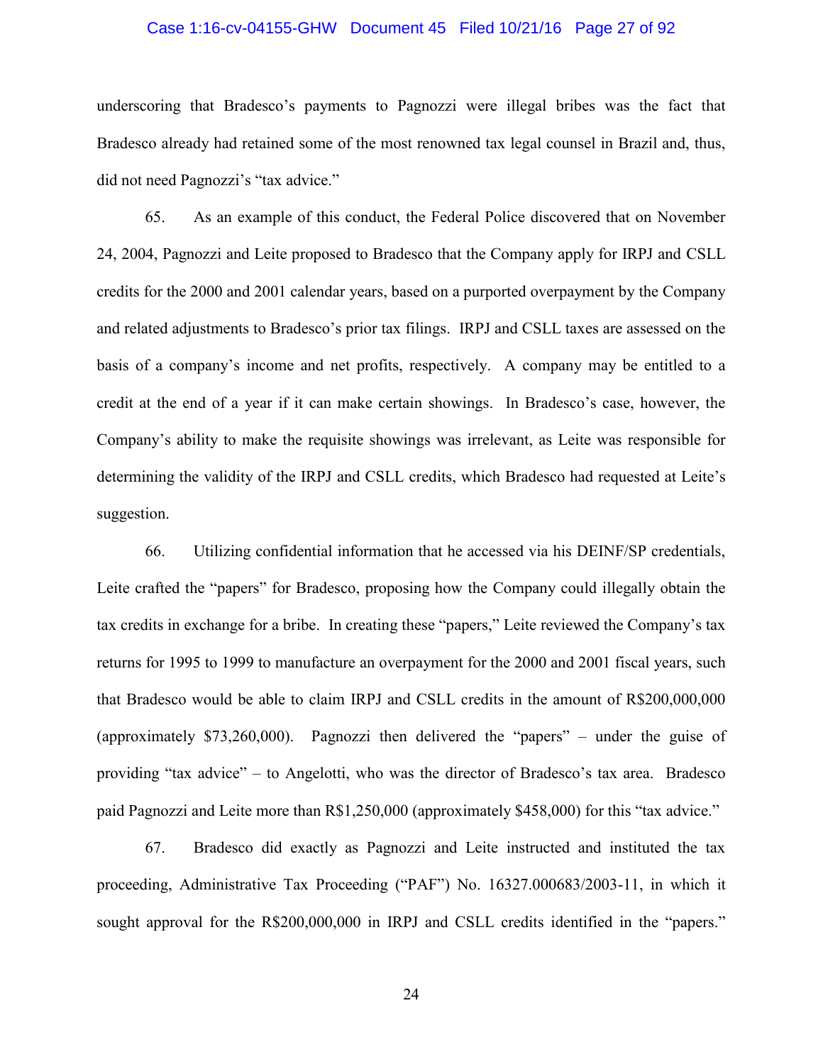underscoring that Bradesco's payments to Pagnozzi were illegal bribes was the fact that Bradesco already had retained some of the most renowned tax legal counsel in Brazil and, thus, did not need Pagnozzi's "tax advice."

65. As an example of this conduct, the Federal Police discovered that on November 24, 2004, Pagnozzi and Leite proposed to Bradesco that the Company apply for IRPJ and CSLL credits for the 2000 and 2001 calendar years, based on a purported overpayment by the Company and related adjustments to Bradesco's prior tax filings. IRPJ and CSLL taxes are assessed on the basis of a company's income and net profits, respectively. A company may be entitled to a credit at the end of a year if it can make certain showings. In Bradesco's case, however, the Company's ability to make the requisite showings was irrelevant, as Leite was responsible for determining the validity of the IRPJ and CSLL credits, which Bradesco had requested at Leite's suggestion.

66. Utilizing confidential information that he accessed via his DEINF/SP credentials, Leite crafted the "papers" for Bradesco, proposing how the Company could illegally obtain the tax credits in exchange for a bribe. In creating these "papers," Leite reviewed the Company's tax returns for 1995 to 1999 to manufacture an overpayment for the 2000 and 2001 fiscal years, such that Bradesco would be able to claim IRPJ and CSLL credits in the amount of R$200,000,000 (approximately $73,260,000). Pagnozzi then delivered the "papers" – under the guise of providing "tax advice" – to Angelotti, who was the director of Bradesco's tax area. Bradesco paid Pagnozzi and Leite more than R$1,250,000 (approximately $458,000) for this "tax advice."

67. Bradesco did exactly as Pagnozzi and Leite instructed and instituted the tax proceeding, Administrative Tax Proceeding ("PAF") No. 16327.000683/2003-11, in which it sought approval for the R$200,000,000 in IRPJ and CSLL credits identified in the "papers."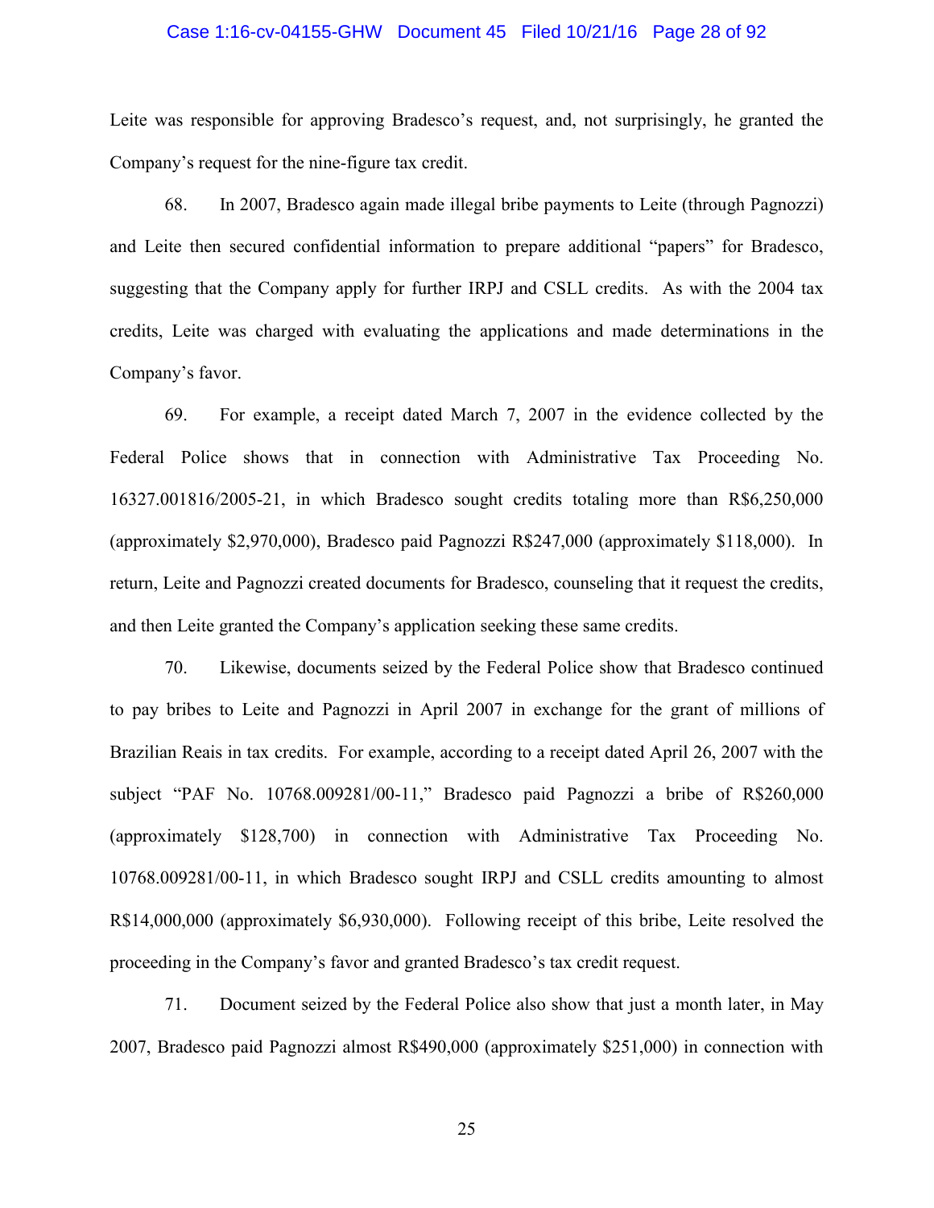Leite was responsible for approving Bradesco's request, and, not surprisingly, he granted the Company's request for the nine-figure tax credit.

68. In 2007, Bradesco again made illegal bribe payments to Leite (through Pagnozzi) and Leite then secured confidential information to prepare additional "papers" for Bradesco, suggesting that the Company apply for further IRPJ and CSLL credits. As with the 2004 tax credits, Leite was charged with evaluating the applications and made determinations in the Company's favor.

69. For example, a receipt dated March 7, 2007 in the evidence collected by the Federal Police shows that in connection with Administrative Tax Proceeding No. 16327.001816/2005-21, in which Bradesco sought credits totaling more than R$6,250,000 (approximately $2,970,000), Bradesco paid Pagnozzi R$247,000 (approximately $118,000). In return, Leite and Pagnozzi created documents for Bradesco, counseling that it request the credits, and then Leite granted the Company's application seeking these same credits.

70. Likewise, documents seized by the Federal Police show that Bradesco continued to pay bribes to Leite and Pagnozzi in April 2007 in exchange for the grant of millions of Brazilian Reais in tax credits. For example, according to a receipt dated April 26, 2007 with the subject "PAF No. 10768.009281/00-11," Bradesco paid Pagnozzi a bribe of R$260,000 (approximately $128,700) in connection with Administrative Tax Proceeding No. 10768.009281/00-11, in which Bradesco sought IRPJ and CSLL credits amounting to almost R$14,000,000 (approximately $6,930,000). Following receipt of this bribe, Leite resolved the proceeding in the Company's favor and granted Bradesco's tax credit request.

71. Document seized by the Federal Police also show that just a month later, in May 2007, Bradesco paid Pagnozzi almost R$490,000 (approximately $251,000) in connection with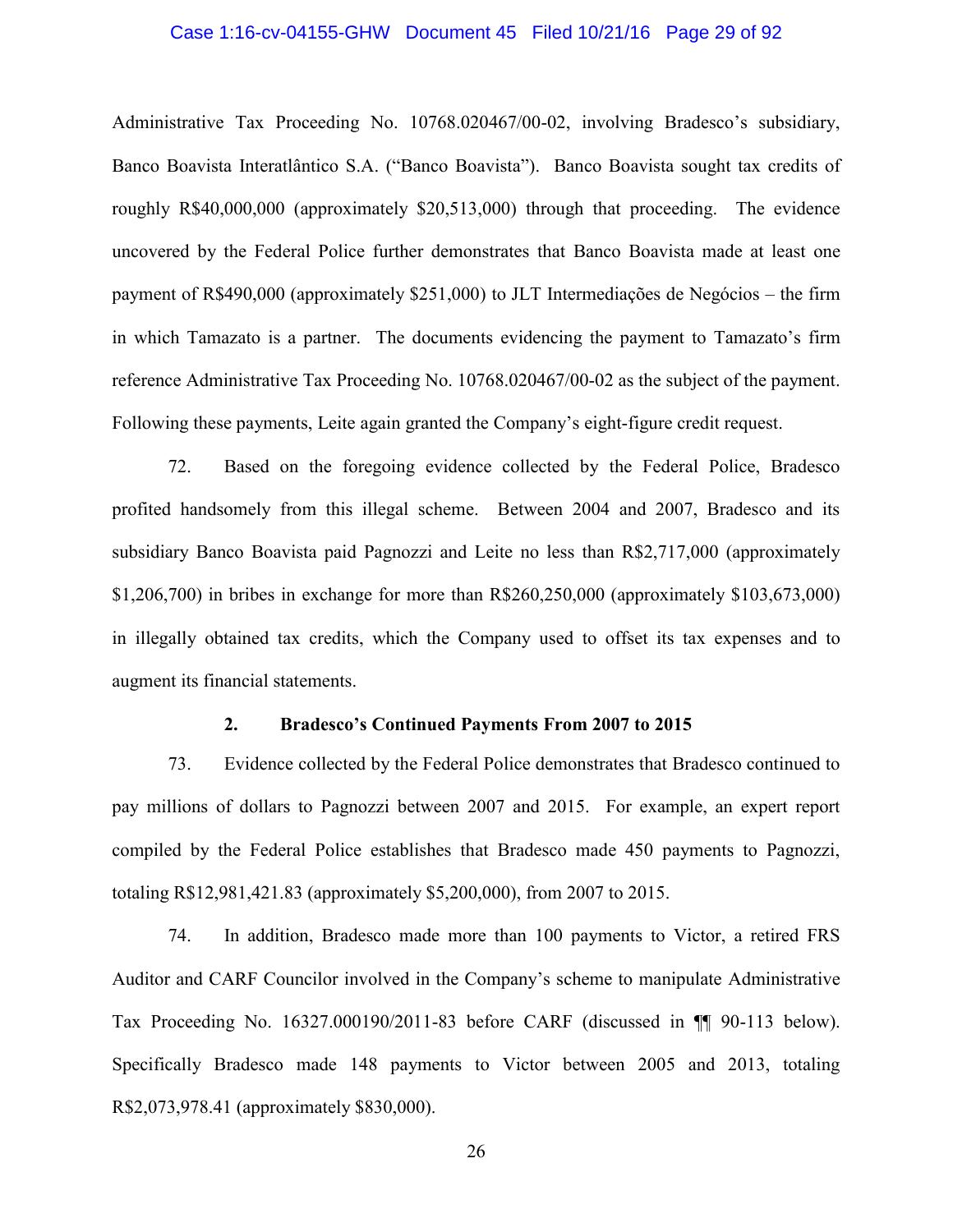Administrative Tax Proceeding No. 10768.020467/00-02, involving Bradesco's subsidiary, Banco Boavista Interatlântico S.A. ("Banco Boavista"). Banco Boavista sought tax credits of roughly R$40,000,000 (approximately $20,513,000) through that proceeding. The evidence uncovered by the Federal Police further demonstrates that Banco Boavista made at least one payment of R$490,000 (approximately $251,000) to JLT Intermediações de Negócios – the firm in which Tamazato is a partner. The documents evidencing the payment to Tamazato's firm reference Administrative Tax Proceeding No. 10768.020467/00-02 as the subject of the payment. Following these payments, Leite again granted the Company's eight-figure credit request.

72. Based on the foregoing evidence collected by the Federal Police, Bradesco profited handsomely from this illegal scheme. Between 2004 and 2007, Bradesco and its subsidiary Banco Boavista paid Pagnozzi and Leite no less than R$2,717,000 (approximately $1,206,700) in bribes in exchange for more than R$260,250,000 (approximately $103,673,000) in illegally obtained tax credits, which the Company used to offset its tax expenses and to augment its financial statements.

### 2. Bradesco's Continued Payments From 2007 to 2015

73. Evidence collected by the Federal Police demonstrates that Bradesco continued to pay millions of dollars to Pagnozzi between 2007 and 2015. For example, an expert report compiled by the Federal Police establishes that Bradesco made 450 payments to Pagnozzi, totaling R$12,981,421.83 (approximately $5,200,000), from 2007 to 2015.

74. In addition, Bradesco made more than 100 payments to Victor, a retired FRS Auditor and CARF Councilor involved in the Company's scheme to manipulate Administrative Tax Proceeding No. 16327.000190/2011-83 before CARF (discussed in ¶¶ 90-113 below). Specifically Bradesco made 148 payments to Victor between 2005 and 2013, totaling R$2,073,978.41 (approximately $830,000).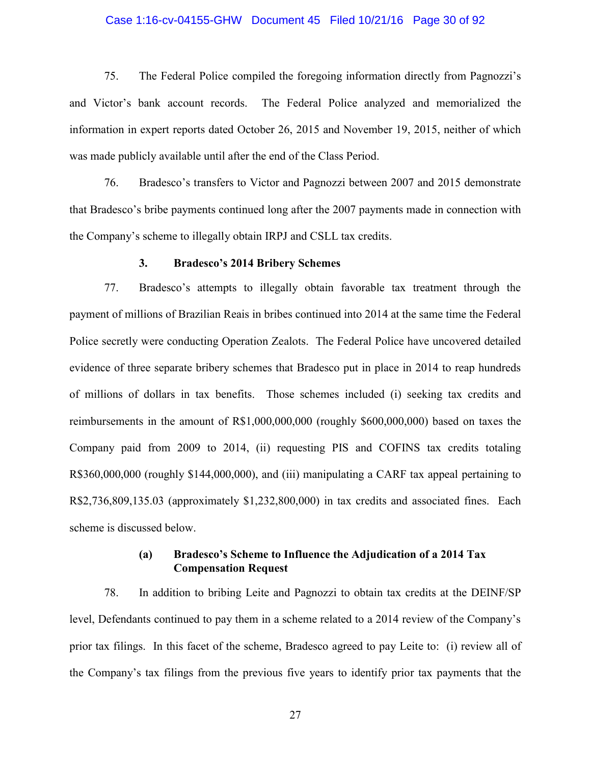75. The Federal Police compiled the foregoing information directly from Pagnozzi's and Victor's bank account records. The Federal Police analyzed and memorialized the information in expert reports dated October 26, 2015 and November 19, 2015, neither of which was made publicly available until after the end of the Class Period.

76. Bradesco's transfers to Victor and Pagnozzi between 2007 and 2015 demonstrate that Bradesco's bribe payments continued long after the 2007 payments made in connection with the Company's scheme to illegally obtain IRPJ and CSLL tax credits.

### 3. Bradesco's 2014 Bribery Schemes

77. Bradesco's attempts to illegally obtain favorable tax treatment through the payment of millions of Brazilian Reais in bribes continued into 2014 at the same time the Federal Police secretly were conducting Operation Zealots. The Federal Police have uncovered detailed evidence of three separate bribery schemes that Bradesco put in place in 2014 to reap hundreds of millions of dollars in tax benefits. Those schemes included (i) seeking tax credits and reimbursements in the amount of R$1,000,000,000 (roughly $600,000,000) based on taxes the Company paid from 2009 to 2014, (ii) requesting PIS and COFINS tax credits totaling R$360,000,000 (roughly $144,000,000), and (iii) manipulating a CARF tax appeal pertaining to R$2,736,809,135.03 (approximately $1,232,800,000) in tax credits and associated fines. Each scheme is discussed below.

#### (a) Bradesco's Scheme to Influence the Adjudication of a 2014 Tax Compensation Request

78. In addition to bribing Leite and Pagnozzi to obtain tax credits at the DEINF/SP level, Defendants continued to pay them in a scheme related to a 2014 review of the Company's prior tax filings. In this facet of the scheme, Bradesco agreed to pay Leite to: (i) review all of the Company's tax filings from the previous five years to identify prior tax payments that the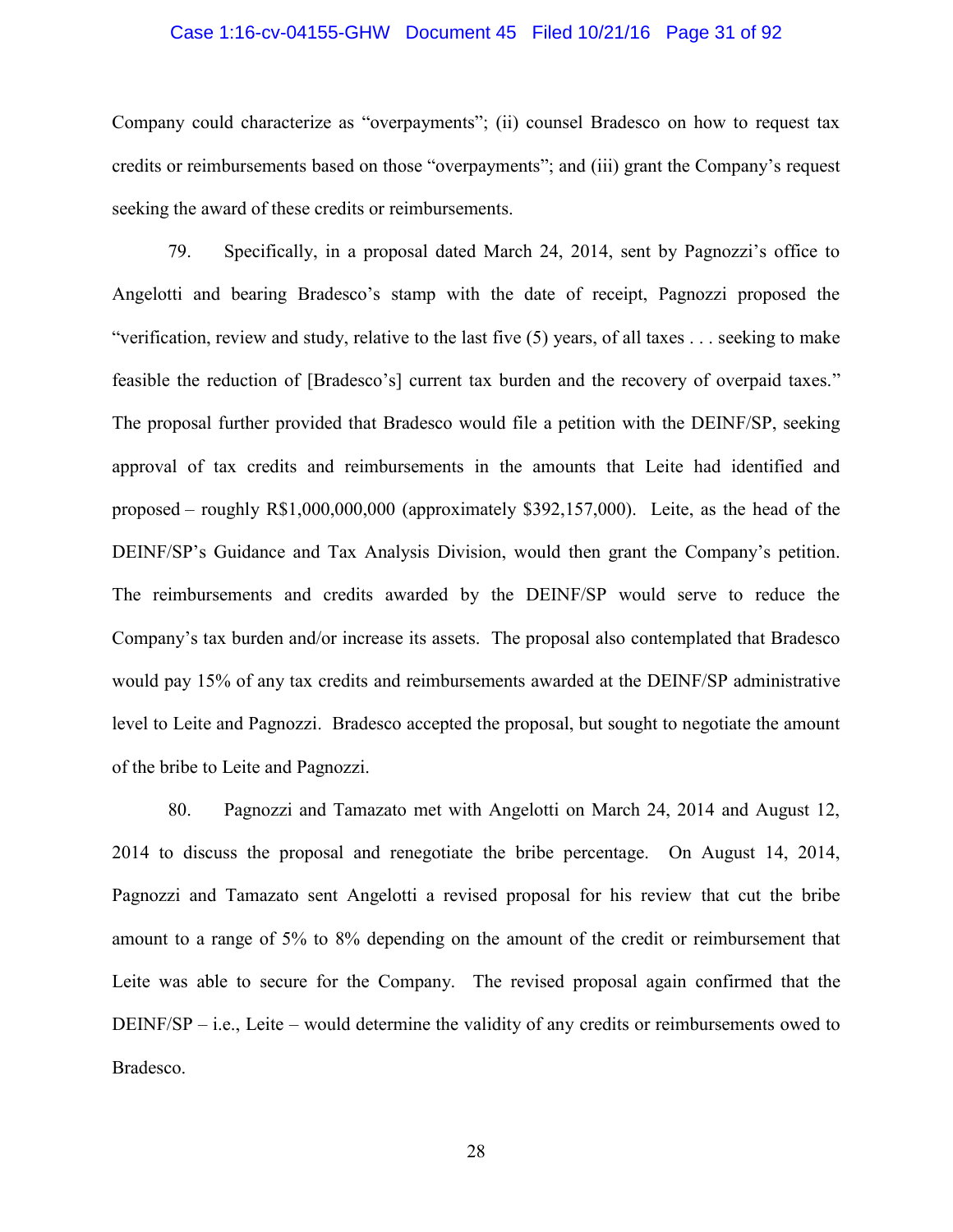Company could characterize as "overpayments"; (ii) counsel Bradesco on how to request tax credits or reimbursements based on those "overpayments"; and (iii) grant the Company's request seeking the award of these credits or reimbursements.

79. Specifically, in a proposal dated March 24, 2014, sent by Pagnozzi's office to Angelotti and bearing Bradesco's stamp with the date of receipt, Pagnozzi proposed the "verification, review and study, relative to the last five (5) years, of all taxes . . . seeking to make feasible the reduction of [Bradesco's] current tax burden and the recovery of overpaid taxes." The proposal further provided that Bradesco would file a petition with the DEINF/SP, seeking approval of tax credits and reimbursements in the amounts that Leite had identified and proposed – roughly R$1,000,000,000 (approximately $392,157,000). Leite, as the head of the DEINF/SP's Guidance and Tax Analysis Division, would then grant the Company's petition. The reimbursements and credits awarded by the DEINF/SP would serve to reduce the Company's tax burden and/or increase its assets. The proposal also contemplated that Bradesco would pay 15% of any tax credits and reimbursements awarded at the DEINF/SP administrative level to Leite and Pagnozzi. Bradesco accepted the proposal, but sought to negotiate the amount of the bribe to Leite and Pagnozzi.

80. Pagnozzi and Tamazato met with Angelotti on March 24, 2014 and August 12, 2014 to discuss the proposal and renegotiate the bribe percentage. On August 14, 2014, Pagnozzi and Tamazato sent Angelotti a revised proposal for his review that cut the bribe amount to a range of 5% to 8% depending on the amount of the credit or reimbursement that Leite was able to secure for the Company. The revised proposal again confirmed that the DEINF/SP – i.e., Leite – would determine the validity of any credits or reimbursements owed to Bradesco.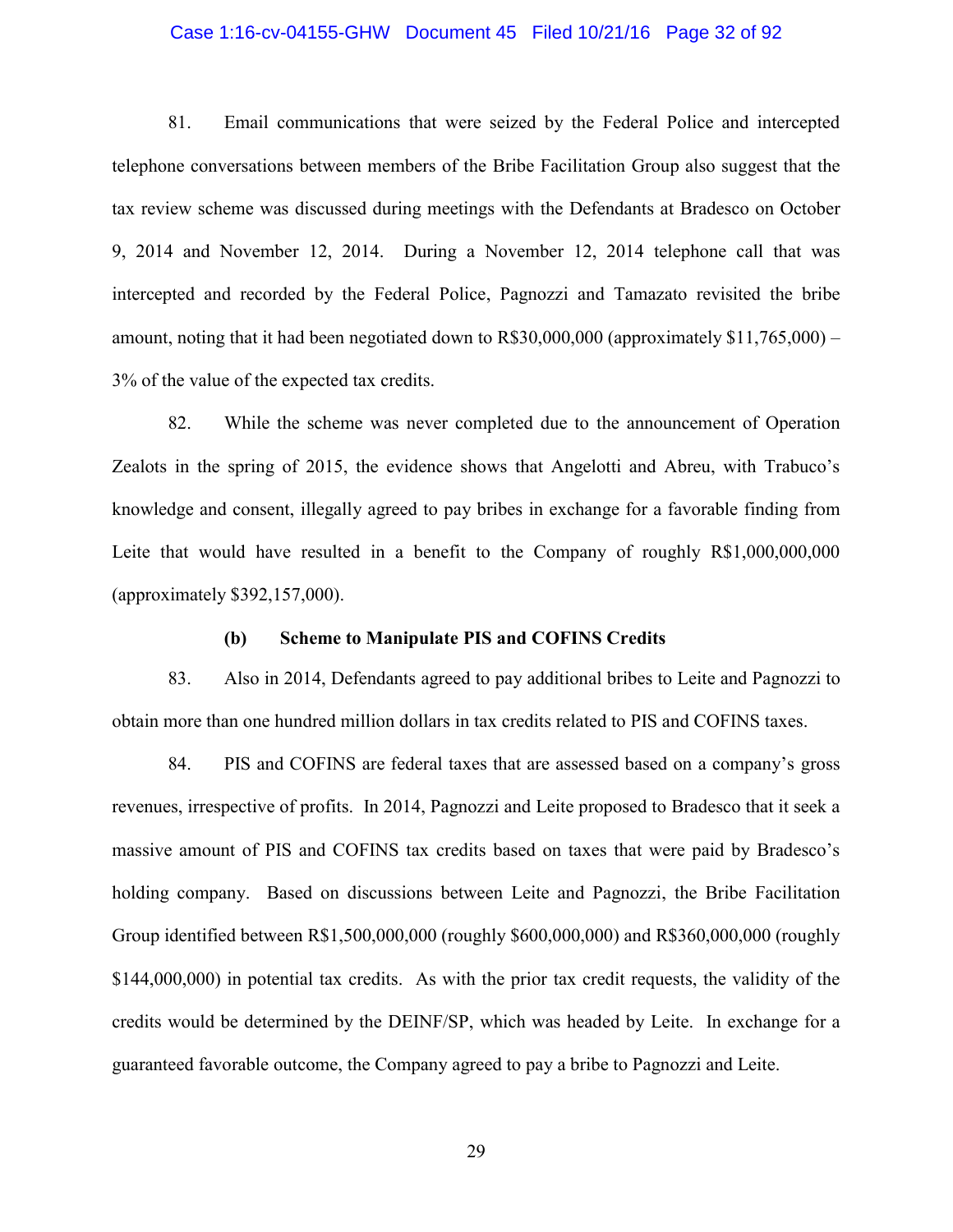81. Email communications that were seized by the Federal Police and intercepted telephone conversations between members of the Bribe Facilitation Group also suggest that the tax review scheme was discussed during meetings with the Defendants at Bradesco on October 9, 2014 and November 12, 2014. During a November 12, 2014 telephone call that was intercepted and recorded by the Federal Police, Pagnozzi and Tamazato revisited the bribe amount, noting that it had been negotiated down to R$30,000,000 (approximately $11,765,000) – 3% of the value of the expected tax credits.

82. While the scheme was never completed due to the announcement of Operation Zealots in the spring of 2015, the evidence shows that Angelotti and Abreu, with Trabuco's knowledge and consent, illegally agreed to pay bribes in exchange for a favorable finding from Leite that would have resulted in a benefit to the Company of roughly R$1,000,000,000 (approximately $392,157,000).

**(b) Scheme to Manipulate PIS and COFINS Credits**

83. Also in 2014, Defendants agreed to pay additional bribes to Leite and Pagnozzi to obtain more than one hundred million dollars in tax credits related to PIS and COFINS taxes.

84. PIS and COFINS are federal taxes that are assessed based on a company's gross revenues, irrespective of profits. In 2014, Pagnozzi and Leite proposed to Bradesco that it seek a massive amount of PIS and COFINS tax credits based on taxes that were paid by Bradesco's holding company. Based on discussions between Leite and Pagnozzi, the Bribe Facilitation Group identified between R$1,500,000,000 (roughly $600,000,000) and R$360,000,000 (roughly $144,000,000) in potential tax credits. As with the prior tax credit requests, the validity of the credits would be determined by the DEINF/SP, which was headed by Leite. In exchange for a guaranteed favorable outcome, the Company agreed to pay a bribe to Pagnozzi and Leite.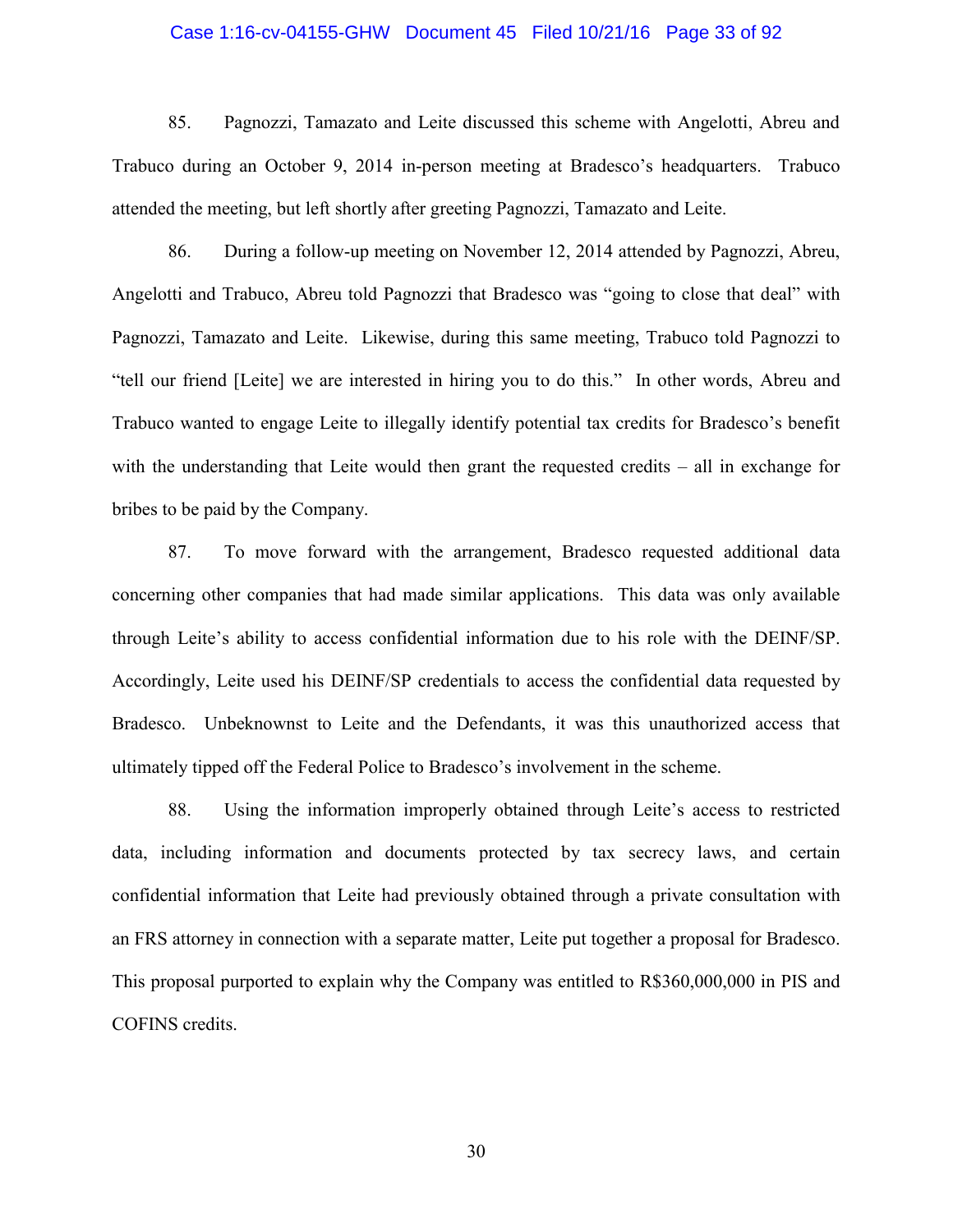85. Pagnozzi, Tamazato and Leite discussed this scheme with Angelotti, Abreu and Trabuco during an October 9, 2014 in-person meeting at Bradesco's headquarters. Trabuco attended the meeting, but left shortly after greeting Pagnozzi, Tamazato and Leite.

86. During a follow-up meeting on November 12, 2014 attended by Pagnozzi, Abreu, Angelotti and Trabuco, Abreu told Pagnozzi that Bradesco was "going to close that deal" with Pagnozzi, Tamazato and Leite. Likewise, during this same meeting, Trabuco told Pagnozzi to "tell our friend [Leite] we are interested in hiring you to do this." In other words, Abreu and Trabuco wanted to engage Leite to illegally identify potential tax credits for Bradesco's benefit with the understanding that Leite would then grant the requested credits – all in exchange for bribes to be paid by the Company.

87. To move forward with the arrangement, Bradesco requested additional data concerning other companies that had made similar applications. This data was only available through Leite's ability to access confidential information due to his role with the DEINF/SP. Accordingly, Leite used his DEINF/SP credentials to access the confidential data requested by Bradesco. Unbeknownst to Leite and the Defendants, it was this unauthorized access that ultimately tipped off the Federal Police to Bradesco's involvement in the scheme.

88. Using the information improperly obtained through Leite's access to restricted data, including information and documents protected by tax secrecy laws, and certain confidential information that Leite had previously obtained through a private consultation with an FRS attorney in connection with a separate matter, Leite put together a proposal for Bradesco. This proposal purported to explain why the Company was entitled to R$360,000,000 in PIS and COFINS credits.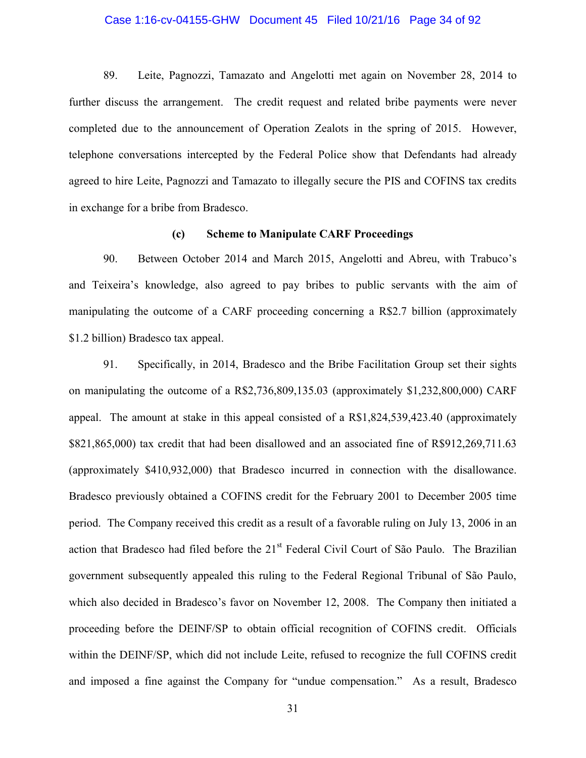89. Leite, Pagnozzi, Tamazato and Angelotti met again on November 28, 2014 to further discuss the arrangement. The credit request and related bribe payments were never completed due to the announcement of Operation Zealots in the spring of 2015. However, telephone conversations intercepted by the Federal Police show that Defendants had already agreed to hire Leite, Pagnozzi and Tamazato to illegally secure the PIS and COFINS tax credits in exchange for a bribe from Bradesco.

### (c) Scheme to Manipulate CARF Proceedings

90. Between October 2014 and March 2015, Angelotti and Abreu, with Trabuco's and Teixeira's knowledge, also agreed to pay bribes to public servants with the aim of manipulating the outcome of a CARF proceeding concerning a R$2.7 billion (approximately $1.2 billion) Bradesco tax appeal.

91. Specifically, in 2014, Bradesco and the Bribe Facilitation Group set their sights on manipulating the outcome of a R$2,736,809,135.03 (approximately $1,232,800,000) CARF appeal. The amount at stake in this appeal consisted of a R$1,824,539,423.40 (approximately $821,865,000) tax credit that had been disallowed and an associated fine of R$912,269,711.63 (approximately $410,932,000) that Bradesco incurred in connection with the disallowance. Bradesco previously obtained a COFINS credit for the February 2001 to December 2005 time period. The Company received this credit as a result of a favorable ruling on July 13, 2006 in an action that Bradesco had filed before the 21st Federal Civil Court of São Paulo. The Brazilian government subsequently appealed this ruling to the Federal Regional Tribunal of São Paulo, which also decided in Bradesco's favor on November 12, 2008. The Company then initiated a proceeding before the DEINF/SP to obtain official recognition of COFINS credit. Officials within the DEINF/SP, which did not include Leite, refused to recognize the full COFINS credit and imposed a fine against the Company for "undue compensation." As a result, Bradesco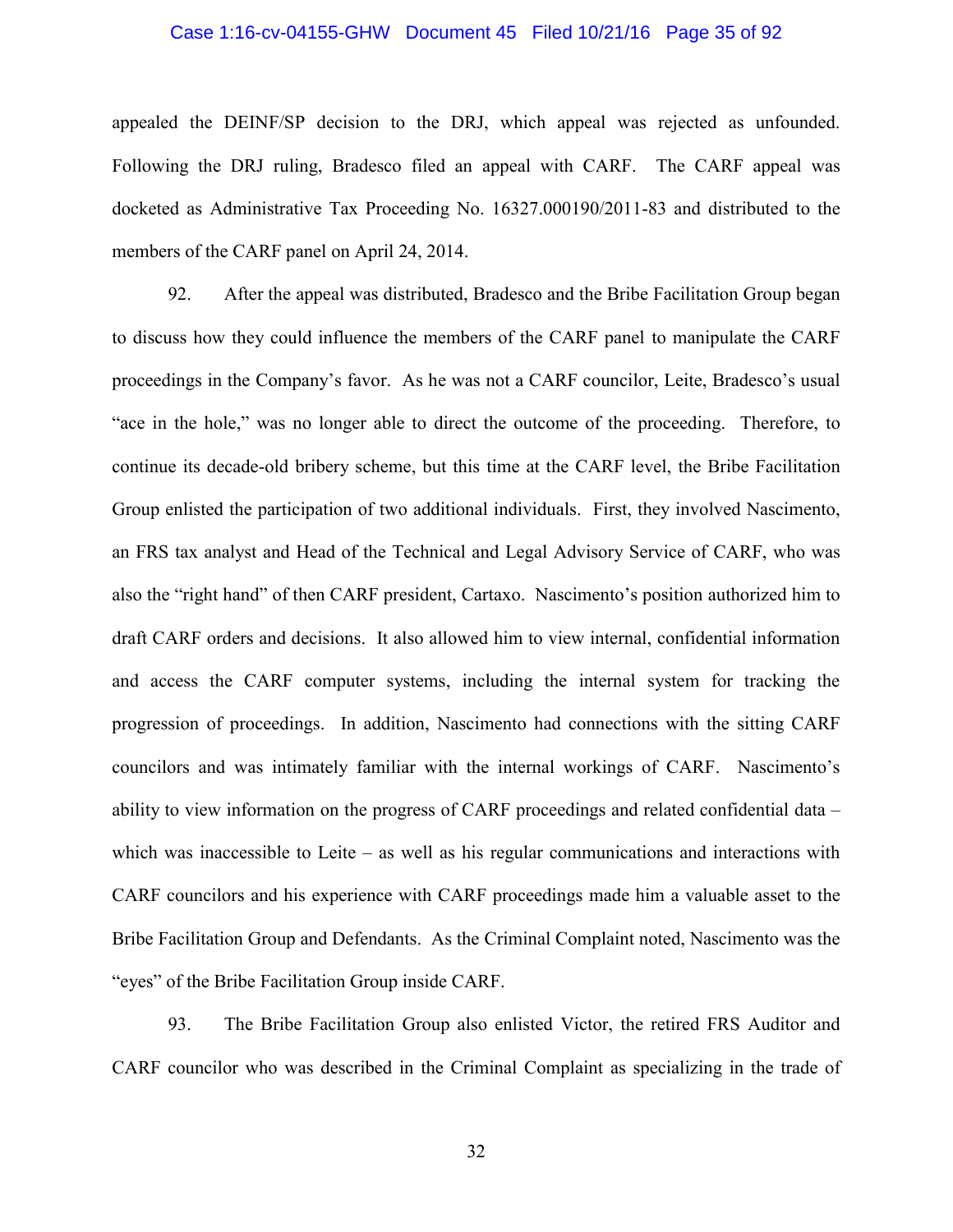appealed the DEINF/SP decision to the DRJ, which appeal was rejected as unfounded. Following the DRJ ruling, Bradesco filed an appeal with CARF. The CARF appeal was docketed as Administrative Tax Proceeding No. 16327.000190/2011-83 and distributed to the members of the CARF panel on April 24, 2014.

92. After the appeal was distributed, Bradesco and the Bribe Facilitation Group began to discuss how they could influence the members of the CARF panel to manipulate the CARF proceedings in the Company's favor. As he was not a CARF councilor, Leite, Bradesco's usual "ace in the hole," was no longer able to direct the outcome of the proceeding. Therefore, to continue its decade-old bribery scheme, but this time at the CARF level, the Bribe Facilitation Group enlisted the participation of two additional individuals. First, they involved Nascimento, an FRS tax analyst and Head of the Technical and Legal Advisory Service of CARF, who was also the "right hand" of then CARF president, Cartaxo. Nascimento's position authorized him to draft CARF orders and decisions. It also allowed him to view internal, confidential information and access the CARF computer systems, including the internal system for tracking the progression of proceedings. In addition, Nascimento had connections with the sitting CARF councilors and was intimately familiar with the internal workings of CARF. Nascimento's ability to view information on the progress of CARF proceedings and related confidential data – which was inaccessible to Leite – as well as his regular communications and interactions with CARF councilors and his experience with CARF proceedings made him a valuable asset to the Bribe Facilitation Group and Defendants. As the Criminal Complaint noted, Nascimento was the "eyes" of the Bribe Facilitation Group inside CARF.

93. The Bribe Facilitation Group also enlisted Victor, the retired FRS Auditor and CARF councilor who was described in the Criminal Complaint as specializing in the trade of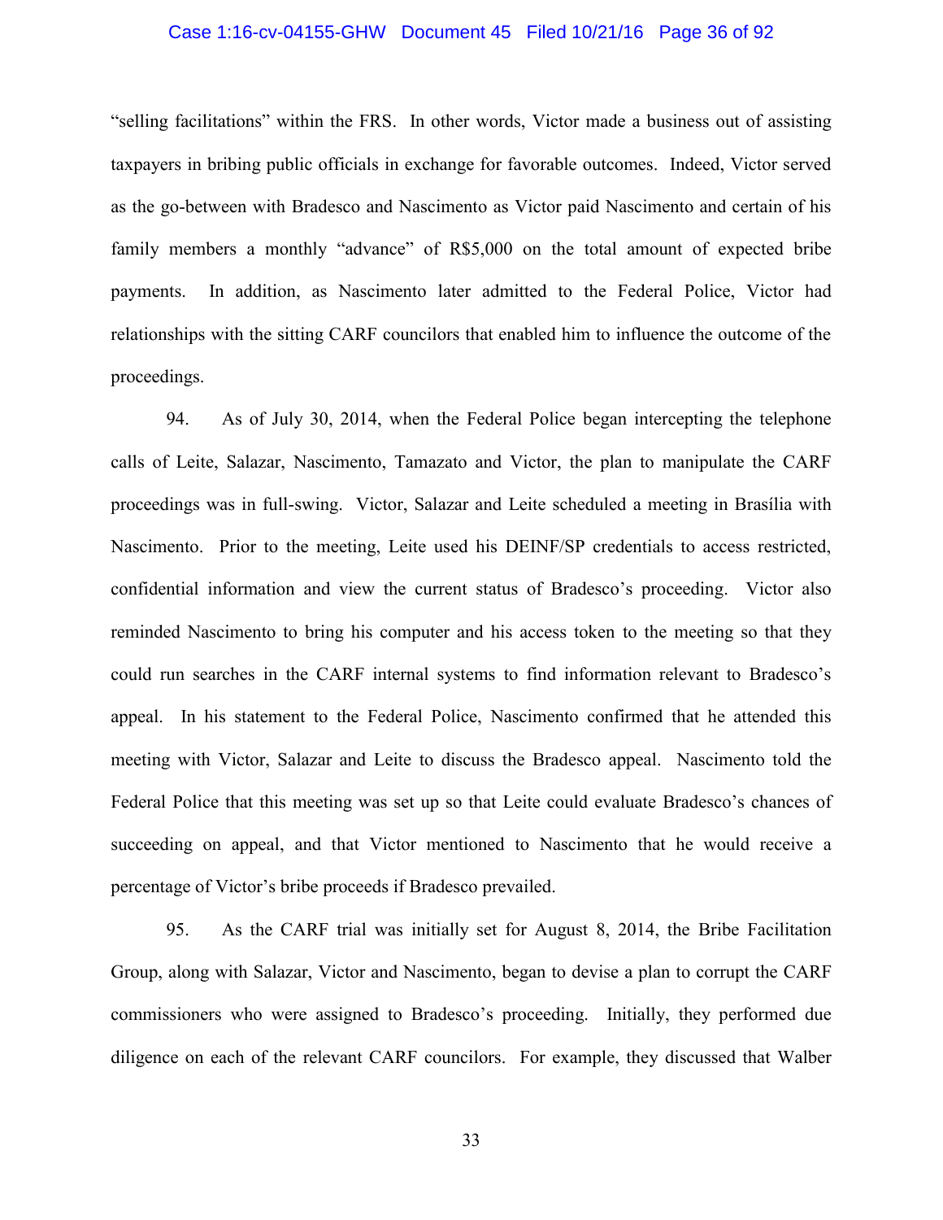"selling facilitations" within the FRS. In other words, Victor made a business out of assisting taxpayers in bribing public officials in exchange for favorable outcomes. Indeed, Victor served as the go-between with Bradesco and Nascimento as Victor paid Nascimento and certain of his family members a monthly "advance" of R$5,000 on the total amount of expected bribe payments. In addition, as Nascimento later admitted to the Federal Police, Victor had relationships with the sitting CARF councilors that enabled him to influence the outcome of the proceedings.

94. As of July 30, 2014, when the Federal Police began intercepting the telephone calls of Leite, Salazar, Nascimento, Tamazato and Victor, the plan to manipulate the CARF proceedings was in full-swing. Victor, Salazar and Leite scheduled a meeting in Brasília with Nascimento. Prior to the meeting, Leite used his DEINF/SP credentials to access restricted, confidential information and view the current status of Bradesco's proceeding. Victor also reminded Nascimento to bring his computer and his access token to the meeting so that they could run searches in the CARF internal systems to find information relevant to Bradesco's appeal. In his statement to the Federal Police, Nascimento confirmed that he attended this meeting with Victor, Salazar and Leite to discuss the Bradesco appeal. Nascimento told the Federal Police that this meeting was set up so that Leite could evaluate Bradesco's chances of succeeding on appeal, and that Victor mentioned to Nascimento that he would receive a percentage of Victor's bribe proceeds if Bradesco prevailed.

95. As the CARF trial was initially set for August 8, 2014, the Bribe Facilitation Group, along with Salazar, Victor and Nascimento, began to devise a plan to corrupt the CARF commissioners who were assigned to Bradesco's proceeding. Initially, they performed due diligence on each of the relevant CARF councilors. For example, they discussed that Walber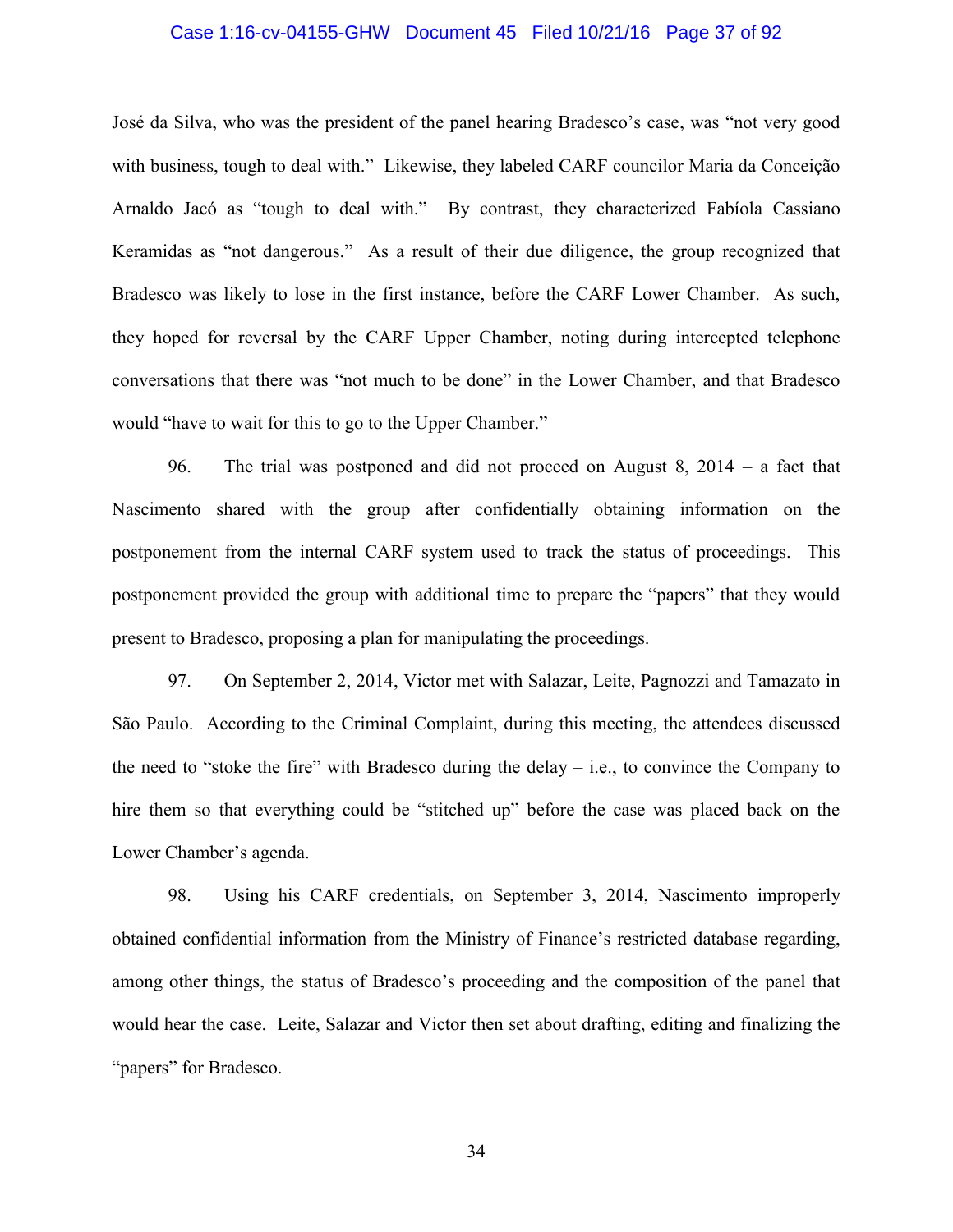José da Silva, who was the president of the panel hearing Bradesco's case, was "not very good with business, tough to deal with." Likewise, they labeled CARF councilor Maria da Conceição Arnaldo Jacó as "tough to deal with." By contrast, they characterized Fabíola Cassiano Keramidas as "not dangerous." As a result of their due diligence, the group recognized that Bradesco was likely to lose in the first instance, before the CARF Lower Chamber. As such, they hoped for reversal by the CARF Upper Chamber, noting during intercepted telephone conversations that there was "not much to be done" in the Lower Chamber, and that Bradesco would "have to wait for this to go to the Upper Chamber."

96. The trial was postponed and did not proceed on August 8, 2014 – a fact that Nascimento shared with the group after confidentially obtaining information on the postponement from the internal CARF system used to track the status of proceedings. This postponement provided the group with additional time to prepare the "papers" that they would present to Bradesco, proposing a plan for manipulating the proceedings.

97. On September 2, 2014, Victor met with Salazar, Leite, Pagnozzi and Tamazato in São Paulo. According to the Criminal Complaint, during this meeting, the attendees discussed the need to "stoke the fire" with Bradesco during the delay – i.e., to convince the Company to hire them so that everything could be "stitched up" before the case was placed back on the Lower Chamber's agenda.

98. Using his CARF credentials, on September 3, 2014, Nascimento improperly obtained confidential information from the Ministry of Finance's restricted database regarding, among other things, the status of Bradesco's proceeding and the composition of the panel that would hear the case. Leite, Salazar and Victor then set about drafting, editing and finalizing the "papers" for Bradesco.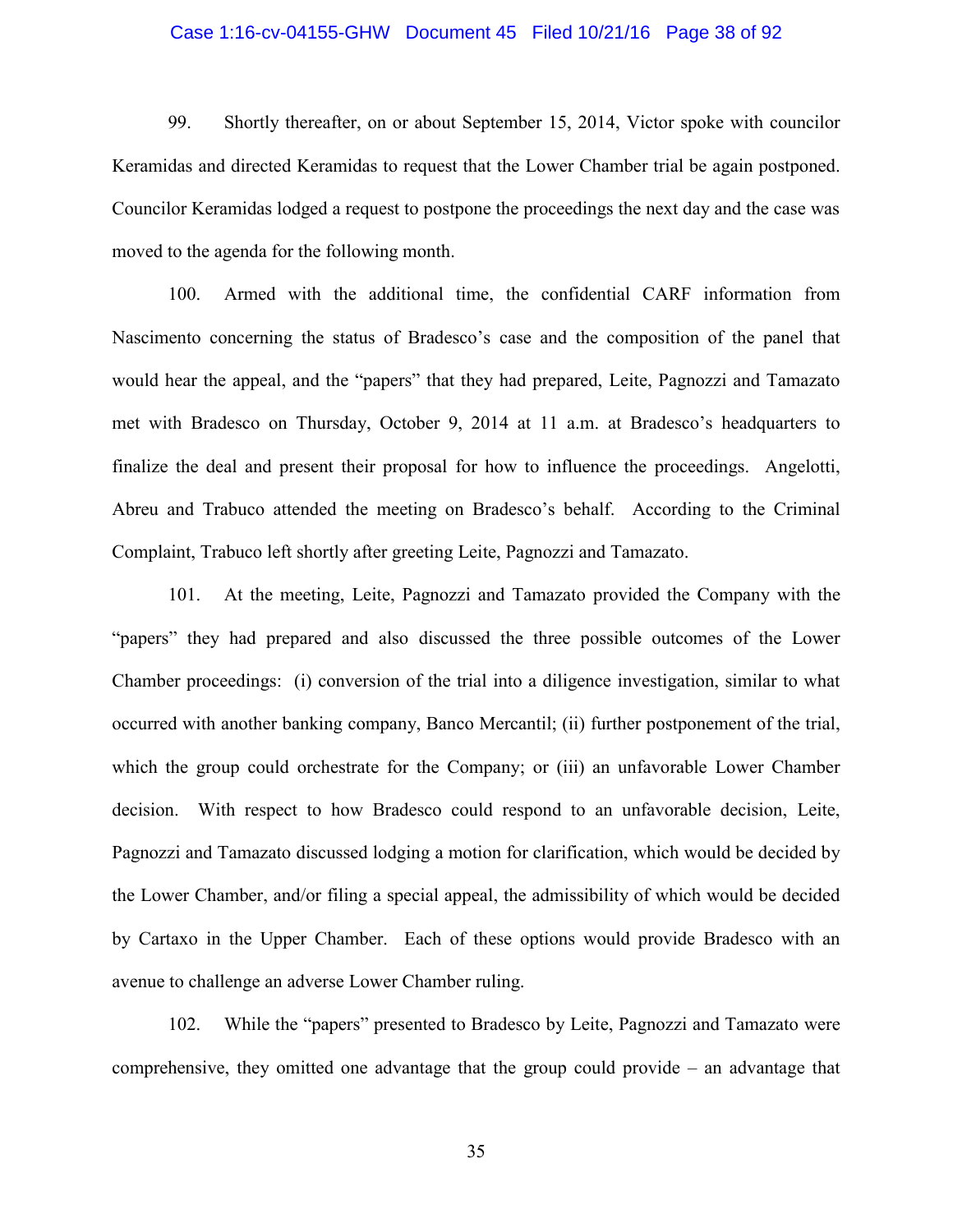99. Shortly thereafter, on or about September 15, 2014, Victor spoke with councilor Keramidas and directed Keramidas to request that the Lower Chamber trial be again postponed. Councilor Keramidas lodged a request to postpone the proceedings the next day and the case was moved to the agenda for the following month.

100. Armed with the additional time, the confidential CARF information from Nascimento concerning the status of Bradesco's case and the composition of the panel that would hear the appeal, and the "papers" that they had prepared, Leite, Pagnozzi and Tamazato met with Bradesco on Thursday, October 9, 2014 at 11 a.m. at Bradesco's headquarters to finalize the deal and present their proposal for how to influence the proceedings. Angelotti, Abreu and Trabuco attended the meeting on Bradesco's behalf. According to the Criminal Complaint, Trabuco left shortly after greeting Leite, Pagnozzi and Tamazato.

101. At the meeting, Leite, Pagnozzi and Tamazato provided the Company with the "papers" they had prepared and also discussed the three possible outcomes of the Lower Chamber proceedings: (i) conversion of the trial into a diligence investigation, similar to what occurred with another banking company, Banco Mercantil; (ii) further postponement of the trial, which the group could orchestrate for the Company; or (iii) an unfavorable Lower Chamber decision. With respect to how Bradesco could respond to an unfavorable decision, Leite, Pagnozzi and Tamazato discussed lodging a motion for clarification, which would be decided by the Lower Chamber, and/or filing a special appeal, the admissibility of which would be decided by Cartaxo in the Upper Chamber. Each of these options would provide Bradesco with an avenue to challenge an adverse Lower Chamber ruling.

102. While the "papers" presented to Bradesco by Leite, Pagnozzi and Tamazato were comprehensive, they omitted one advantage that the group could provide – an advantage that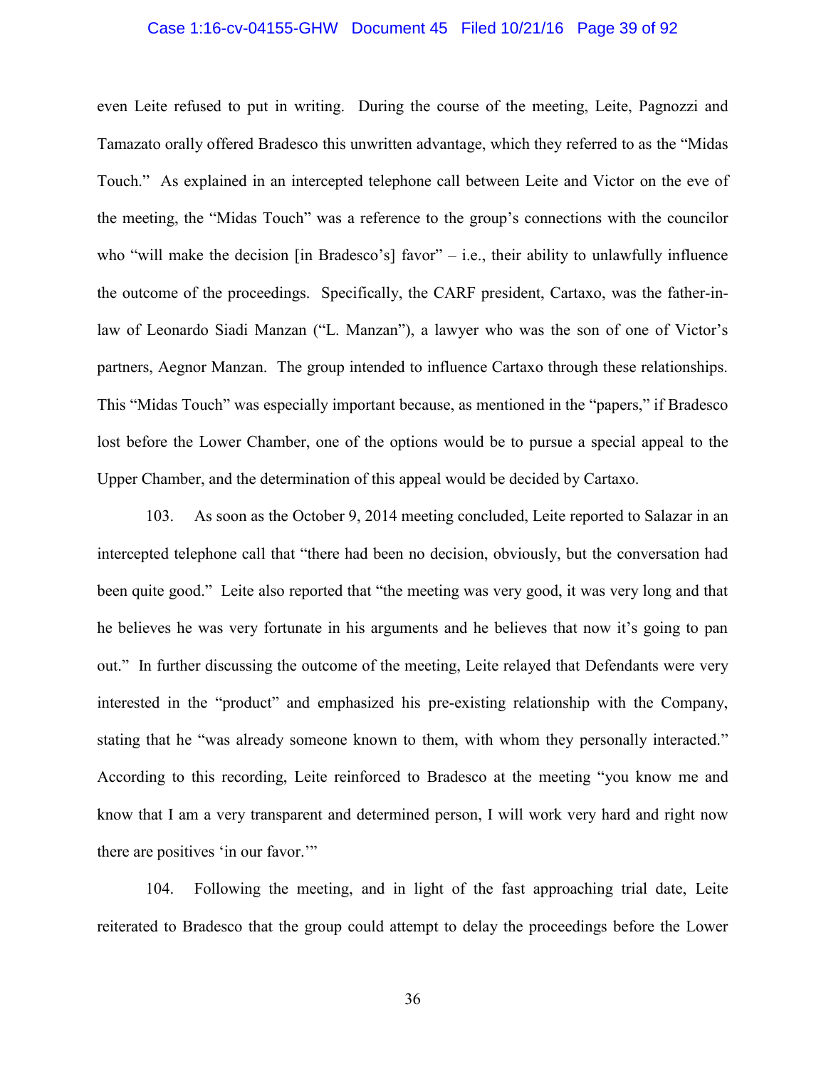even Leite refused to put in writing. During the course of the meeting, Leite, Pagnozzi and Tamazato orally offered Bradesco this unwritten advantage, which they referred to as the "Midas Touch." As explained in an intercepted telephone call between Leite and Victor on the eve of the meeting, the "Midas Touch" was a reference to the group's connections with the councilor who "will make the decision [in Bradesco's] favor" – i.e., their ability to unlawfully influence the outcome of the proceedings. Specifically, the CARF president, Cartaxo, was the father-in-law of Leonardo Siadi Manzan ("L. Manzan"), a lawyer who was the son of one of Victor's partners, Aegnor Manzan. The group intended to influence Cartaxo through these relationships. This "Midas Touch" was especially important because, as mentioned in the "papers," if Bradesco lost before the Lower Chamber, one of the options would be to pursue a special appeal to the Upper Chamber, and the determination of this appeal would be decided by Cartaxo.

103. As soon as the October 9, 2014 meeting concluded, Leite reported to Salazar in an intercepted telephone call that "there had been no decision, obviously, but the conversation had been quite good." Leite also reported that "the meeting was very good, it was very long and that he believes he was very fortunate in his arguments and he believes that now it's going to pan out." In further discussing the outcome of the meeting, Leite relayed that Defendants were very interested in the "product" and emphasized his pre-existing relationship with the Company, stating that he "was already someone known to them, with whom they personally interacted." According to this recording, Leite reinforced to Bradesco at the meeting "you know me and know that I am a very transparent and determined person, I will work very hard and right now there are positives 'in our favor.'"

104. Following the meeting, and in light of the fast approaching trial date, Leite reiterated to Bradesco that the group could attempt to delay the proceedings before the Lower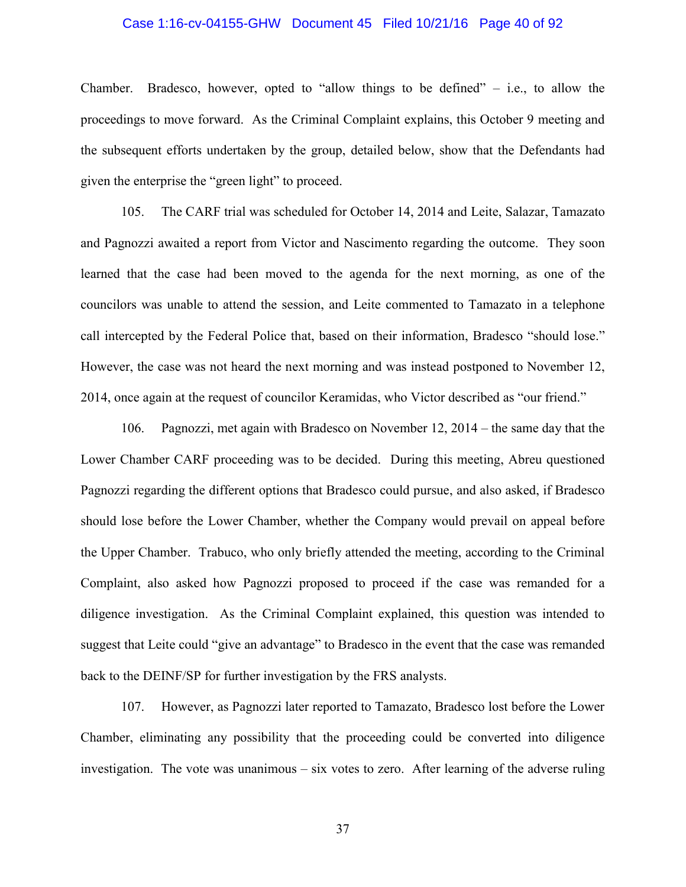Chamber. Bradesco, however, opted to "allow things to be defined" – i.e., to allow the proceedings to move forward. As the Criminal Complaint explains, this October 9 meeting and the subsequent efforts undertaken by the group, detailed below, show that the Defendants had given the enterprise the "green light" to proceed.

105. The CARF trial was scheduled for October 14, 2014 and Leite, Salazar, Tamazato and Pagnozzi awaited a report from Victor and Nascimento regarding the outcome. They soon learned that the case had been moved to the agenda for the next morning, as one of the councilors was unable to attend the session, and Leite commented to Tamazato in a telephone call intercepted by the Federal Police that, based on their information, Bradesco "should lose." However, the case was not heard the next morning and was instead postponed to November 12, 2014, once again at the request of councilor Keramidas, who Victor described as "our friend."

106. Pagnozzi, met again with Bradesco on November 12, 2014 – the same day that the Lower Chamber CARF proceeding was to be decided. During this meeting, Abreu questioned Pagnozzi regarding the different options that Bradesco could pursue, and also asked, if Bradesco should lose before the Lower Chamber, whether the Company would prevail on appeal before the Upper Chamber. Trabuco, who only briefly attended the meeting, according to the Criminal Complaint, also asked how Pagnozzi proposed to proceed if the case was remanded for a diligence investigation. As the Criminal Complaint explained, this question was intended to suggest that Leite could "give an advantage" to Bradesco in the event that the case was remanded back to the DEINF/SP for further investigation by the FRS analysts.

107. However, as Pagnozzi later reported to Tamazato, Bradesco lost before the Lower Chamber, eliminating any possibility that the proceeding could be converted into diligence investigation. The vote was unanimous – six votes to zero. After learning of the adverse ruling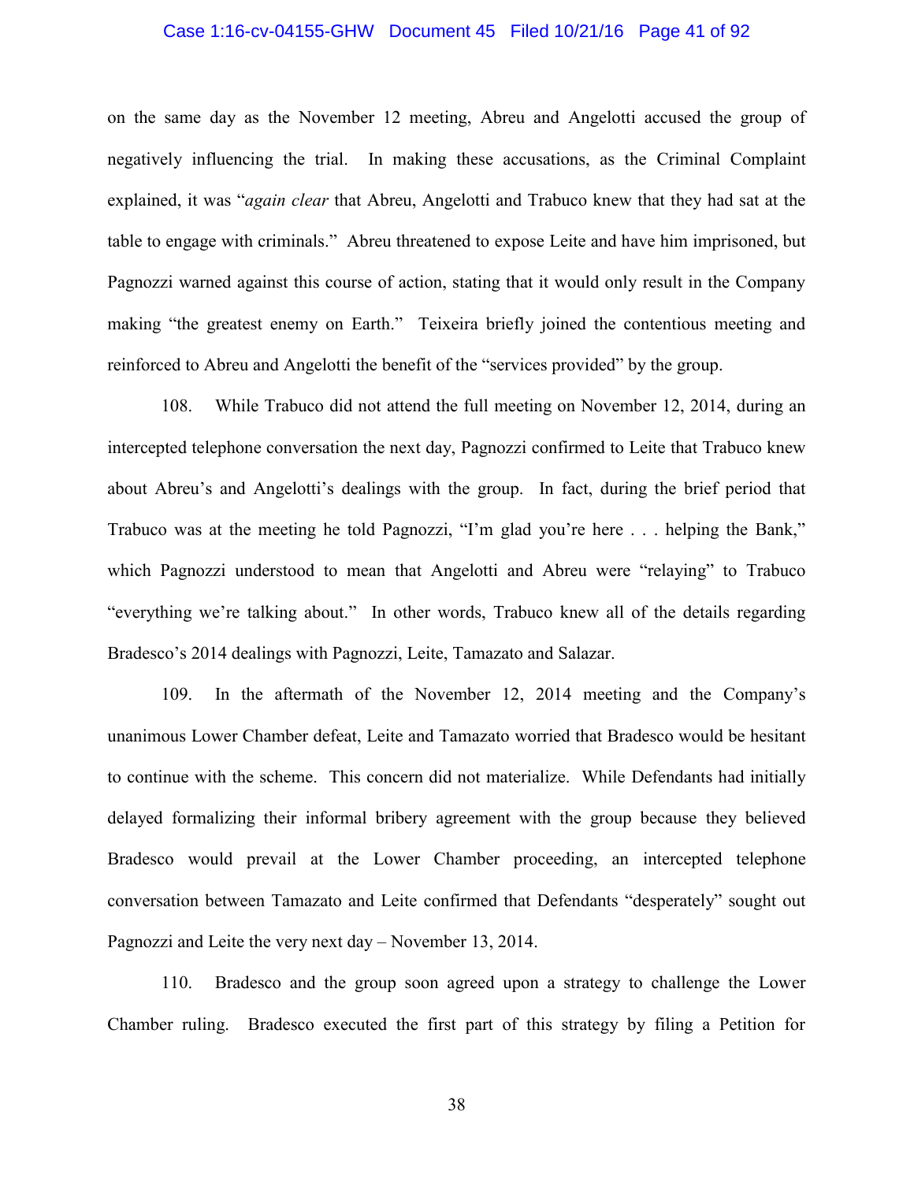on the same day as the November 12 meeting, Abreu and Angelotti accused the group of negatively influencing the trial. In making these accusations, as the Criminal Complaint explained, it was "*again clear* that Abreu, Angelotti and Trabuco knew that they had sat at the table to engage with criminals." Abreu threatened to expose Leite and have him imprisoned, but Pagnozzi warned against this course of action, stating that it would only result in the Company making "the greatest enemy on Earth." Teixeira briefly joined the contentious meeting and reinforced to Abreu and Angelotti the benefit of the "services provided" by the group.

108. While Trabuco did not attend the full meeting on November 12, 2014, during an intercepted telephone conversation the next day, Pagnozzi confirmed to Leite that Trabuco knew about Abreu's and Angelotti's dealings with the group. In fact, during the brief period that Trabuco was at the meeting he told Pagnozzi, "I'm glad you're here . . . helping the Bank," which Pagnozzi understood to mean that Angelotti and Abreu were "relaying" to Trabuco "everything we're talking about." In other words, Trabuco knew all of the details regarding Bradesco's 2014 dealings with Pagnozzi, Leite, Tamazato and Salazar.

109. In the aftermath of the November 12, 2014 meeting and the Company's unanimous Lower Chamber defeat, Leite and Tamazato worried that Bradesco would be hesitant to continue with the scheme. This concern did not materialize. While Defendants had initially delayed formalizing their informal bribery agreement with the group because they believed Bradesco would prevail at the Lower Chamber proceeding, an intercepted telephone conversation between Tamazato and Leite confirmed that Defendants "desperately" sought out Pagnozzi and Leite the very next day – November 13, 2014.

110. Bradesco and the group soon agreed upon a strategy to challenge the Lower Chamber ruling. Bradesco executed the first part of this strategy by filing a Petition for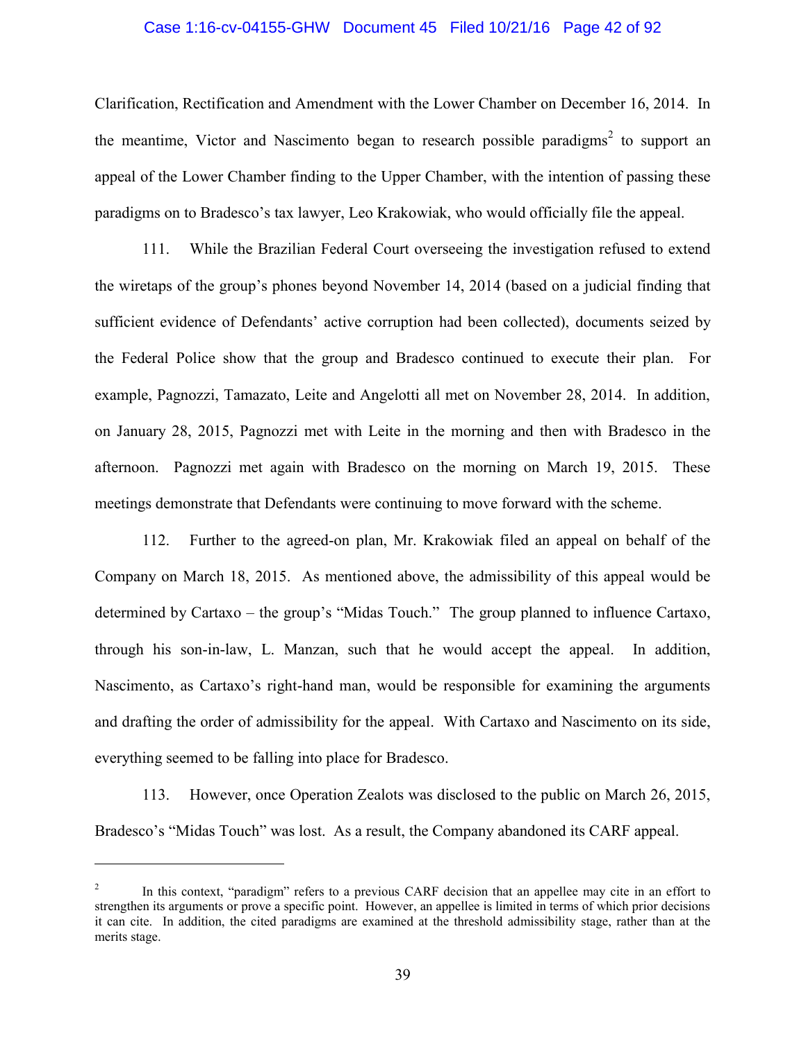Clarification, Rectification and Amendment with the Lower Chamber on December 16, 2014. In the meantime, Victor and Nascimento began to research possible paradigms[2] to support an appeal of the Lower Chamber finding to the Upper Chamber, with the intention of passing these paradigms on to Bradesco's tax lawyer, Leo Krakowiak, who would officially file the appeal.

111. While the Brazilian Federal Court overseeing the investigation refused to extend the wiretaps of the group's phones beyond November 14, 2014 (based on a judicial finding that sufficient evidence of Defendants' active corruption had been collected), documents seized by the Federal Police show that the group and Bradesco continued to execute their plan. For example, Pagnozzi, Tamazato, Leite and Angelotti all met on November 28, 2014. In addition, on January 28, 2015, Pagnozzi met with Leite in the morning and then with Bradesco in the afternoon. Pagnozzi met again with Bradesco on the morning on March 19, 2015. These meetings demonstrate that Defendants were continuing to move forward with the scheme.

112. Further to the agreed-on plan, Mr. Krakowiak filed an appeal on behalf of the Company on March 18, 2015. As mentioned above, the admissibility of this appeal would be determined by Cartaxo – the group's "Midas Touch." The group planned to influence Cartaxo, through his son-in-law, L. Manzan, such that he would accept the appeal. In addition, Nascimento, as Cartaxo's right-hand man, would be responsible for examining the arguments and drafting the order of admissibility for the appeal. With Cartaxo and Nascimento on its side, everything seemed to be falling into place for Bradesco.

113. However, once Operation Zealots was disclosed to the public on March 26, 2015, Bradesco's "Midas Touch" was lost. As a result, the Company abandoned its CARF appeal.

---

[2] In this context, "paradigm" refers to a previous CARF decision that an appellee may cite in an effort to strengthen its arguments or prove a specific point. However, an appellee is limited in terms of which prior decisions it can cite. In addition, the cited paradigms are examined at the threshold admissibility stage, rather than at the merits stage.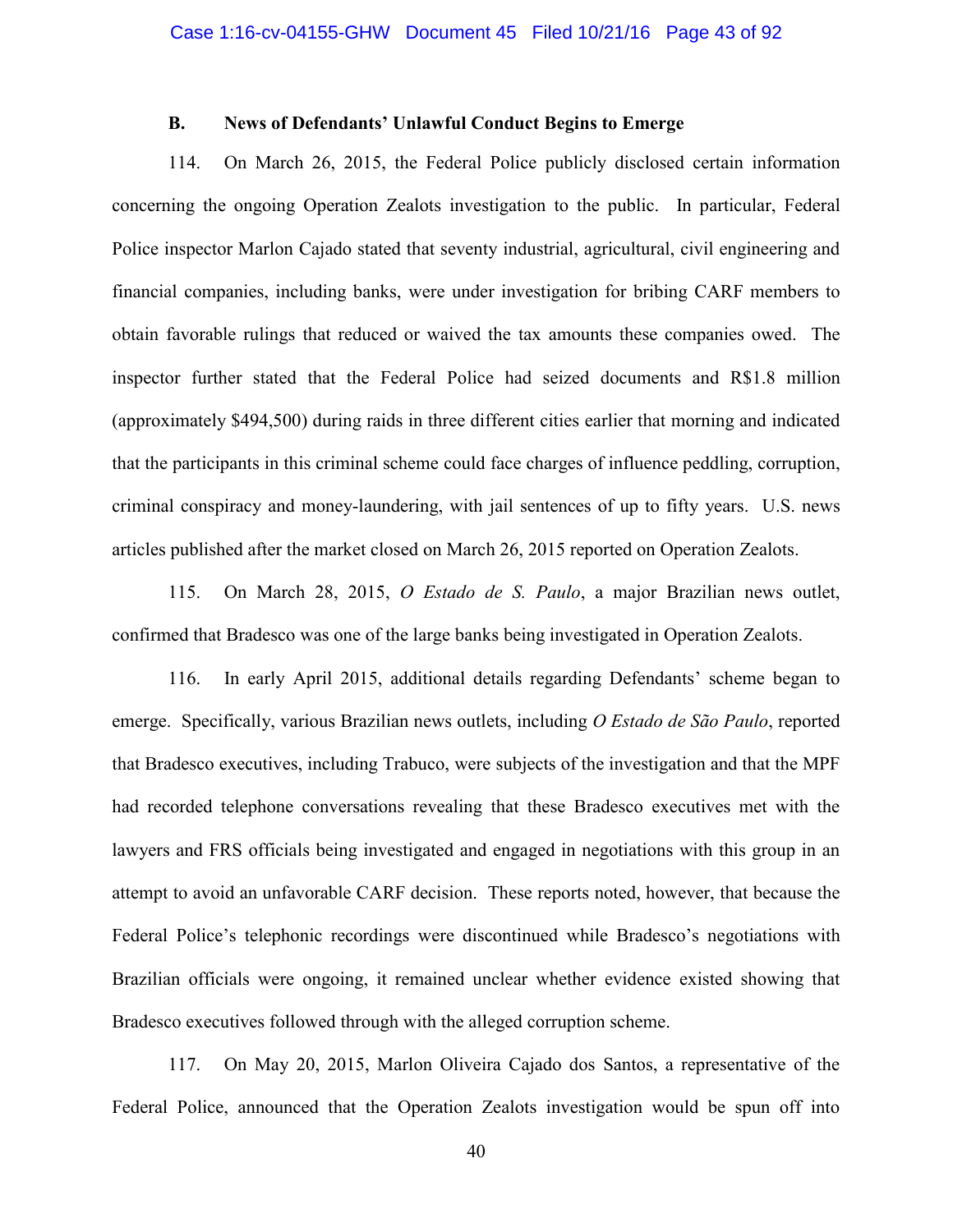### B. News of Defendants' Unlawful Conduct Begins to Emerge

114. On March 26, 2015, the Federal Police publicly disclosed certain information concerning the ongoing Operation Zealots investigation to the public. In particular, Federal Police inspector Marlon Cajado stated that seventy industrial, agricultural, civil engineering and financial companies, including banks, were under investigation for bribing CARF members to obtain favorable rulings that reduced or waived the tax amounts these companies owed. The inspector further stated that the Federal Police had seized documents and R$1.8 million (approximately $494,500) during raids in three different cities earlier that morning and indicated that the participants in this criminal scheme could face charges of influence peddling, corruption, criminal conspiracy and money-laundering, with jail sentences of up to fifty years. U.S. news articles published after the market closed on March 26, 2015 reported on Operation Zealots.

115. On March 28, 2015, *O Estado de S. Paulo*, a major Brazilian news outlet, confirmed that Bradesco was one of the large banks being investigated in Operation Zealots.

116. In early April 2015, additional details regarding Defendants' scheme began to emerge. Specifically, various Brazilian news outlets, including *O Estado de São Paulo*, reported that Bradesco executives, including Trabuco, were subjects of the investigation and that the MPF had recorded telephone conversations revealing that these Bradesco executives met with the lawyers and FRS officials being investigated and engaged in negotiations with this group in an attempt to avoid an unfavorable CARF decision. These reports noted, however, that because the Federal Police's telephonic recordings were discontinued while Bradesco's negotiations with Brazilian officials were ongoing, it remained unclear whether evidence existed showing that Bradesco executives followed through with the alleged corruption scheme.

117. On May 20, 2015, Marlon Oliveira Cajado dos Santos, a representative of the Federal Police, announced that the Operation Zealots investigation would be spun off into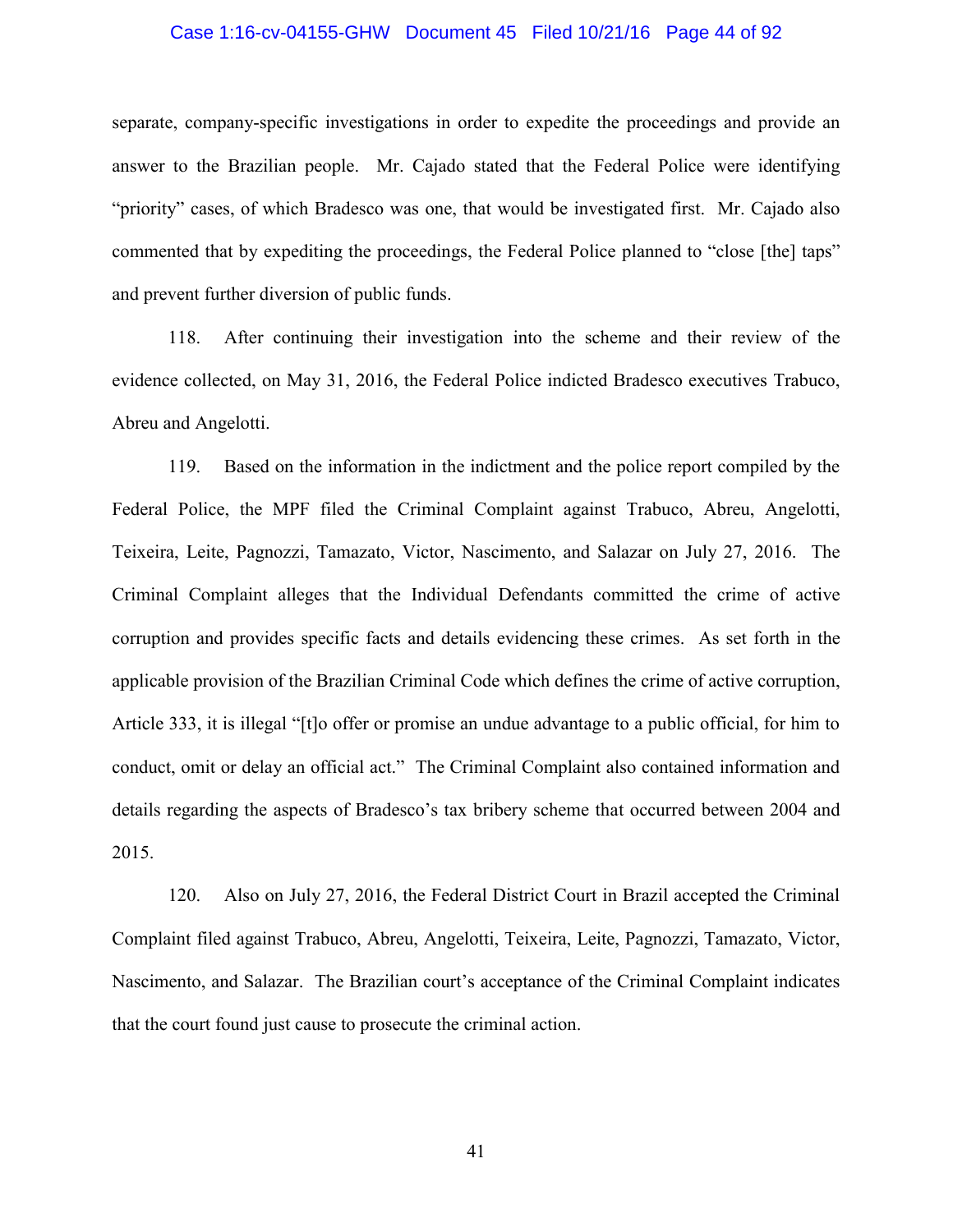separate, company-specific investigations in order to expedite the proceedings and provide an answer to the Brazilian people. Mr. Cajado stated that the Federal Police were identifying "priority" cases, of which Bradesco was one, that would be investigated first. Mr. Cajado also commented that by expediting the proceedings, the Federal Police planned to "close [the] taps" and prevent further diversion of public funds.

118. After continuing their investigation into the scheme and their review of the evidence collected, on May 31, 2016, the Federal Police indicted Bradesco executives Trabuco, Abreu and Angelotti.

119. Based on the information in the indictment and the police report compiled by the Federal Police, the MPF filed the Criminal Complaint against Trabuco, Abreu, Angelotti, Teixeira, Leite, Pagnozzi, Tamazato, Victor, Nascimento, and Salazar on July 27, 2016. The Criminal Complaint alleges that the Individual Defendants committed the crime of active corruption and provides specific facts and details evidencing these crimes. As set forth in the applicable provision of the Brazilian Criminal Code which defines the crime of active corruption, Article 333, it is illegal "[t]o offer or promise an undue advantage to a public official, for him to conduct, omit or delay an official act." The Criminal Complaint also contained information and details regarding the aspects of Bradesco's tax bribery scheme that occurred between 2004 and 2015.

120. Also on July 27, 2016, the Federal District Court in Brazil accepted the Criminal Complaint filed against Trabuco, Abreu, Angelotti, Teixeira, Leite, Pagnozzi, Tamazato, Victor, Nascimento, and Salazar. The Brazilian court's acceptance of the Criminal Complaint indicates that the court found just cause to prosecute the criminal action.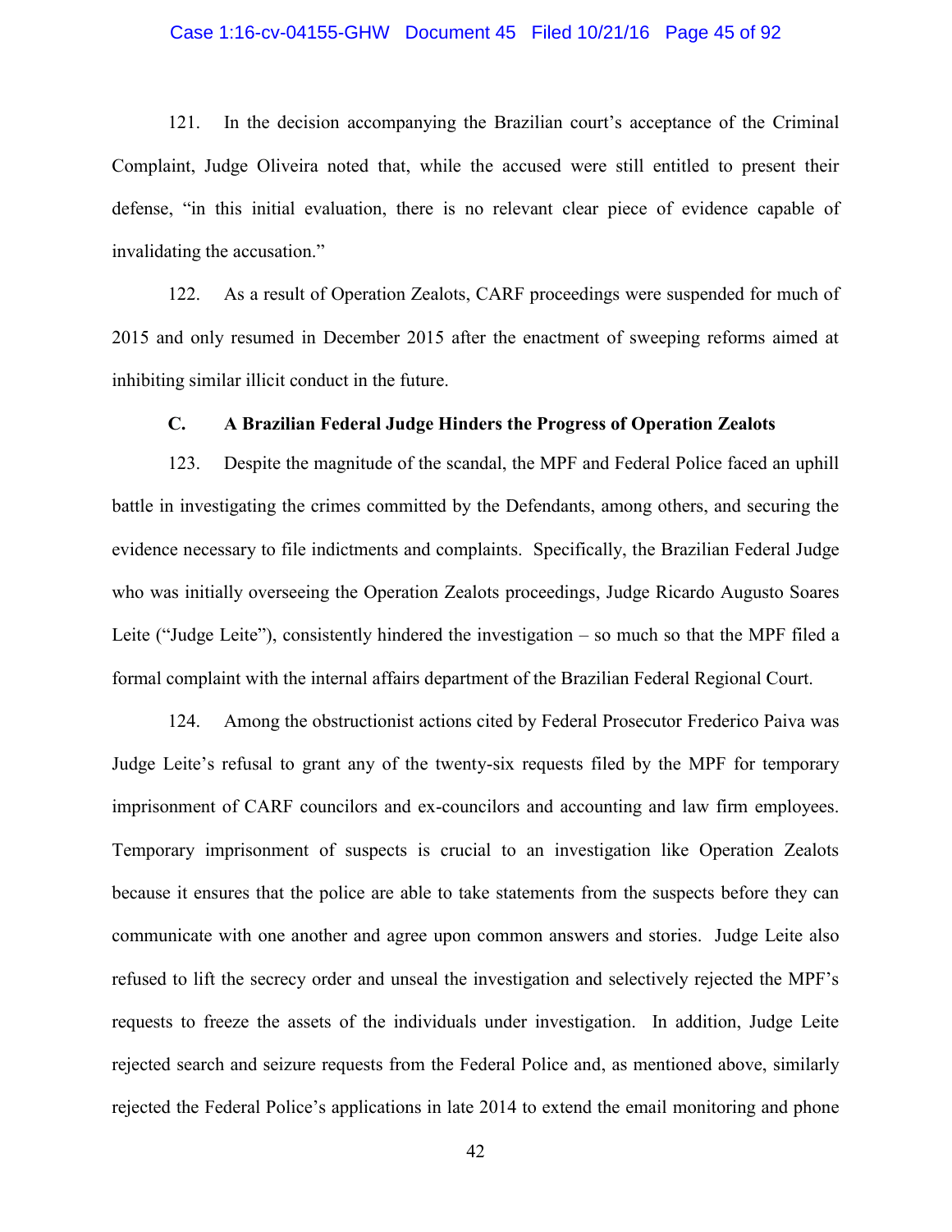121. In the decision accompanying the Brazilian court's acceptance of the Criminal Complaint, Judge Oliveira noted that, while the accused were still entitled to present their defense, "in this initial evaluation, there is no relevant clear piece of evidence capable of invalidating the accusation."

122. As a result of Operation Zealots, CARF proceedings were suspended for much of 2015 and only resumed in December 2015 after the enactment of sweeping reforms aimed at inhibiting similar illicit conduct in the future.

### C. A Brazilian Federal Judge Hinders the Progress of Operation Zealots

123. Despite the magnitude of the scandal, the MPF and Federal Police faced an uphill battle in investigating the crimes committed by the Defendants, among others, and securing the evidence necessary to file indictments and complaints. Specifically, the Brazilian Federal Judge who was initially overseeing the Operation Zealots proceedings, Judge Ricardo Augusto Soares Leite ("Judge Leite"), consistently hindered the investigation – so much so that the MPF filed a formal complaint with the internal affairs department of the Brazilian Federal Regional Court.

124. Among the obstructionist actions cited by Federal Prosecutor Frederico Paiva was Judge Leite's refusal to grant any of the twenty-six requests filed by the MPF for temporary imprisonment of CARF councilors and ex-councilors and accounting and law firm employees. Temporary imprisonment of suspects is crucial to an investigation like Operation Zealots because it ensures that the police are able to take statements from the suspects before they can communicate with one another and agree upon common answers and stories. Judge Leite also refused to lift the secrecy order and unseal the investigation and selectively rejected the MPF's requests to freeze the assets of the individuals under investigation. In addition, Judge Leite rejected search and seizure requests from the Federal Police and, as mentioned above, similarly rejected the Federal Police's applications in late 2014 to extend the email monitoring and phone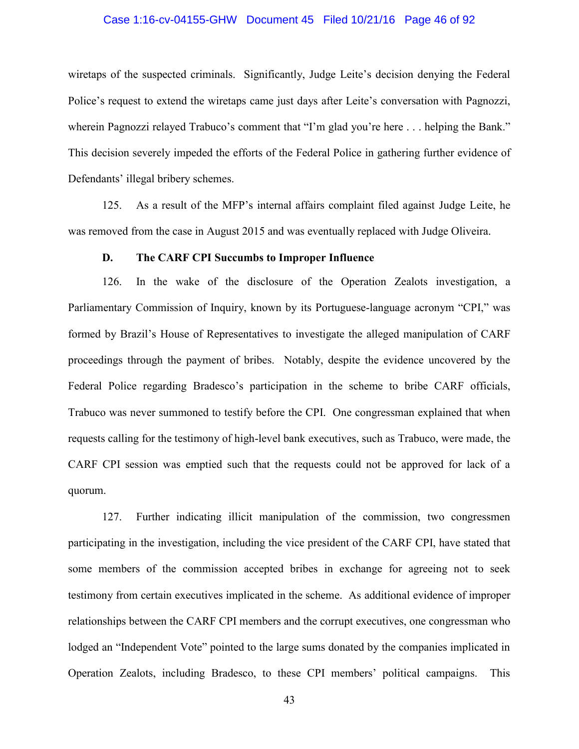wiretaps of the suspected criminals. Significantly, Judge Leite's decision denying the Federal Police's request to extend the wiretaps came just days after Leite's conversation with Pagnozzi, wherein Pagnozzi relayed Trabuco's comment that "I'm glad you're here . . . helping the Bank." This decision severely impeded the efforts of the Federal Police in gathering further evidence of Defendants' illegal bribery schemes.

125. As a result of the MFP's internal affairs complaint filed against Judge Leite, he was removed from the case in August 2015 and was eventually replaced with Judge Oliveira.

### D. The CARF CPI Succumbs to Improper Influence

126. In the wake of the disclosure of the Operation Zealots investigation, a Parliamentary Commission of Inquiry, known by its Portuguese-language acronym "CPI," was formed by Brazil's House of Representatives to investigate the alleged manipulation of CARF proceedings through the payment of bribes. Notably, despite the evidence uncovered by the Federal Police regarding Bradesco's participation in the scheme to bribe CARF officials, Trabuco was never summoned to testify before the CPI. One congressman explained that when requests calling for the testimony of high-level bank executives, such as Trabuco, were made, the CARF CPI session was emptied such that the requests could not be approved for lack of a quorum.

127. Further indicating illicit manipulation of the commission, two congressmen participating in the investigation, including the vice president of the CARF CPI, have stated that some members of the commission accepted bribes in exchange for agreeing not to seek testimony from certain executives implicated in the scheme. As additional evidence of improper relationships between the CARF CPI members and the corrupt executives, one congressman who lodged an "Independent Vote" pointed to the large sums donated by the companies implicated in Operation Zealots, including Bradesco, to these CPI members' political campaigns. This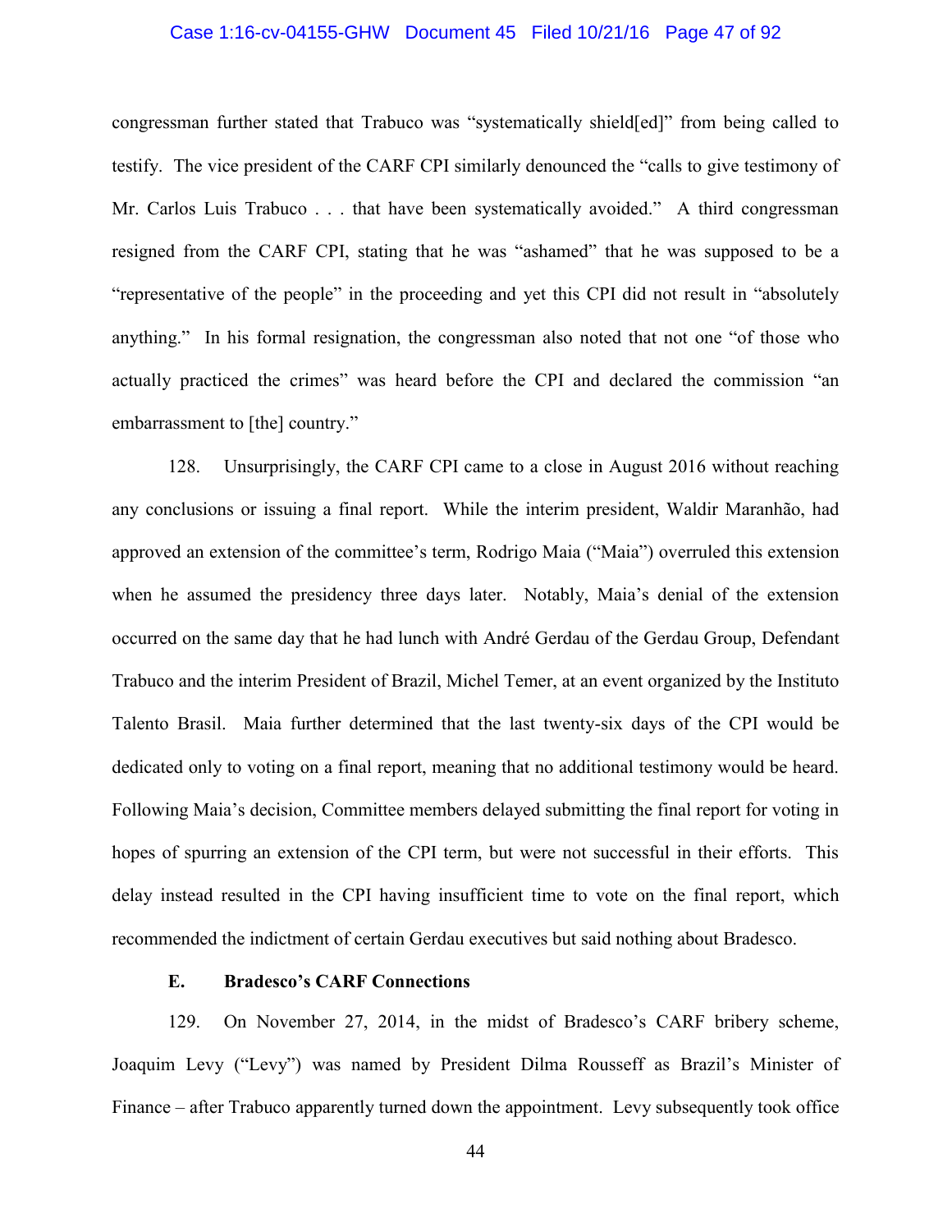congressman further stated that Trabuco was "systematically shield[ed]" from being called to testify. The vice president of the CARF CPI similarly denounced the "calls to give testimony of Mr. Carlos Luis Trabuco . . . that have been systematically avoided." A third congressman resigned from the CARF CPI, stating that he was "ashamed" that he was supposed to be a "representative of the people" in the proceeding and yet this CPI did not result in "absolutely anything." In his formal resignation, the congressman also noted that not one "of those who actually practiced the crimes" was heard before the CPI and declared the commission "an embarrassment to [the] country."

128. Unsurprisingly, the CARF CPI came to a close in August 2016 without reaching any conclusions or issuing a final report. While the interim president, Waldir Maranhão, had approved an extension of the committee's term, Rodrigo Maia ("Maia") overruled this extension when he assumed the presidency three days later. Notably, Maia's denial of the extension occurred on the same day that he had lunch with André Gerdau of the Gerdau Group, Defendant Trabuco and the interim President of Brazil, Michel Temer, at an event organized by the Instituto Talento Brasil. Maia further determined that the last twenty-six days of the CPI would be dedicated only to voting on a final report, meaning that no additional testimony would be heard. Following Maia's decision, Committee members delayed submitting the final report for voting in hopes of spurring an extension of the CPI term, but were not successful in their efforts. This delay instead resulted in the CPI having insufficient time to vote on the final report, which recommended the indictment of certain Gerdau executives but said nothing about Bradesco.

### E. Bradesco's CARF Connections

129. On November 27, 2014, in the midst of Bradesco's CARF bribery scheme, Joaquim Levy ("Levy") was named by President Dilma Rousseff as Brazil's Minister of Finance – after Trabuco apparently turned down the appointment. Levy subsequently took office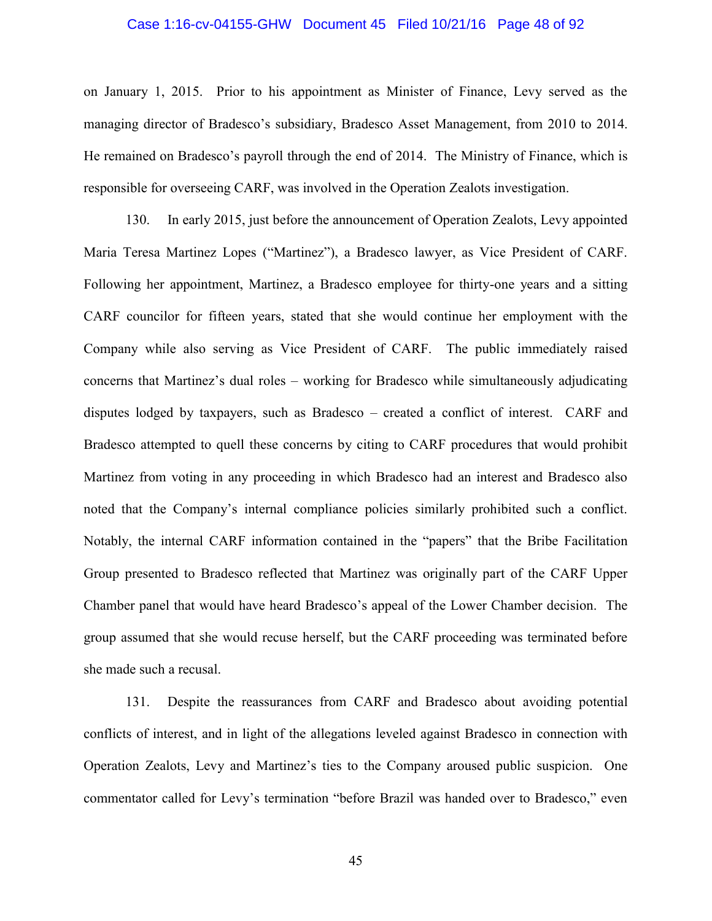on January 1, 2015. Prior to his appointment as Minister of Finance, Levy served as the managing director of Bradesco's subsidiary, Bradesco Asset Management, from 2010 to 2014. He remained on Bradesco's payroll through the end of 2014. The Ministry of Finance, which is responsible for overseeing CARF, was involved in the Operation Zealots investigation.

130. In early 2015, just before the announcement of Operation Zealots, Levy appointed Maria Teresa Martinez Lopes ("Martinez"), a Bradesco lawyer, as Vice President of CARF. Following her appointment, Martinez, a Bradesco employee for thirty-one years and a sitting CARF councilor for fifteen years, stated that she would continue her employment with the Company while also serving as Vice President of CARF. The public immediately raised concerns that Martinez's dual roles – working for Bradesco while simultaneously adjudicating disputes lodged by taxpayers, such as Bradesco – created a conflict of interest. CARF and Bradesco attempted to quell these concerns by citing to CARF procedures that would prohibit Martinez from voting in any proceeding in which Bradesco had an interest and Bradesco also noted that the Company's internal compliance policies similarly prohibited such a conflict. Notably, the internal CARF information contained in the "papers" that the Bribe Facilitation Group presented to Bradesco reflected that Martinez was originally part of the CARF Upper Chamber panel that would have heard Bradesco's appeal of the Lower Chamber decision. The group assumed that she would recuse herself, but the CARF proceeding was terminated before she made such a recusal.

131. Despite the reassurances from CARF and Bradesco about avoiding potential conflicts of interest, and in light of the allegations leveled against Bradesco in connection with Operation Zealots, Levy and Martinez's ties to the Company aroused public suspicion. One commentator called for Levy's termination "before Brazil was handed over to Bradesco," even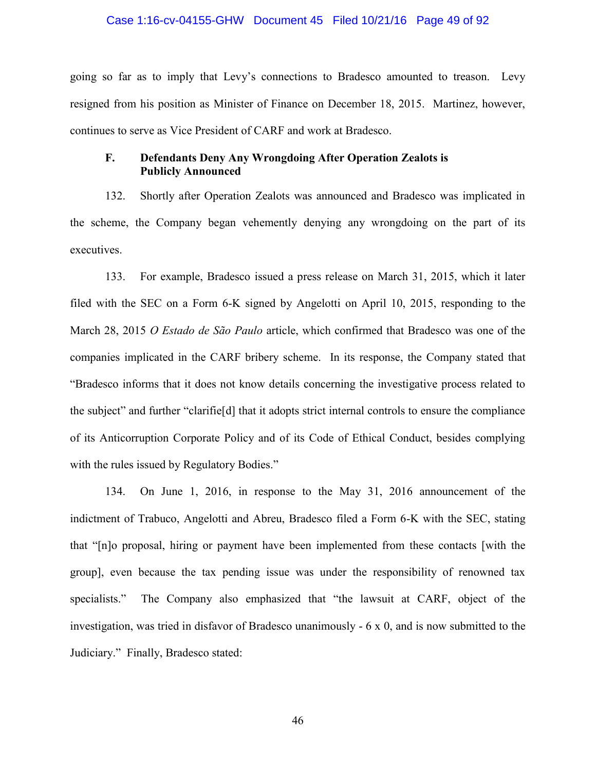going so far as to imply that Levy's connections to Bradesco amounted to treason. Levy resigned from his position as Minister of Finance on December 18, 2015. Martinez, however, continues to serve as Vice President of CARF and work at Bradesco.

### F. Defendants Deny Any Wrongdoing After Operation Zealots is Publicly Announced

132. Shortly after Operation Zealots was announced and Bradesco was implicated in the scheme, the Company began vehemently denying any wrongdoing on the part of its executives.

133. For example, Bradesco issued a press release on March 31, 2015, which it later filed with the SEC on a Form 6-K signed by Angelotti on April 10, 2015, responding to the March 28, 2015 *O Estado de São Paulo* article, which confirmed that Bradesco was one of the companies implicated in the CARF bribery scheme. In its response, the Company stated that "Bradesco informs that it does not know details concerning the investigative process related to the subject" and further "clarifie[d] that it adopts strict internal controls to ensure the compliance of its Anticorruption Corporate Policy and of its Code of Ethical Conduct, besides complying with the rules issued by Regulatory Bodies."

134. On June 1, 2016, in response to the May 31, 2016 announcement of the indictment of Trabuco, Angelotti and Abreu, Bradesco filed a Form 6-K with the SEC, stating that "[n]o proposal, hiring or payment have been implemented from these contacts [with the group], even because the tax pending issue was under the responsibility of renowned tax specialists." The Company also emphasized that "the lawsuit at CARF, object of the investigation, was tried in disfavor of Bradesco unanimously - 6 x 0, and is now submitted to the Judiciary." Finally, Bradesco stated: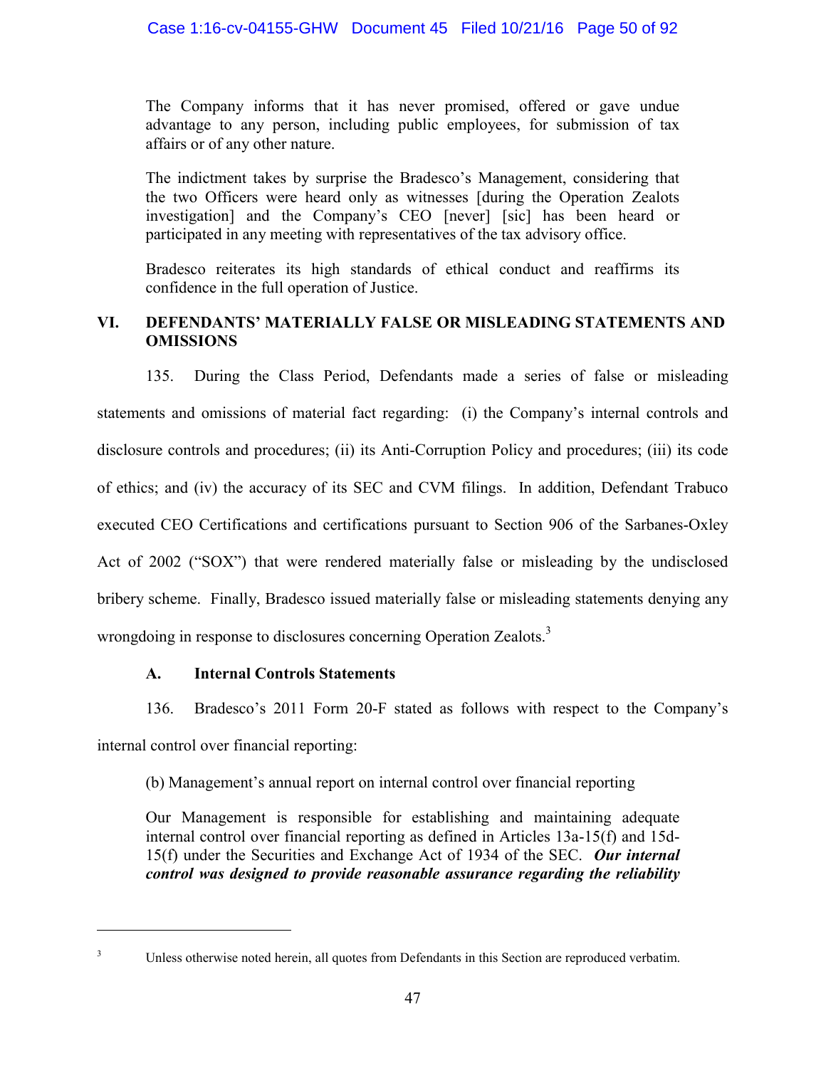> The Company informs that it has never promised, offered or gave undue advantage to any person, including public employees, for submission of tax affairs or of any other nature.
>
> The indictment takes by surprise the Bradesco's Management, considering that the two Officers were heard only as witnesses [during the Operation Zealots investigation] and the Company's CEO [never] [sic] has been heard or participated in any meeting with representatives of the tax advisory office.
>
> Bradesco reiterates its high standards of ethical conduct and reaffirms its confidence in the full operation of Justice.

## VI. DEFENDANTS' MATERIALLY FALSE OR MISLEADING STATEMENTS AND OMISSIONS

135. During the Class Period, Defendants made a series of false or misleading statements and omissions of material fact regarding: (i) the Company's internal controls and disclosure controls and procedures; (ii) its Anti-Corruption Policy and procedures; (iii) its code of ethics; and (iv) the accuracy of its SEC and CVM filings. In addition, Defendant Trabuco executed CEO Certifications and certifications pursuant to Section 906 of the Sarbanes-Oxley Act of 2002 ("SOX") that were rendered materially false or misleading by the undisclosed bribery scheme. Finally, Bradesco issued materially false or misleading statements denying any wrongdoing in response to disclosures concerning Operation Zealots.[3]

### A. Internal Controls Statements

136. Bradesco's 2011 Form 20-F stated as follows with respect to the Company's internal control over financial reporting:

> (b) Management's annual report on internal control over financial reporting
>
> Our Management is responsible for establishing and maintaining adequate internal control over financial reporting as defined in Articles 13a-15(f) and 15d-15(f) under the Securities and Exchange Act of 1934 of the SEC. ***Our internal control was designed to provide reasonable assurance regarding the reliability***

---

[3] Unless otherwise noted herein, all quotes from Defendants in this Section are reproduced verbatim.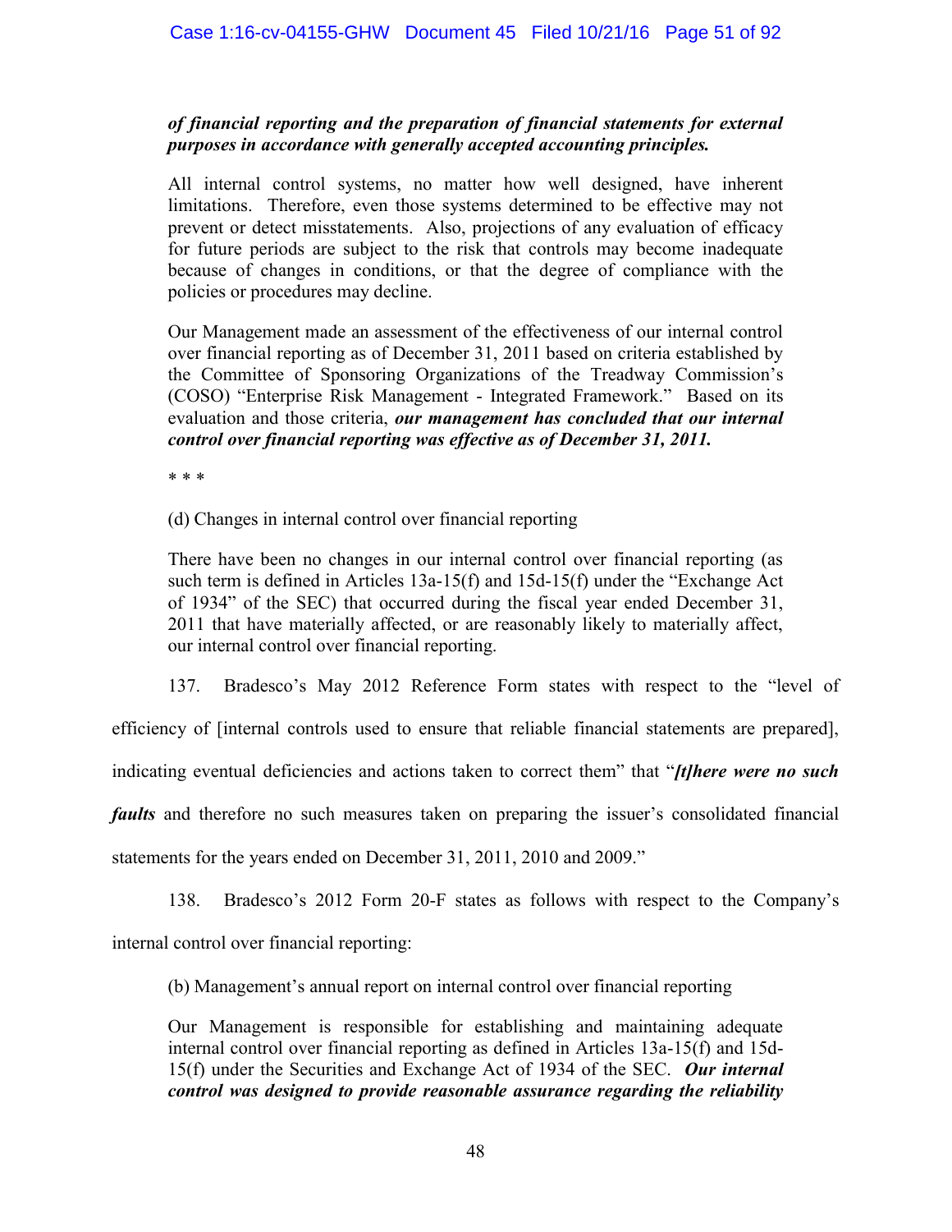*of financial reporting and the preparation of financial statements for external purposes in accordance with generally accepted accounting principles.*

> All internal control systems, no matter how well designed, have inherent limitations. Therefore, even those systems determined to be effective may not prevent or detect misstatements. Also, projections of any evaluation of efficacy for future periods are subject to the risk that controls may become inadequate because of changes in conditions, or that the degree of compliance with the policies or procedures may decline.
>
> Our Management made an assessment of the effectiveness of our internal control over financial reporting as of December 31, 2011 based on criteria established by the Committee of Sponsoring Organizations of the Treadway Commission's (COSO) "Enterprise Risk Management - Integrated Framework." Based on its evaluation and those criteria, ***our management has concluded that our internal control over financial reporting was effective as of December 31, 2011.***
>
> \* \* \*
>
> (d) Changes in internal control over financial reporting
>
> There have been no changes in our internal control over financial reporting (as such term is defined in Articles 13a-15(f) and 15d-15(f) under the "Exchange Act of 1934" of the SEC) that occurred during the fiscal year ended December 31, 2011 that have materially affected, or are reasonably likely to materially affect, our internal control over financial reporting.

137. Bradesco's May 2012 Reference Form states with respect to the "level of efficiency of [internal controls used to ensure that reliable financial statements are prepared], indicating eventual deficiencies and actions taken to correct them" that "***[t]here were no such faults*** and therefore no such measures taken on preparing the issuer's consolidated financial statements for the years ended on December 31, 2011, 2010 and 2009."

138. Bradesco's 2012 Form 20-F states as follows with respect to the Company's internal control over financial reporting:

> (b) Management's annual report on internal control over financial reporting
>
> Our Management is responsible for establishing and maintaining adequate internal control over financial reporting as defined in Articles 13a-15(f) and 15d-15(f) under the Securities and Exchange Act of 1934 of the SEC. ***Our internal control was designed to provide reasonable assurance regarding the reliability***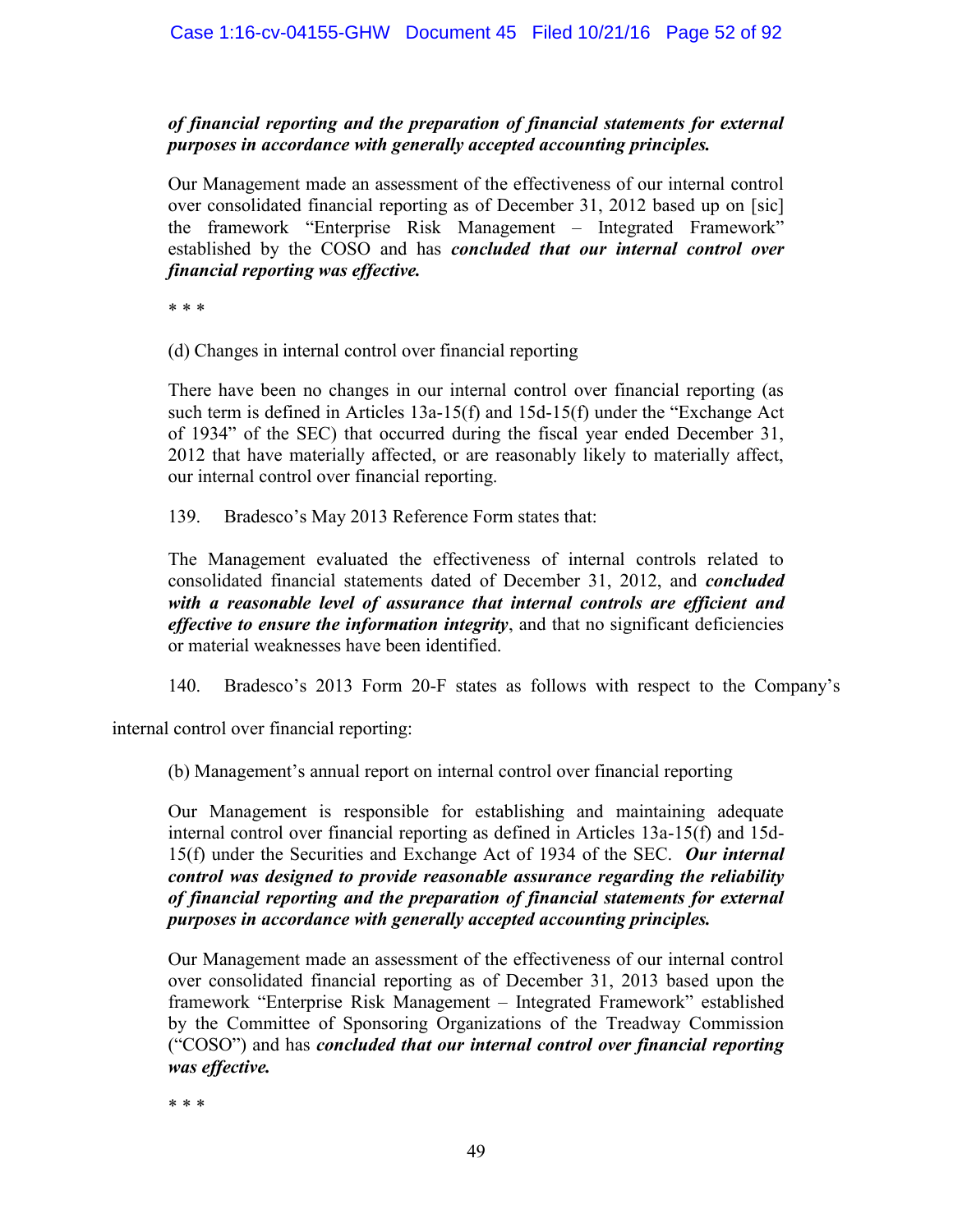> ***of financial reporting and the preparation of financial statements for external purposes in accordance with generally accepted accounting principles.***
>
> Our Management made an assessment of the effectiveness of our internal control over consolidated financial reporting as of December 31, 2012 based up on [sic] the framework "Enterprise Risk Management – Integrated Framework" established by the COSO and has ***concluded that our internal control over financial reporting was effective.***
>
> * * *
>
> (d) Changes in internal control over financial reporting
>
> There have been no changes in our internal control over financial reporting (as such term is defined in Articles 13a-15(f) and 15d-15(f) under the "Exchange Act of 1934" of the SEC) that occurred during the fiscal year ended December 31, 2012 that have materially affected, or are reasonably likely to materially affect, our internal control over financial reporting.

139. Bradesco's May 2013 Reference Form states that:

> The Management evaluated the effectiveness of internal controls related to consolidated financial statements dated of December 31, 2012, and ***concluded with a reasonable level of assurance that internal controls are efficient and effective to ensure the information integrity***, and that no significant deficiencies or material weaknesses have been identified.

140. Bradesco's 2013 Form 20-F states as follows with respect to the Company's internal control over financial reporting:

> (b) Management's annual report on internal control over financial reporting
>
> Our Management is responsible for establishing and maintaining adequate internal control over financial reporting as defined in Articles 13a-15(f) and 15d-15(f) under the Securities and Exchange Act of 1934 of the SEC. ***Our internal control was designed to provide reasonable assurance regarding the reliability of financial reporting and the preparation of financial statements for external purposes in accordance with generally accepted accounting principles.***
>
> Our Management made an assessment of the effectiveness of our internal control over consolidated financial reporting as of December 31, 2013 based upon the framework "Enterprise Risk Management – Integrated Framework" established by the Committee of Sponsoring Organizations of the Treadway Commission ("COSO") and has ***concluded that our internal control over financial reporting was effective.***
>
> * * *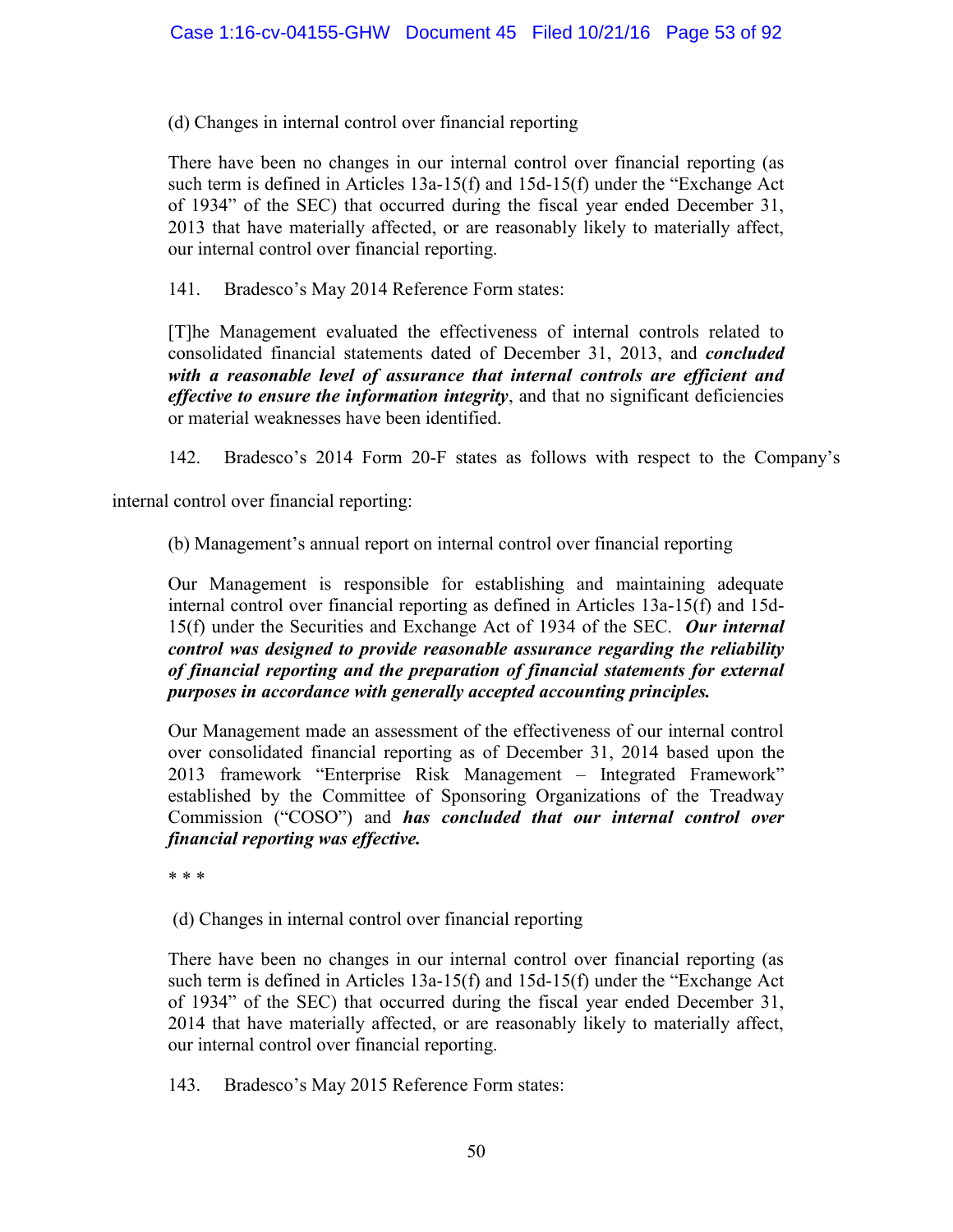(d) Changes in internal control over financial reporting

There have been no changes in our internal control over financial reporting (as such term is defined in Articles 13a-15(f) and 15d-15(f) under the "Exchange Act of 1934" of the SEC) that occurred during the fiscal year ended December 31, 2013 that have materially affected, or are reasonably likely to materially affect, our internal control over financial reporting.

141. Bradesco's May 2014 Reference Form states:

> [T]he Management evaluated the effectiveness of internal controls related to consolidated financial statements dated of December 31, 2013, and ***concluded with a reasonable level of assurance that internal controls are efficient and effective to ensure the information integrity***, and that no significant deficiencies or material weaknesses have been identified.

142. Bradesco's 2014 Form 20-F states as follows with respect to the Company's internal control over financial reporting:

> (b) Management's annual report on internal control over financial reporting
>
> Our Management is responsible for establishing and maintaining adequate internal control over financial reporting as defined in Articles 13a-15(f) and 15d-15(f) under the Securities and Exchange Act of 1934 of the SEC. ***Our internal control was designed to provide reasonable assurance regarding the reliability of financial reporting and the preparation of financial statements for external purposes in accordance with generally accepted accounting principles.***
>
> Our Management made an assessment of the effectiveness of our internal control over consolidated financial reporting as of December 31, 2014 based upon the 2013 framework "Enterprise Risk Management – Integrated Framework" established by the Committee of Sponsoring Organizations of the Treadway Commission ("COSO") and ***has concluded that our internal control over financial reporting was effective.***
>
> \* \* \*
>
> (d) Changes in internal control over financial reporting
>
> There have been no changes in our internal control over financial reporting (as such term is defined in Articles 13a-15(f) and 15d-15(f) under the "Exchange Act of 1934" of the SEC) that occurred during the fiscal year ended December 31, 2014 that have materially affected, or are reasonably likely to materially affect, our internal control over financial reporting.

143. Bradesco's May 2015 Reference Form states: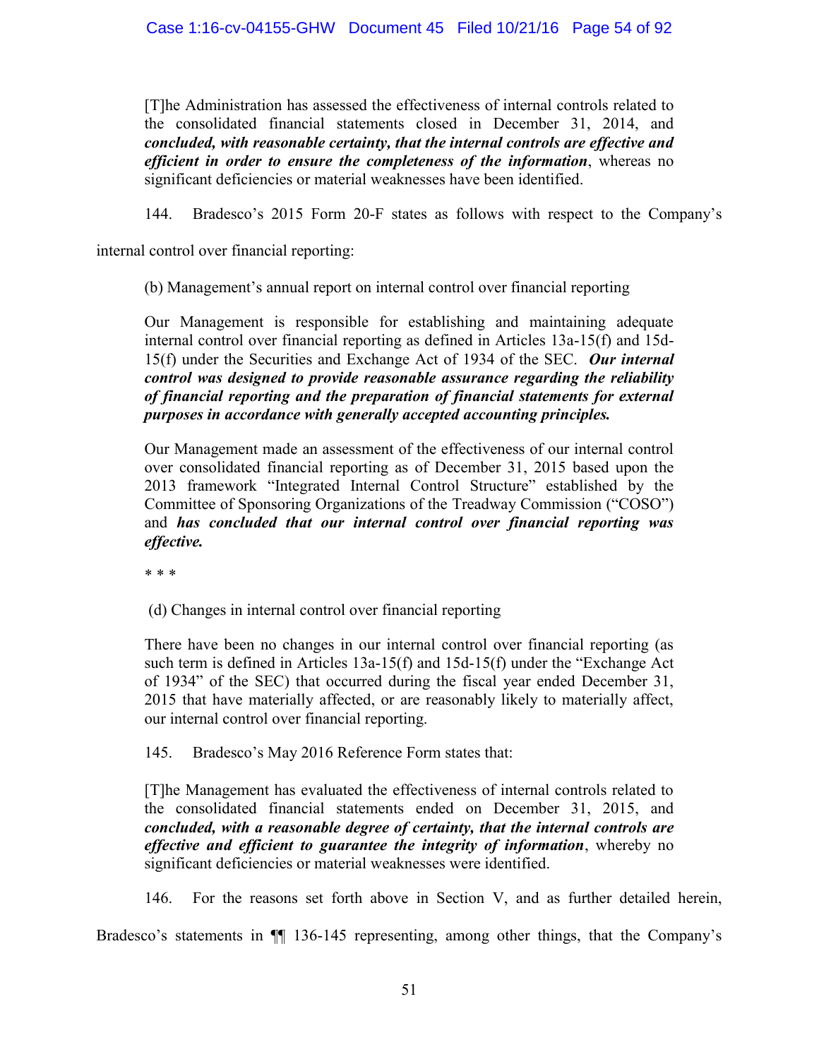> [T]he Administration has assessed the effectiveness of internal controls related to the consolidated financial statements closed in December 31, 2014, and ***concluded, with reasonable certainty, that the internal controls are effective and efficient in order to ensure the completeness of the information***, whereas no significant deficiencies or material weaknesses have been identified.

144. Bradesco's 2015 Form 20-F states as follows with respect to the Company's internal control over financial reporting:

> (b) Management's annual report on internal control over financial reporting
>
> Our Management is responsible for establishing and maintaining adequate internal control over financial reporting as defined in Articles 13a-15(f) and 15d-15(f) under the Securities and Exchange Act of 1934 of the SEC. ***Our internal control was designed to provide reasonable assurance regarding the reliability of financial reporting and the preparation of financial statements for external purposes in accordance with generally accepted accounting principles.***
>
> Our Management made an assessment of the effectiveness of our internal control over consolidated financial reporting as of December 31, 2015 based upon the 2013 framework "Integrated Internal Control Structure" established by the Committee of Sponsoring Organizations of the Treadway Commission ("COSO") and ***has concluded that our internal control over financial reporting was effective.***
>
> \* \* \*
>
> (d) Changes in internal control over financial reporting
>
> There have been no changes in our internal control over financial reporting (as such term is defined in Articles 13a-15(f) and 15d-15(f) under the "Exchange Act of 1934" of the SEC) that occurred during the fiscal year ended December 31, 2015 that have materially affected, or are reasonably likely to materially affect, our internal control over financial reporting.

145. Bradesco's May 2016 Reference Form states that:

> [T]he Management has evaluated the effectiveness of internal controls related to the consolidated financial statements ended on December 31, 2015, and ***concluded, with a reasonable degree of certainty, that the internal controls are effective and efficient to guarantee the integrity of information***, whereby no significant deficiencies or material weaknesses were identified.

146. For the reasons set forth above in Section V, and as further detailed herein, Bradesco's statements in ¶¶ 136-145 representing, among other things, that the Company's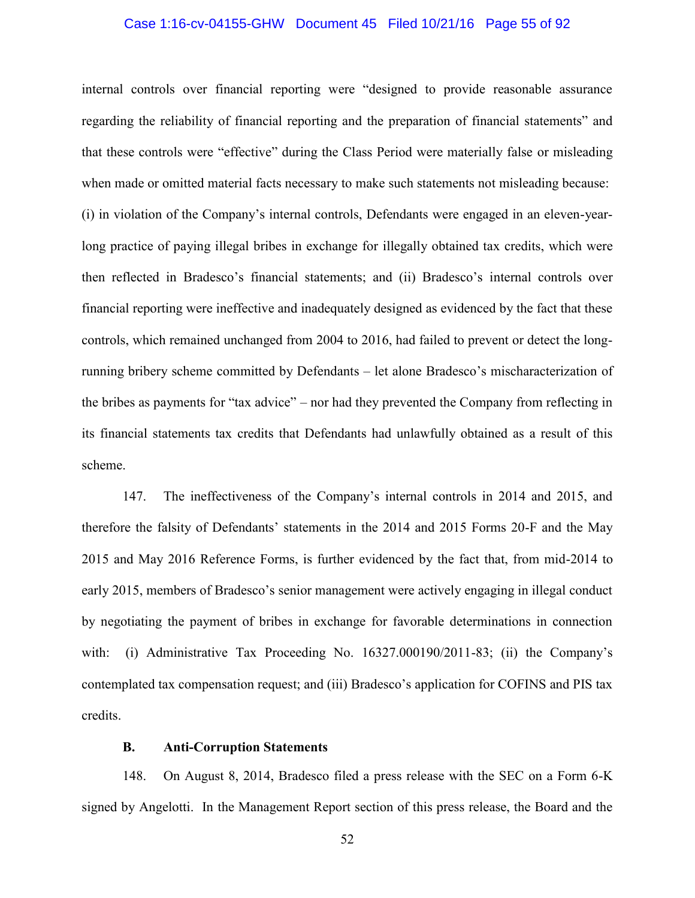internal controls over financial reporting were "designed to provide reasonable assurance regarding the reliability of financial reporting and the preparation of financial statements" and that these controls were "effective" during the Class Period were materially false or misleading when made or omitted material facts necessary to make such statements not misleading because: (i) in violation of the Company's internal controls, Defendants were engaged in an eleven-year-long practice of paying illegal bribes in exchange for illegally obtained tax credits, which were then reflected in Bradesco's financial statements; and (ii) Bradesco's internal controls over financial reporting were ineffective and inadequately designed as evidenced by the fact that these controls, which remained unchanged from 2004 to 2016, had failed to prevent or detect the long-running bribery scheme committed by Defendants – let alone Bradesco's mischaracterization of the bribes as payments for "tax advice" – nor had they prevented the Company from reflecting in its financial statements tax credits that Defendants had unlawfully obtained as a result of this scheme.

147. The ineffectiveness of the Company's internal controls in 2014 and 2015, and therefore the falsity of Defendants' statements in the 2014 and 2015 Forms 20-F and the May 2015 and May 2016 Reference Forms, is further evidenced by the fact that, from mid-2014 to early 2015, members of Bradesco's senior management were actively engaging in illegal conduct by negotiating the payment of bribes in exchange for favorable determinations in connection with: (i) Administrative Tax Proceeding No. 16327.000190/2011-83; (ii) the Company's contemplated tax compensation request; and (iii) Bradesco's application for COFINS and PIS tax credits.

### B. Anti-Corruption Statements

148. On August 8, 2014, Bradesco filed a press release with the SEC on a Form 6-K signed by Angelotti. In the Management Report section of this press release, the Board and the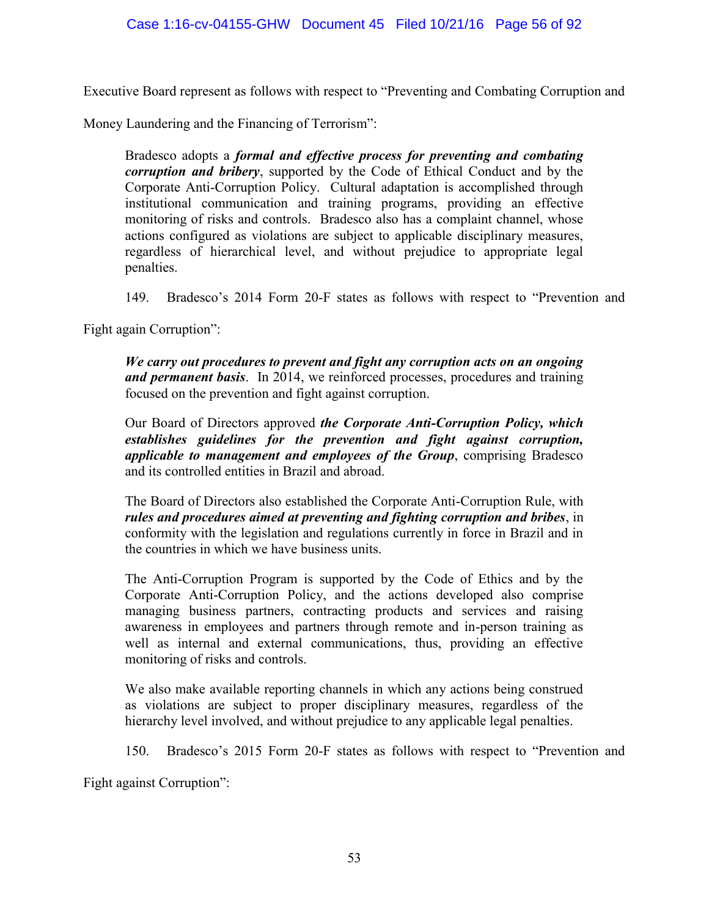Executive Board represent as follows with respect to "Preventing and Combating Corruption and Money Laundering and the Financing of Terrorism":

> Bradesco adopts a ***formal and effective process for preventing and combating corruption and bribery***, supported by the Code of Ethical Conduct and by the Corporate Anti-Corruption Policy. Cultural adaptation is accomplished through institutional communication and training programs, providing an effective monitoring of risks and controls. Bradesco also has a complaint channel, whose actions configured as violations are subject to applicable disciplinary measures, regardless of hierarchical level, and without prejudice to appropriate legal penalties.

149. Bradesco's 2014 Form 20-F states as follows with respect to "Prevention and Fight again Corruption":

> ***We carry out procedures to prevent and fight any corruption acts on an ongoing and permanent basis***. In 2014, we reinforced processes, procedures and training focused on the prevention and fight against corruption.
>
> Our Board of Directors approved ***the Corporate Anti-Corruption Policy, which establishes guidelines for the prevention and fight against corruption, applicable to management and employees of the Group***, comprising Bradesco and its controlled entities in Brazil and abroad.
>
> The Board of Directors also established the Corporate Anti-Corruption Rule, with ***rules and procedures aimed at preventing and fighting corruption and bribes***, in conformity with the legislation and regulations currently in force in Brazil and in the countries in which we have business units.
>
> The Anti-Corruption Program is supported by the Code of Ethics and by the Corporate Anti-Corruption Policy, and the actions developed also comprise managing business partners, contracting products and services and raising awareness in employees and partners through remote and in-person training as well as internal and external communications, thus, providing an effective monitoring of risks and controls.
>
> We also make available reporting channels in which any actions being construed as violations are subject to proper disciplinary measures, regardless of the hierarchy level involved, and without prejudice to any applicable legal penalties.

150. Bradesco's 2015 Form 20-F states as follows with respect to "Prevention and Fight against Corruption":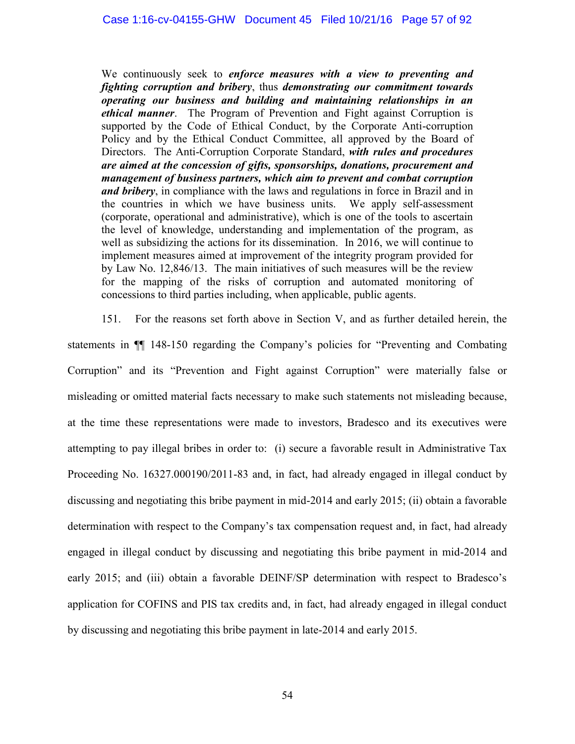> We continuously seek to ***enforce measures with a view to preventing and fighting corruption and bribery***, thus ***demonstrating our commitment towards operating our business and building and maintaining relationships in an ethical manner***. The Program of Prevention and Fight against Corruption is supported by the Code of Ethical Conduct, by the Corporate Anti-corruption Policy and by the Ethical Conduct Committee, all approved by the Board of Directors. The Anti-Corruption Corporate Standard, ***with rules and procedures are aimed at the concession of gifts, sponsorships, donations, procurement and management of business partners, which aim to prevent and combat corruption and bribery***, in compliance with the laws and regulations in force in Brazil and in the countries in which we have business units. We apply self-assessment (corporate, operational and administrative), which is one of the tools to ascertain the level of knowledge, understanding and implementation of the program, as well as subsidizing the actions for its dissemination. In 2016, we will continue to implement measures aimed at improvement of the integrity program provided for by Law No. 12,846/13. The main initiatives of such measures will be the review for the mapping of the risks of corruption and automated monitoring of concessions to third parties including, when applicable, public agents.

151. For the reasons set forth above in Section V, and as further detailed herein, the statements in ¶¶ 148-150 regarding the Company's policies for "Preventing and Combating Corruption" and its "Prevention and Fight against Corruption" were materially false or misleading or omitted material facts necessary to make such statements not misleading because, at the time these representations were made to investors, Bradesco and its executives were attempting to pay illegal bribes in order to: (i) secure a favorable result in Administrative Tax Proceeding No. 16327.000190/2011-83 and, in fact, had already engaged in illegal conduct by discussing and negotiating this bribe payment in mid-2014 and early 2015; (ii) obtain a favorable determination with respect to the Company's tax compensation request and, in fact, had already engaged in illegal conduct by discussing and negotiating this bribe payment in mid-2014 and early 2015; and (iii) obtain a favorable DEINF/SP determination with respect to Bradesco's application for COFINS and PIS tax credits and, in fact, had already engaged in illegal conduct by discussing and negotiating this bribe payment in late-2014 and early 2015.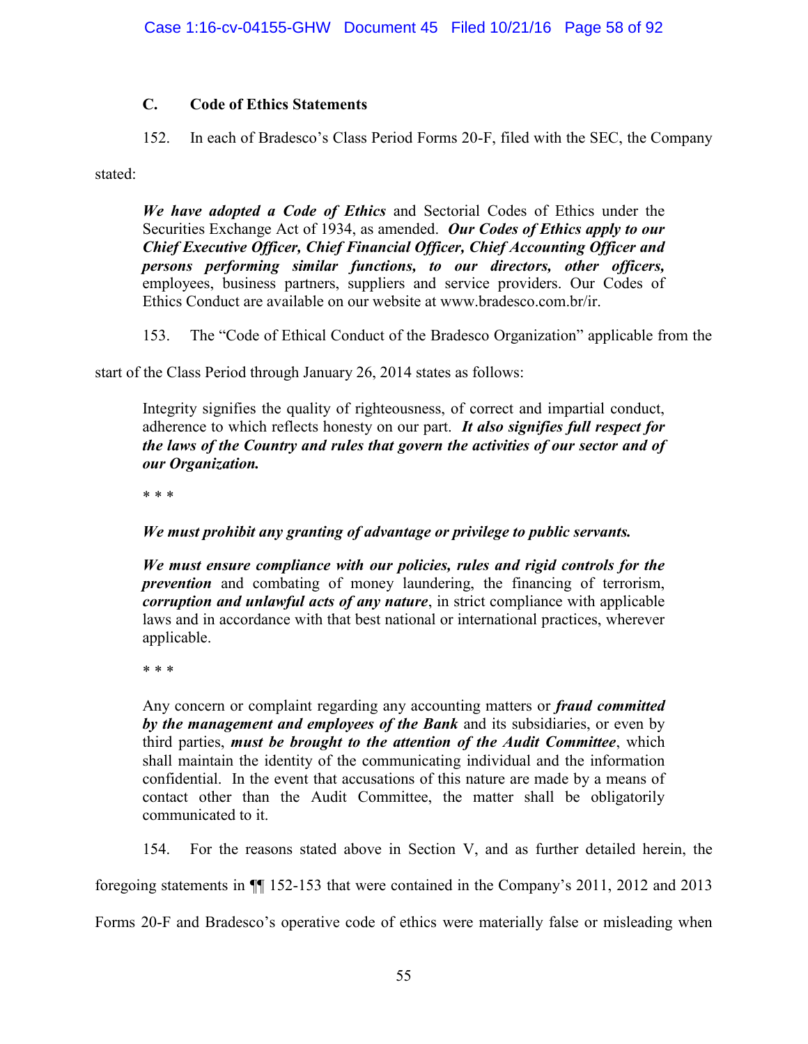### C. Code of Ethics Statements

152. In each of Bradesco's Class Period Forms 20-F, filed with the SEC, the Company stated:

> ***We have adopted a Code of Ethics*** and Sectorial Codes of Ethics under the Securities Exchange Act of 1934, as amended. ***Our Codes of Ethics apply to our Chief Executive Officer, Chief Financial Officer, Chief Accounting Officer and persons performing similar functions, to our directors, other officers,*** employees, business partners, suppliers and service providers. Our Codes of Ethics Conduct are available on our website at www.bradesco.com.br/ir.

153. The "Code of Ethical Conduct of the Bradesco Organization" applicable from the start of the Class Period through January 26, 2014 states as follows:

> Integrity signifies the quality of righteousness, of correct and impartial conduct, adherence to which reflects honesty on our part. ***It also signifies full respect for the laws of the Country and rules that govern the activities of our sector and of our Organization.***
>
> \* \* \*
>
> ***We must prohibit any granting of advantage or privilege to public servants.***
>
> ***We must ensure compliance with our policies, rules and rigid controls for the prevention*** and combating of money laundering, the financing of terrorism, ***corruption and unlawful acts of any nature***, in strict compliance with applicable laws and in accordance with that best national or international practices, wherever applicable.
>
> \* \* \*
>
> Any concern or complaint regarding any accounting matters or ***fraud committed by the management and employees of the Bank*** and its subsidiaries, or even by third parties, ***must be brought to the attention of the Audit Committee***, which shall maintain the identity of the communicating individual and the information confidential. In the event that accusations of this nature are made by a means of contact other than the Audit Committee, the matter shall be obligatorily communicated to it.

154. For the reasons stated above in Section V, and as further detailed herein, the foregoing statements in ¶¶ 152-153 that were contained in the Company's 2011, 2012 and 2013 Forms 20-F and Bradesco's operative code of ethics were materially false or misleading when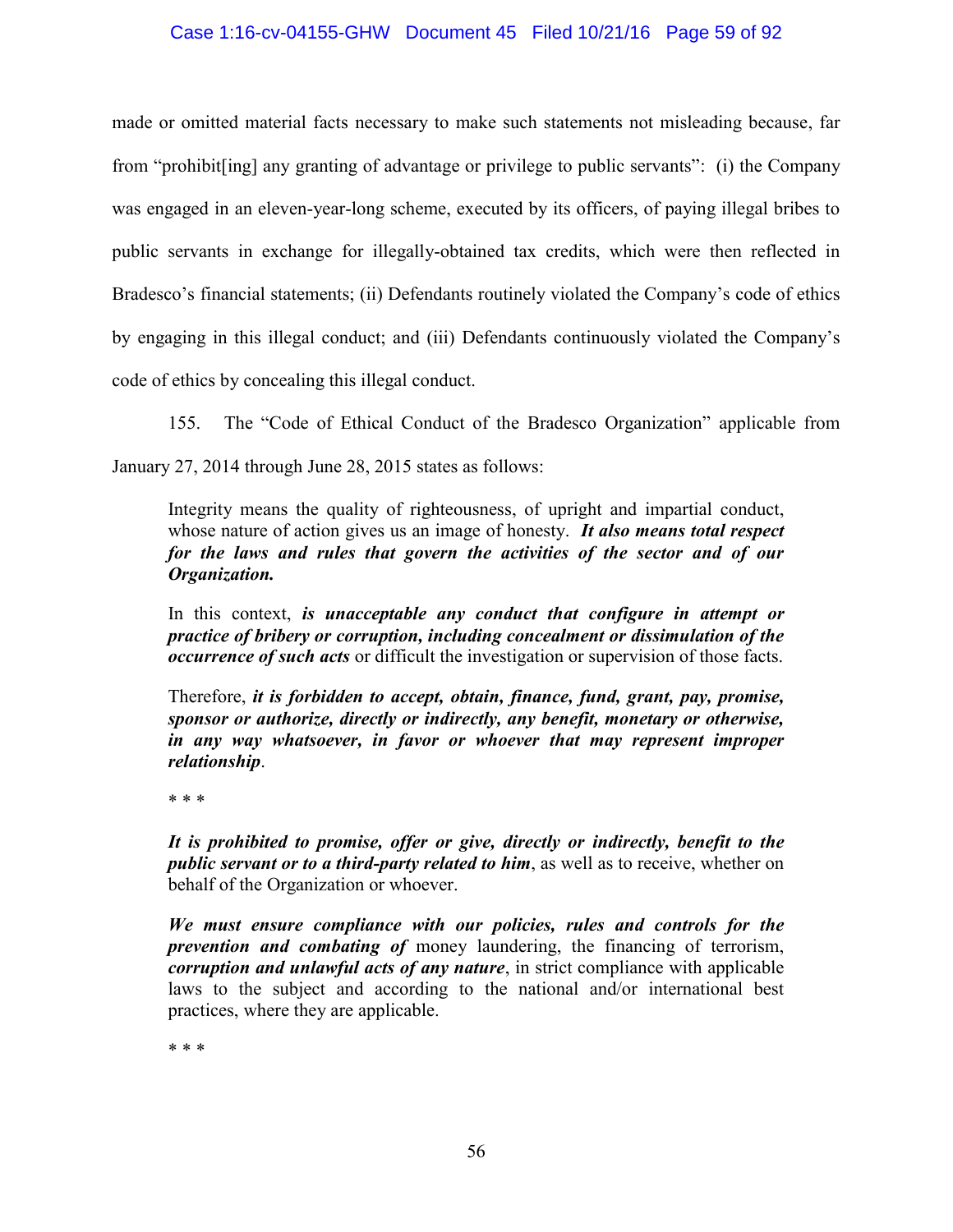made or omitted material facts necessary to make such statements not misleading because, far from "prohibit[ing] any granting of advantage or privilege to public servants": (i) the Company was engaged in an eleven-year-long scheme, executed by its officers, of paying illegal bribes to public servants in exchange for illegally-obtained tax credits, which were then reflected in Bradesco's financial statements; (ii) Defendants routinely violated the Company's code of ethics by engaging in this illegal conduct; and (iii) Defendants continuously violated the Company's code of ethics by concealing this illegal conduct.

155. The "Code of Ethical Conduct of the Bradesco Organization" applicable from January 27, 2014 through June 28, 2015 states as follows:

> Integrity means the quality of righteousness, of upright and impartial conduct, whose nature of action gives us an image of honesty. ***It also means total respect for the laws and rules that govern the activities of the sector and of our Organization.***
>
> In this context, ***is unacceptable any conduct that configure in attempt or practice of bribery or corruption, including concealment or dissimulation of the occurrence of such acts*** or difficult the investigation or supervision of those facts.
>
> Therefore, ***it is forbidden to accept, obtain, finance, fund, grant, pay, promise, sponsor or authorize, directly or indirectly, any benefit, monetary or otherwise, in any way whatsoever, in favor or whoever that may represent improper relationship***.
>
> \* \* \*
>
> ***It is prohibited to promise, offer or give, directly or indirectly, benefit to the public servant or to a third-party related to him***, as well as to receive, whether on behalf of the Organization or whoever.
>
> ***We must ensure compliance with our policies, rules and controls for the prevention and combating of*** money laundering, the financing of terrorism, ***corruption and unlawful acts of any nature***, in strict compliance with applicable laws to the subject and according to the national and/or international best practices, where they are applicable.
>
> \* \* \*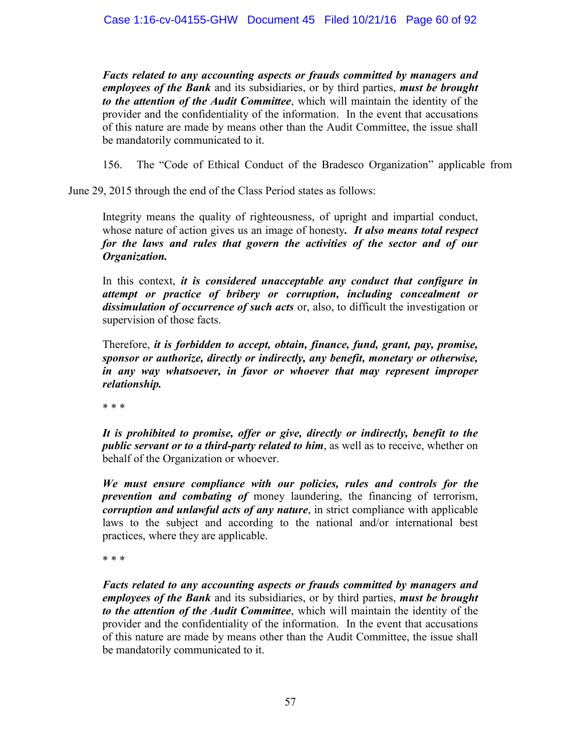> ***Facts related to any accounting aspects or frauds committed by managers and employees of the Bank*** and its subsidiaries, or by third parties, ***must be brought to the attention of the Audit Committee***, which will maintain the identity of the provider and the confidentiality of the information. In the event that accusations of this nature are made by means other than the Audit Committee, the issue shall be mandatorily communicated to it.

156. The "Code of Ethical Conduct of the Bradesco Organization" applicable from June 29, 2015 through the end of the Class Period states as follows:

> Integrity means the quality of righteousness, of upright and impartial conduct, whose nature of action gives us an image of honesty***. It also means total respect for the laws and rules that govern the activities of the sector and of our Organization.***
>
> In this context, ***it is considered unacceptable any conduct that configure in attempt or practice of bribery or corruption, including concealment or dissimulation of occurrence of such acts*** or, also, to difficult the investigation or supervision of those facts.
>
> Therefore, ***it is forbidden to accept, obtain, finance, fund, grant, pay, promise, sponsor or authorize, directly or indirectly, any benefit, monetary or otherwise, in any way whatsoever, in favor or whoever that may represent improper relationship.***
>
> \* \* \*
>
> ***It is prohibited to promise, offer or give, directly or indirectly, benefit to the public servant or to a third-party related to him***, as well as to receive, whether on behalf of the Organization or whoever.
>
> ***We must ensure compliance with our policies, rules and controls for the prevention and combating of*** money laundering, the financing of terrorism, ***corruption and unlawful acts of any nature***, in strict compliance with applicable laws to the subject and according to the national and/or international best practices, where they are applicable.
>
> \* \* \*
>
> ***Facts related to any accounting aspects or frauds committed by managers and employees of the Bank*** and its subsidiaries, or by third parties, ***must be brought to the attention of the Audit Committee***, which will maintain the identity of the provider and the confidentiality of the information. In the event that accusations of this nature are made by means other than the Audit Committee, the issue shall be mandatorily communicated to it.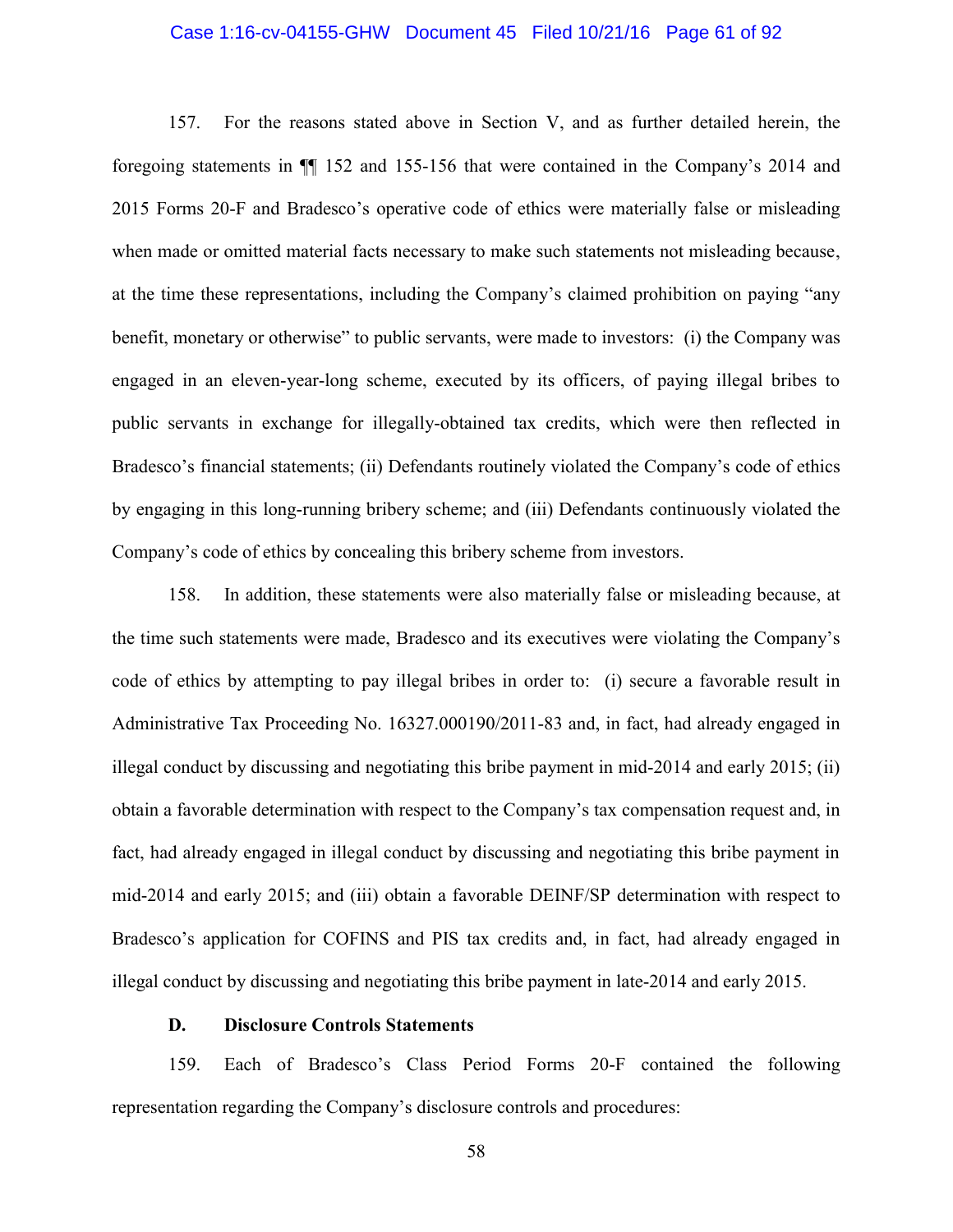157. For the reasons stated above in Section V, and as further detailed herein, the foregoing statements in ¶¶ 152 and 155-156 that were contained in the Company's 2014 and 2015 Forms 20-F and Bradesco's operative code of ethics were materially false or misleading when made or omitted material facts necessary to make such statements not misleading because, at the time these representations, including the Company's claimed prohibition on paying "any benefit, monetary or otherwise" to public servants, were made to investors: (i) the Company was engaged in an eleven-year-long scheme, executed by its officers, of paying illegal bribes to public servants in exchange for illegally-obtained tax credits, which were then reflected in Bradesco's financial statements; (ii) Defendants routinely violated the Company's code of ethics by engaging in this long-running bribery scheme; and (iii) Defendants continuously violated the Company's code of ethics by concealing this bribery scheme from investors.

158. In addition, these statements were also materially false or misleading because, at the time such statements were made, Bradesco and its executives were violating the Company's code of ethics by attempting to pay illegal bribes in order to: (i) secure a favorable result in Administrative Tax Proceeding No. 16327.000190/2011-83 and, in fact, had already engaged in illegal conduct by discussing and negotiating this bribe payment in mid-2014 and early 2015; (ii) obtain a favorable determination with respect to the Company's tax compensation request and, in fact, had already engaged in illegal conduct by discussing and negotiating this bribe payment in mid-2014 and early 2015; and (iii) obtain a favorable DEINF/SP determination with respect to Bradesco's application for COFINS and PIS tax credits and, in fact, had already engaged in illegal conduct by discussing and negotiating this bribe payment in late-2014 and early 2015.

### D. Disclosure Controls Statements

159. Each of Bradesco's Class Period Forms 20-F contained the following representation regarding the Company's disclosure controls and procedures: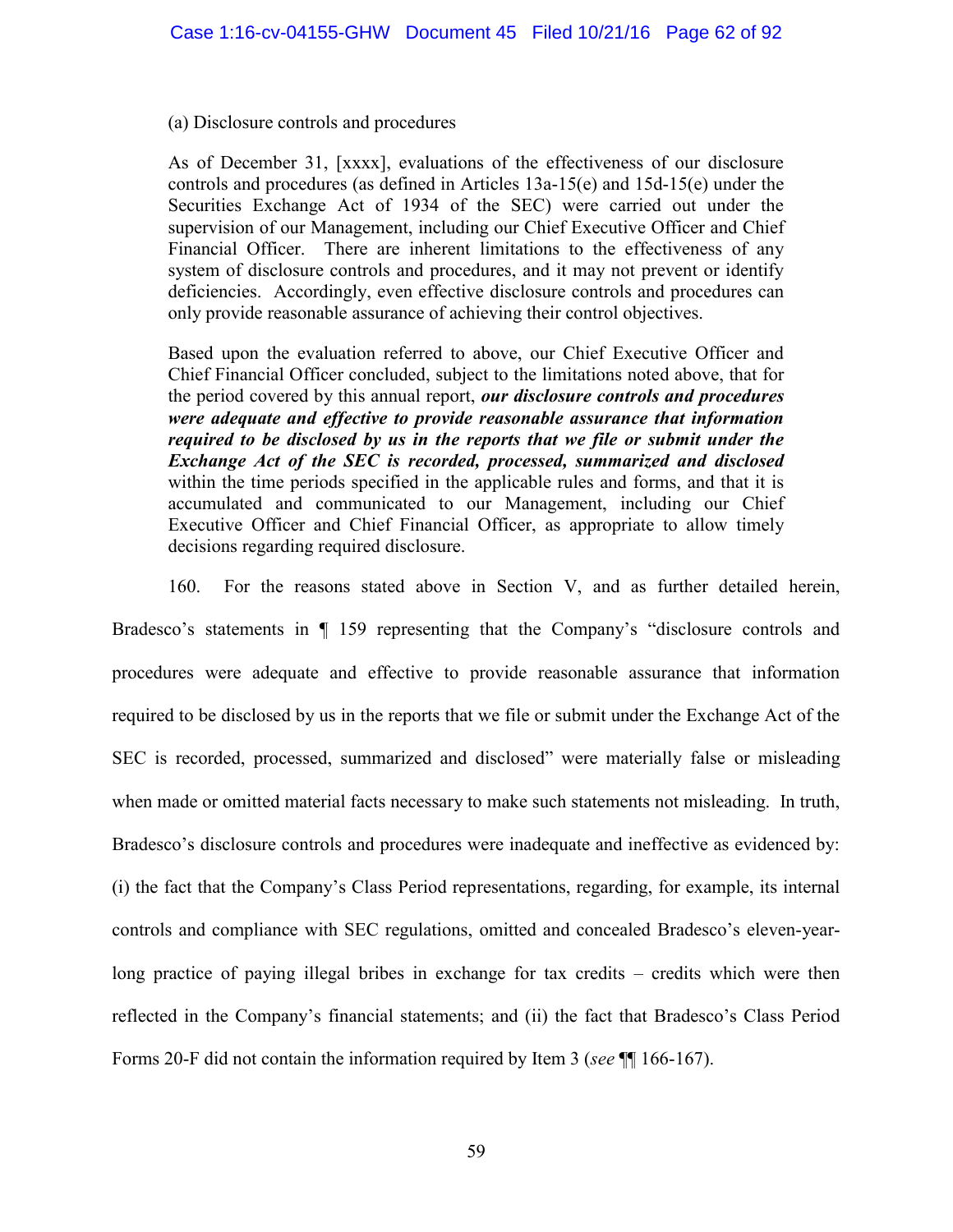(a) Disclosure controls and procedures

> As of December 31, [xxxx], evaluations of the effectiveness of our disclosure controls and procedures (as defined in Articles 13a-15(e) and 15d-15(e) under the Securities Exchange Act of 1934 of the SEC) were carried out under the supervision of our Management, including our Chief Executive Officer and Chief Financial Officer. There are inherent limitations to the effectiveness of any system of disclosure controls and procedures, and it may not prevent or identify deficiencies. Accordingly, even effective disclosure controls and procedures can only provide reasonable assurance of achieving their control objectives.
>
> Based upon the evaluation referred to above, our Chief Executive Officer and Chief Financial Officer concluded, subject to the limitations noted above, that for the period covered by this annual report, ***our disclosure controls and procedures were adequate and effective to provide reasonable assurance that information required to be disclosed by us in the reports that we file or submit under the Exchange Act of the SEC is recorded, processed, summarized and disclosed*** within the time periods specified in the applicable rules and forms, and that it is accumulated and communicated to our Management, including our Chief Executive Officer and Chief Financial Officer, as appropriate to allow timely decisions regarding required disclosure.

160. For the reasons stated above in Section V, and as further detailed herein, Bradesco's statements in ¶ 159 representing that the Company's "disclosure controls and procedures were adequate and effective to provide reasonable assurance that information required to be disclosed by us in the reports that we file or submit under the Exchange Act of the SEC is recorded, processed, summarized and disclosed" were materially false or misleading when made or omitted material facts necessary to make such statements not misleading. In truth, Bradesco's disclosure controls and procedures were inadequate and ineffective as evidenced by: (i) the fact that the Company's Class Period representations, regarding, for example, its internal controls and compliance with SEC regulations, omitted and concealed Bradesco's eleven-year-long practice of paying illegal bribes in exchange for tax credits – credits which were then reflected in the Company's financial statements; and (ii) the fact that Bradesco's Class Period Forms 20-F did not contain the information required by Item 3 (*see* ¶¶ 166-167).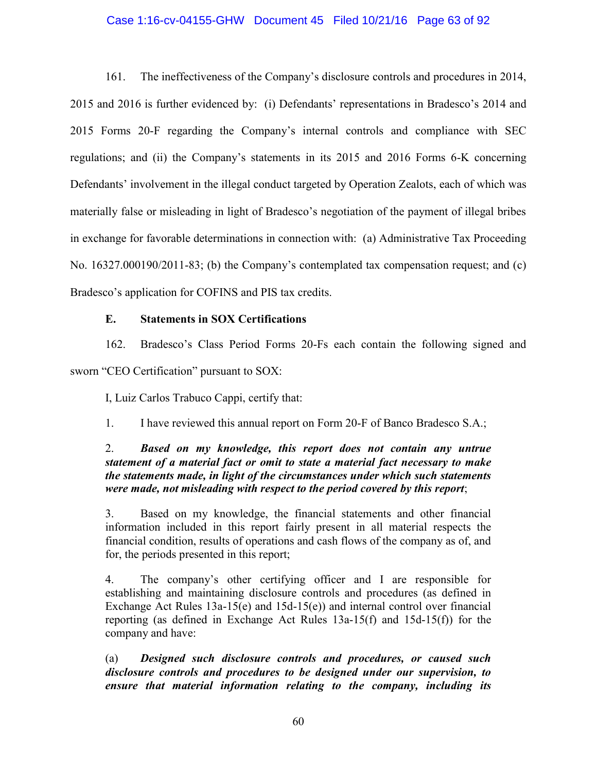161. The ineffectiveness of the Company's disclosure controls and procedures in 2014, 2015 and 2016 is further evidenced by: (i) Defendants' representations in Bradesco's 2014 and 2015 Forms 20-F regarding the Company's internal controls and compliance with SEC regulations; and (ii) the Company's statements in its 2015 and 2016 Forms 6-K concerning Defendants' involvement in the illegal conduct targeted by Operation Zealots, each of which was materially false or misleading in light of Bradesco's negotiation of the payment of illegal bribes in exchange for favorable determinations in connection with: (a) Administrative Tax Proceeding No. 16327.000190/2011-83; (b) the Company's contemplated tax compensation request; and (c) Bradesco's application for COFINS and PIS tax credits.

### E. Statements in SOX Certifications

162. Bradesco's Class Period Forms 20-Fs each contain the following signed and sworn "CEO Certification" pursuant to SOX:

> I, Luiz Carlos Trabuco Cappi, certify that:
>
> 1. I have reviewed this annual report on Form 20-F of Banco Bradesco S.A.;
>
> 2. ***Based on my knowledge, this report does not contain any untrue statement of a material fact or omit to state a material fact necessary to make the statements made, in light of the circumstances under which such statements were made, not misleading with respect to the period covered by this report***;
>
> 3. Based on my knowledge, the financial statements and other financial information included in this report fairly present in all material respects the financial condition, results of operations and cash flows of the company as of, and for, the periods presented in this report;
>
> 4. The company's other certifying officer and I are responsible for establishing and maintaining disclosure controls and procedures (as defined in Exchange Act Rules 13a-15(e) and 15d-15(e)) and internal control over financial reporting (as defined in Exchange Act Rules 13a-15(f) and 15d-15(f)) for the company and have:
>
> (a) ***Designed such disclosure controls and procedures, or caused such disclosure controls and procedures to be designed under our supervision, to ensure that material information relating to the company, including its***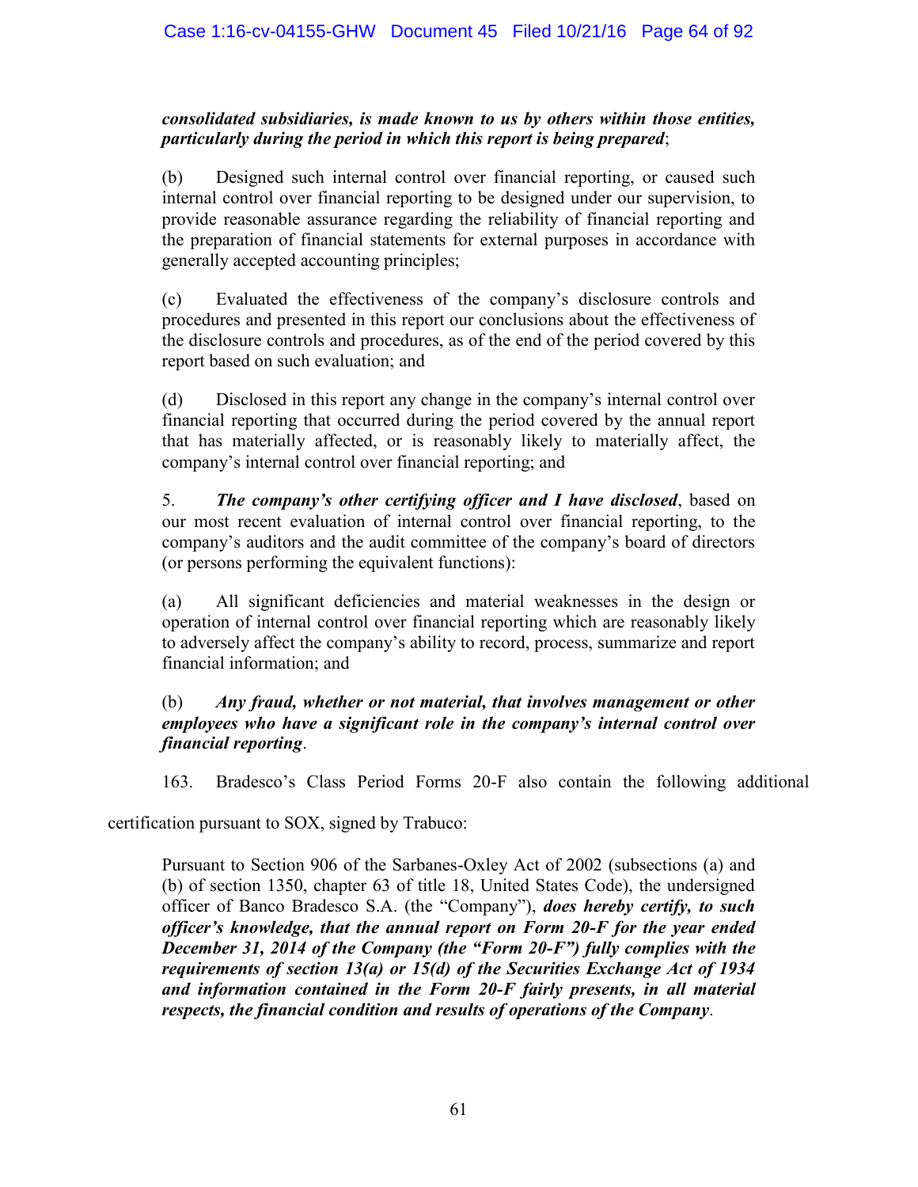***consolidated subsidiaries, is made known to us by others within those entities, particularly during the period in which this report is being prepared***;

(b) Designed such internal control over financial reporting, or caused such internal control over financial reporting to be designed under our supervision, to provide reasonable assurance regarding the reliability of financial reporting and the preparation of financial statements for external purposes in accordance with generally accepted accounting principles;

(c) Evaluated the effectiveness of the company's disclosure controls and procedures and presented in this report our conclusions about the effectiveness of the disclosure controls and procedures, as of the end of the period covered by this report based on such evaluation; and

(d) Disclosed in this report any change in the company's internal control over financial reporting that occurred during the period covered by the annual report that has materially affected, or is reasonably likely to materially affect, the company's internal control over financial reporting; and

5. ***The company's other certifying officer and I have disclosed***, based on our most recent evaluation of internal control over financial reporting, to the company's auditors and the audit committee of the company's board of directors (or persons performing the equivalent functions):

(a) All significant deficiencies and material weaknesses in the design or operation of internal control over financial reporting which are reasonably likely to adversely affect the company's ability to record, process, summarize and report financial information; and

(b) ***Any fraud, whether or not material, that involves management or other employees who have a significant role in the company's internal control over financial reporting***.

163. Bradesco's Class Period Forms 20-F also contain the following additional certification pursuant to SOX, signed by Trabuco:

> Pursuant to Section 906 of the Sarbanes-Oxley Act of 2002 (subsections (a) and (b) of section 1350, chapter 63 of title 18, United States Code), the undersigned officer of Banco Bradesco S.A. (the "Company"), ***does hereby certify, to such officer's knowledge, that the annual report on Form 20-F for the year ended December 31, 2014 of the Company (the "Form 20-F") fully complies with the requirements of section 13(a) or 15(d) of the Securities Exchange Act of 1934 and information contained in the Form 20-F fairly presents, in all material respects, the financial condition and results of operations of the Company***.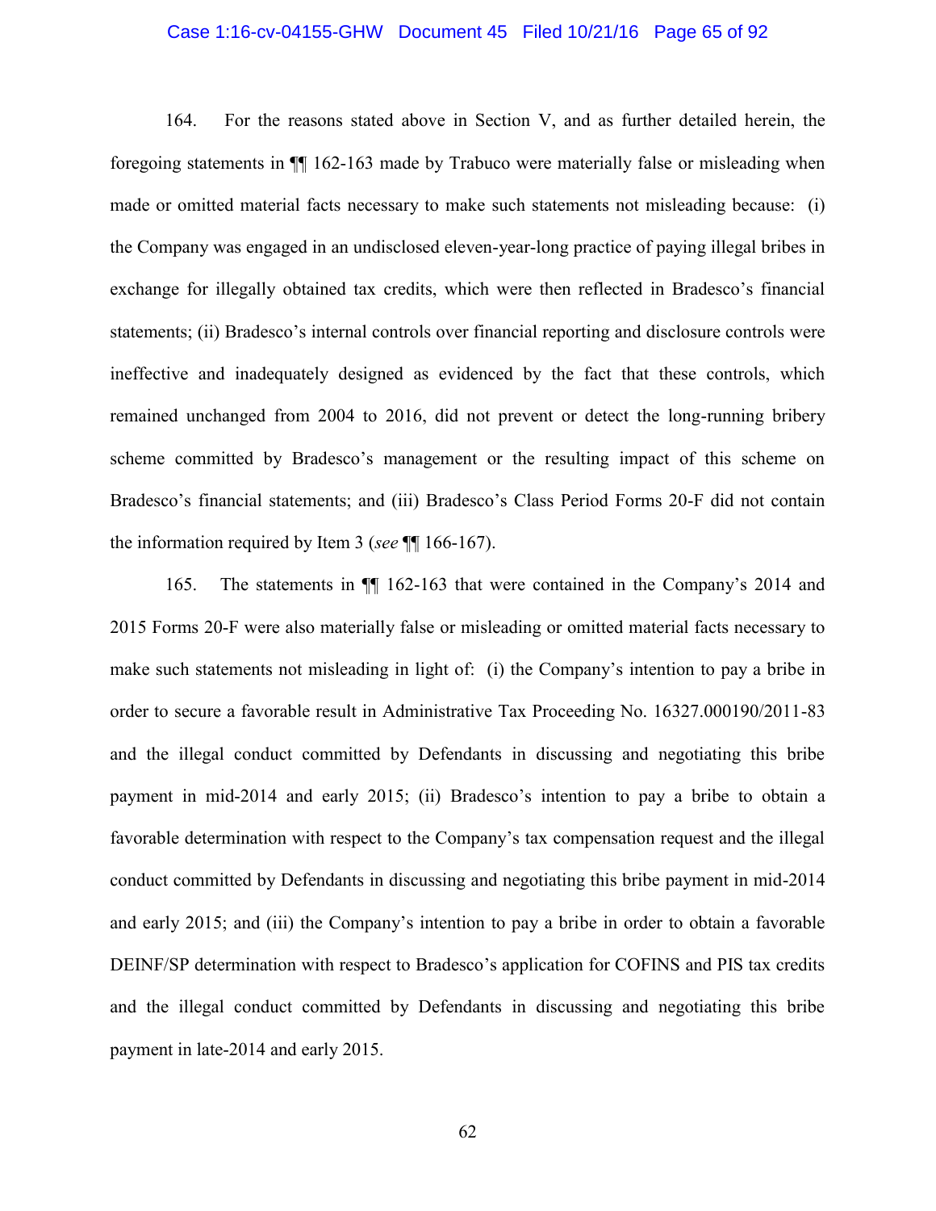164. For the reasons stated above in Section V, and as further detailed herein, the foregoing statements in ¶¶ 162-163 made by Trabuco were materially false or misleading when made or omitted material facts necessary to make such statements not misleading because: (i) the Company was engaged in an undisclosed eleven-year-long practice of paying illegal bribes in exchange for illegally obtained tax credits, which were then reflected in Bradesco's financial statements; (ii) Bradesco's internal controls over financial reporting and disclosure controls were ineffective and inadequately designed as evidenced by the fact that these controls, which remained unchanged from 2004 to 2016, did not prevent or detect the long-running bribery scheme committed by Bradesco's management or the resulting impact of this scheme on Bradesco's financial statements; and (iii) Bradesco's Class Period Forms 20-F did not contain the information required by Item 3 (*see* ¶¶ 166-167).

165. The statements in ¶¶ 162-163 that were contained in the Company's 2014 and 2015 Forms 20-F were also materially false or misleading or omitted material facts necessary to make such statements not misleading in light of: (i) the Company's intention to pay a bribe in order to secure a favorable result in Administrative Tax Proceeding No. 16327.000190/2011-83 and the illegal conduct committed by Defendants in discussing and negotiating this bribe payment in mid-2014 and early 2015; (ii) Bradesco's intention to pay a bribe to obtain a favorable determination with respect to the Company's tax compensation request and the illegal conduct committed by Defendants in discussing and negotiating this bribe payment in mid-2014 and early 2015; and (iii) the Company's intention to pay a bribe in order to obtain a favorable DEINF/SP determination with respect to Bradesco's application for COFINS and PIS tax credits and the illegal conduct committed by Defendants in discussing and negotiating this bribe payment in late-2014 and early 2015.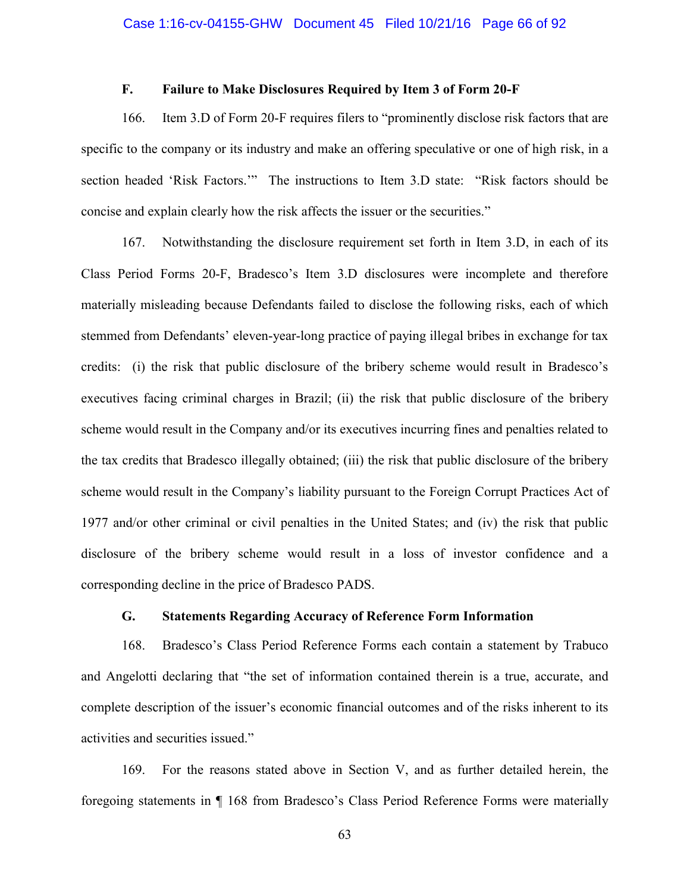### F. Failure to Make Disclosures Required by Item 3 of Form 20-F

166. Item 3.D of Form 20-F requires filers to "prominently disclose risk factors that are specific to the company or its industry and make an offering speculative or one of high risk, in a section headed 'Risk Factors.'" The instructions to Item 3.D state: "Risk factors should be concise and explain clearly how the risk affects the issuer or the securities."

167. Notwithstanding the disclosure requirement set forth in Item 3.D, in each of its Class Period Forms 20-F, Bradesco's Item 3.D disclosures were incomplete and therefore materially misleading because Defendants failed to disclose the following risks, each of which stemmed from Defendants' eleven-year-long practice of paying illegal bribes in exchange for tax credits: (i) the risk that public disclosure of the bribery scheme would result in Bradesco's executives facing criminal charges in Brazil; (ii) the risk that public disclosure of the bribery scheme would result in the Company and/or its executives incurring fines and penalties related to the tax credits that Bradesco illegally obtained; (iii) the risk that public disclosure of the bribery scheme would result in the Company's liability pursuant to the Foreign Corrupt Practices Act of 1977 and/or other criminal or civil penalties in the United States; and (iv) the risk that public disclosure of the bribery scheme would result in a loss of investor confidence and a corresponding decline in the price of Bradesco PADS.

### G. Statements Regarding Accuracy of Reference Form Information

168. Bradesco's Class Period Reference Forms each contain a statement by Trabuco and Angelotti declaring that "the set of information contained therein is a true, accurate, and complete description of the issuer's economic financial outcomes and of the risks inherent to its activities and securities issued."

169. For the reasons stated above in Section V, and as further detailed herein, the foregoing statements in ¶ 168 from Bradesco's Class Period Reference Forms were materially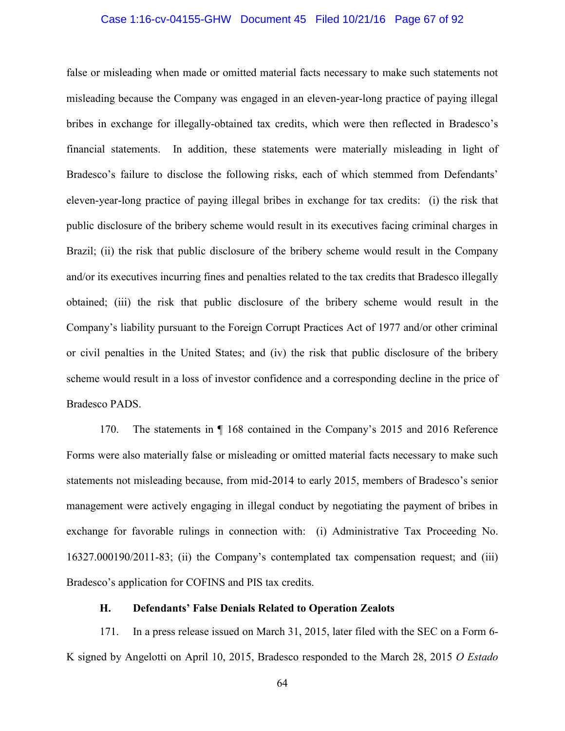false or misleading when made or omitted material facts necessary to make such statements not misleading because the Company was engaged in an eleven-year-long practice of paying illegal bribes in exchange for illegally-obtained tax credits, which were then reflected in Bradesco's financial statements. In addition, these statements were materially misleading in light of Bradesco's failure to disclose the following risks, each of which stemmed from Defendants' eleven-year-long practice of paying illegal bribes in exchange for tax credits: (i) the risk that public disclosure of the bribery scheme would result in its executives facing criminal charges in Brazil; (ii) the risk that public disclosure of the bribery scheme would result in the Company and/or its executives incurring fines and penalties related to the tax credits that Bradesco illegally obtained; (iii) the risk that public disclosure of the bribery scheme would result in the Company's liability pursuant to the Foreign Corrupt Practices Act of 1977 and/or other criminal or civil penalties in the United States; and (iv) the risk that public disclosure of the bribery scheme would result in a loss of investor confidence and a corresponding decline in the price of Bradesco PADS.

170. The statements in ¶ 168 contained in the Company's 2015 and 2016 Reference Forms were also materially false or misleading or omitted material facts necessary to make such statements not misleading because, from mid-2014 to early 2015, members of Bradesco's senior management were actively engaging in illegal conduct by negotiating the payment of bribes in exchange for favorable rulings in connection with: (i) Administrative Tax Proceeding No. 16327.000190/2011-83; (ii) the Company's contemplated tax compensation request; and (iii) Bradesco's application for COFINS and PIS tax credits.

### H. Defendants' False Denials Related to Operation Zealots

171. In a press release issued on March 31, 2015, later filed with the SEC on a Form 6-K signed by Angelotti on April 10, 2015, Bradesco responded to the March 28, 2015 *O Estado*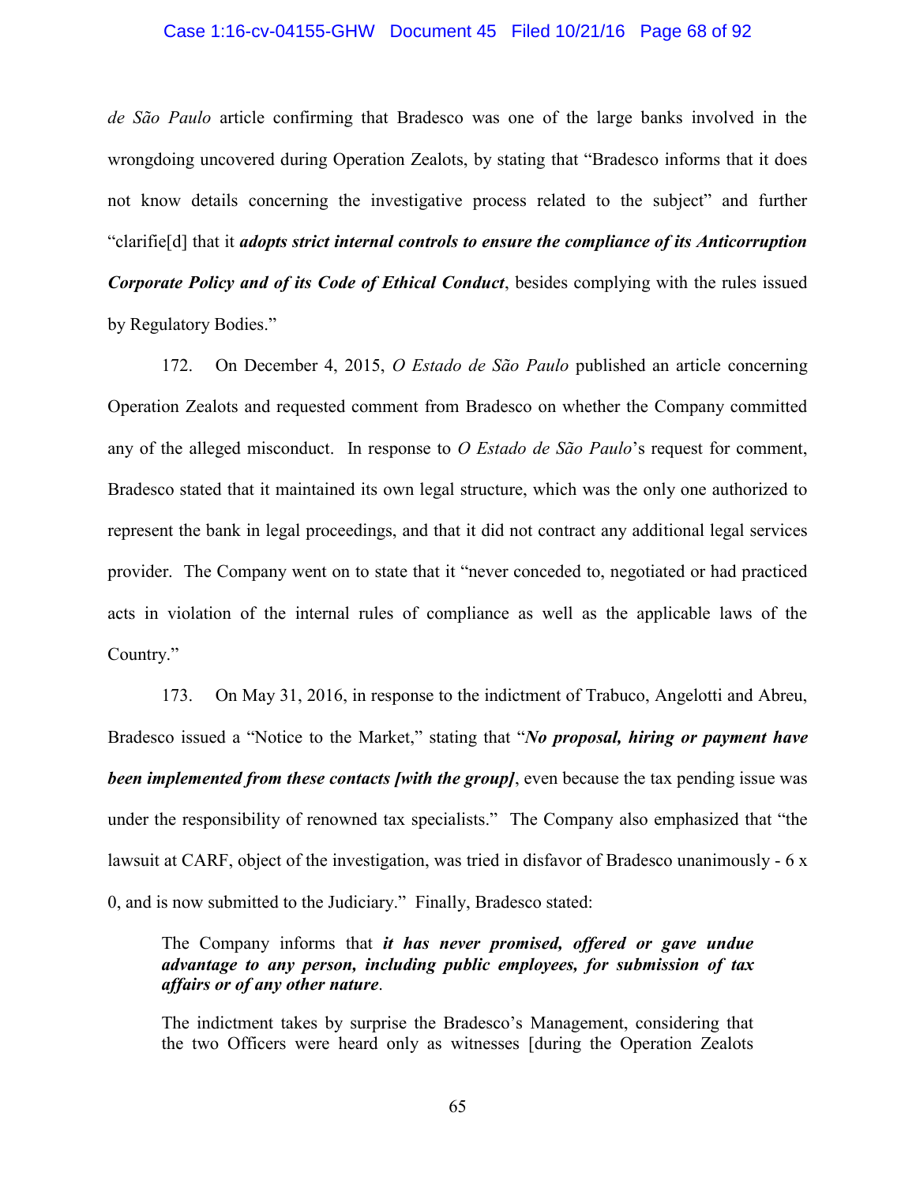*de São Paulo* article confirming that Bradesco was one of the large banks involved in the wrongdoing uncovered during Operation Zealots, by stating that "Bradesco informs that it does not know details concerning the investigative process related to the subject" and further "clarifie[d] that it ***adopts strict internal controls to ensure the compliance of its Anticorruption Corporate Policy and of its Code of Ethical Conduct***, besides complying with the rules issued by Regulatory Bodies."

172. On December 4, 2015, *O Estado de São Paulo* published an article concerning Operation Zealots and requested comment from Bradesco on whether the Company committed any of the alleged misconduct. In response to *O Estado de São Paulo*'s request for comment, Bradesco stated that it maintained its own legal structure, which was the only one authorized to represent the bank in legal proceedings, and that it did not contract any additional legal services provider. The Company went on to state that it "never conceded to, negotiated or had practiced acts in violation of the internal rules of compliance as well as the applicable laws of the Country."

173. On May 31, 2016, in response to the indictment of Trabuco, Angelotti and Abreu, Bradesco issued a "Notice to the Market," stating that "***No proposal, hiring or payment have been implemented from these contacts [with the group]***, even because the tax pending issue was under the responsibility of renowned tax specialists." The Company also emphasized that "the lawsuit at CARF, object of the investigation, was tried in disfavor of Bradesco unanimously - 6 x 0, and is now submitted to the Judiciary." Finally, Bradesco stated:

> The Company informs that ***it has never promised, offered or gave undue advantage to any person, including public employees, for submission of tax affairs or of any other nature***.
>
> The indictment takes by surprise the Bradesco's Management, considering that the two Officers were heard only as witnesses [during the Operation Zealots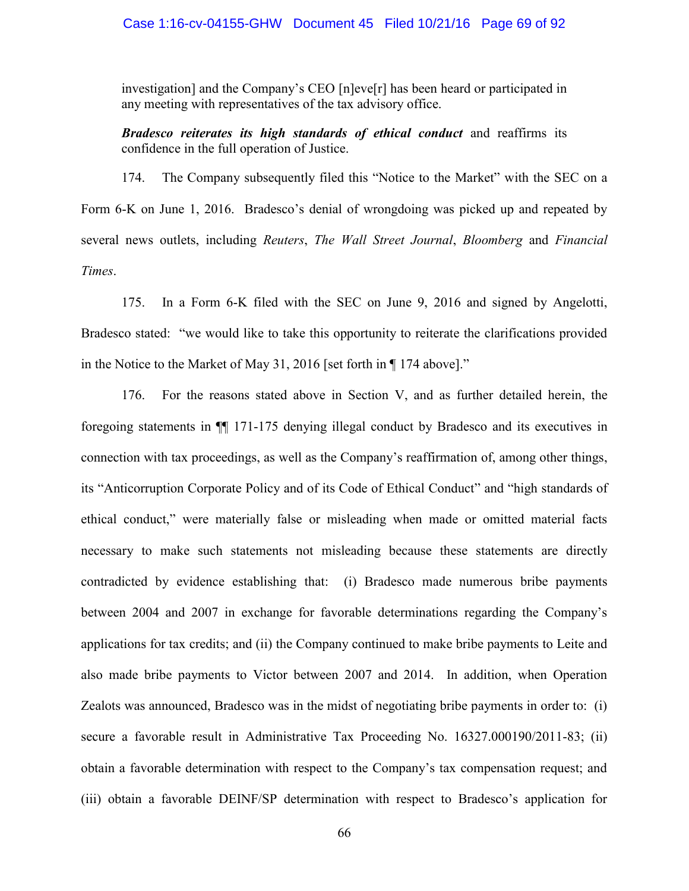investigation] and the Company's CEO [n]eve[r] has been heard or participated in any meeting with representatives of the tax advisory office.

***Bradesco reiterates its high standards of ethical conduct*** and reaffirms its confidence in the full operation of Justice.

174. The Company subsequently filed this "Notice to the Market" with the SEC on a Form 6-K on June 1, 2016. Bradesco's denial of wrongdoing was picked up and repeated by several news outlets, including *Reuters*, *The Wall Street Journal*, *Bloomberg* and *Financial Times*.

175. In a Form 6-K filed with the SEC on June 9, 2016 and signed by Angelotti, Bradesco stated: "we would like to take this opportunity to reiterate the clarifications provided in the Notice to the Market of May 31, 2016 [set forth in ¶ 174 above]."

176. For the reasons stated above in Section V, and as further detailed herein, the foregoing statements in ¶¶ 171-175 denying illegal conduct by Bradesco and its executives in connection with tax proceedings, as well as the Company's reaffirmation of, among other things, its "Anticorruption Corporate Policy and of its Code of Ethical Conduct" and "high standards of ethical conduct," were materially false or misleading when made or omitted material facts necessary to make such statements not misleading because these statements are directly contradicted by evidence establishing that: (i) Bradesco made numerous bribe payments between 2004 and 2007 in exchange for favorable determinations regarding the Company's applications for tax credits; and (ii) the Company continued to make bribe payments to Leite and also made bribe payments to Victor between 2007 and 2014. In addition, when Operation Zealots was announced, Bradesco was in the midst of negotiating bribe payments in order to: (i) secure a favorable result in Administrative Tax Proceeding No. 16327.000190/2011-83; (ii) obtain a favorable determination with respect to the Company's tax compensation request; and (iii) obtain a favorable DEINF/SP determination with respect to Bradesco's application for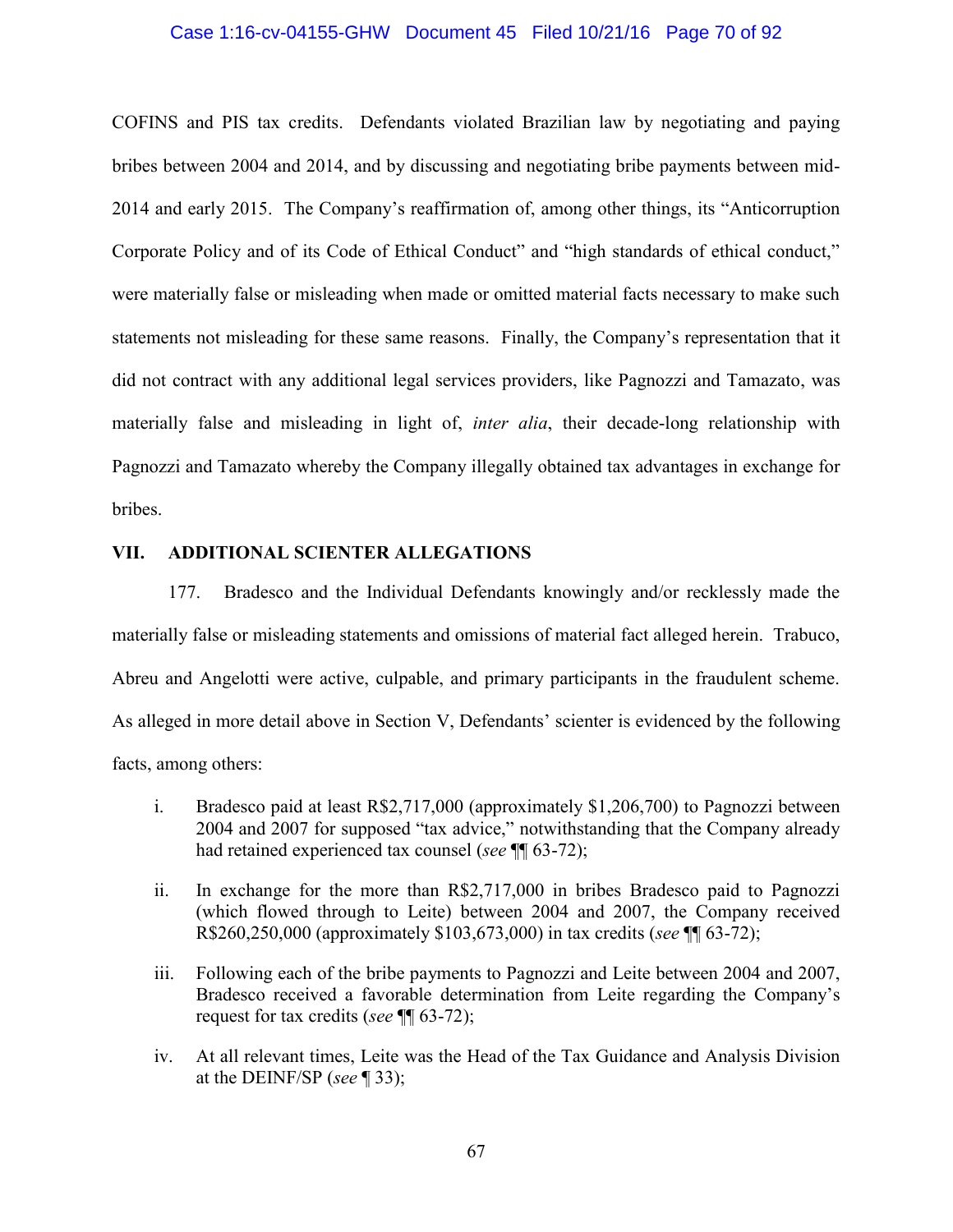COFINS and PIS tax credits. Defendants violated Brazilian law by negotiating and paying bribes between 2004 and 2014, and by discussing and negotiating bribe payments between mid-2014 and early 2015. The Company's reaffirmation of, among other things, its "Anticorruption Corporate Policy and of its Code of Ethical Conduct" and "high standards of ethical conduct," were materially false or misleading when made or omitted material facts necessary to make such statements not misleading for these same reasons. Finally, the Company's representation that it did not contract with any additional legal services providers, like Pagnozzi and Tamazato, was materially false and misleading in light of, *inter alia*, their decade-long relationship with Pagnozzi and Tamazato whereby the Company illegally obtained tax advantages in exchange for bribes.

## VII. ADDITIONAL SCIENTER ALLEGATIONS

177. Bradesco and the Individual Defendants knowingly and/or recklessly made the materially false or misleading statements and omissions of material fact alleged herein. Trabuco, Abreu and Angelotti were active, culpable, and primary participants in the fraudulent scheme. As alleged in more detail above in Section V, Defendants' scienter is evidenced by the following facts, among others:

i. Bradesco paid at least R$2,717,000 (approximately $1,206,700) to Pagnozzi between 2004 and 2007 for supposed "tax advice," notwithstanding that the Company already had retained experienced tax counsel (*see* ¶¶ 63-72);

ii. In exchange for the more than R$2,717,000 in bribes Bradesco paid to Pagnozzi (which flowed through to Leite) between 2004 and 2007, the Company received R$260,250,000 (approximately $103,673,000) in tax credits (*see* ¶¶ 63-72);

iii. Following each of the bribe payments to Pagnozzi and Leite between 2004 and 2007, Bradesco received a favorable determination from Leite regarding the Company's request for tax credits (*see* ¶¶ 63-72);

iv. At all relevant times, Leite was the Head of the Tax Guidance and Analysis Division at the DEINF/SP (*see* ¶ 33);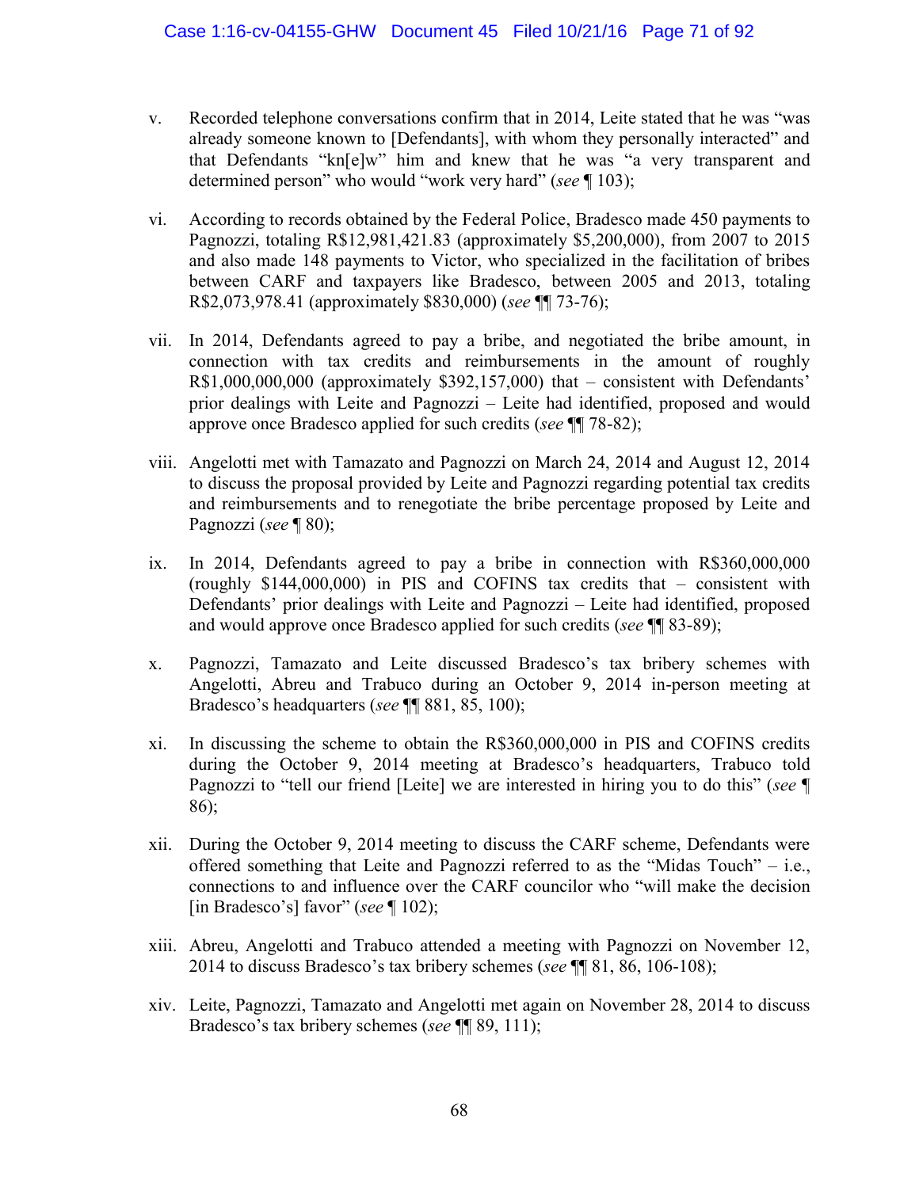v. Recorded telephone conversations confirm that in 2014, Leite stated that he was "was already someone known to [Defendants], with whom they personally interacted" and that Defendants "kn[e]w" him and knew that he was "a very transparent and determined person" who would "work very hard" (*see* ¶ 103);

vi. According to records obtained by the Federal Police, Bradesco made 450 payments to Pagnozzi, totaling R$12,981,421.83 (approximately $5,200,000), from 2007 to 2015 and also made 148 payments to Victor, who specialized in the facilitation of bribes between CARF and taxpayers like Bradesco, between 2005 and 2013, totaling R$2,073,978.41 (approximately $830,000) (*see* ¶¶ 73-76);

vii. In 2014, Defendants agreed to pay a bribe, and negotiated the bribe amount, in connection with tax credits and reimbursements in the amount of roughly R$1,000,000,000 (approximately $392,157,000) that – consistent with Defendants' prior dealings with Leite and Pagnozzi – Leite had identified, proposed and would approve once Bradesco applied for such credits (*see* ¶¶ 78-82);

viii. Angelotti met with Tamazato and Pagnozzi on March 24, 2014 and August 12, 2014 to discuss the proposal provided by Leite and Pagnozzi regarding potential tax credits and reimbursements and to renegotiate the bribe percentage proposed by Leite and Pagnozzi (*see* ¶ 80);

ix. In 2014, Defendants agreed to pay a bribe in connection with R$360,000,000 (roughly $144,000,000) in PIS and COFINS tax credits that – consistent with Defendants' prior dealings with Leite and Pagnozzi – Leite had identified, proposed and would approve once Bradesco applied for such credits (*see* ¶¶ 83-89);

x. Pagnozzi, Tamazato and Leite discussed Bradesco's tax bribery schemes with Angelotti, Abreu and Trabuco during an October 9, 2014 in-person meeting at Bradesco's headquarters (*see* ¶¶ 881, 85, 100);

xi. In discussing the scheme to obtain the R$360,000,000 in PIS and COFINS credits during the October 9, 2014 meeting at Bradesco's headquarters, Trabuco told Pagnozzi to "tell our friend [Leite] we are interested in hiring you to do this" (*see* ¶ 86);

xii. During the October 9, 2014 meeting to discuss the CARF scheme, Defendants were offered something that Leite and Pagnozzi referred to as the "Midas Touch" – i.e., connections to and influence over the CARF councilor who "will make the decision [in Bradesco's] favor" (*see* ¶ 102);

xiii. Abreu, Angelotti and Trabuco attended a meeting with Pagnozzi on November 12, 2014 to discuss Bradesco's tax bribery schemes (*see* ¶¶ 81, 86, 106-108);

xiv. Leite, Pagnozzi, Tamazato and Angelotti met again on November 28, 2014 to discuss Bradesco's tax bribery schemes (*see* ¶¶ 89, 111);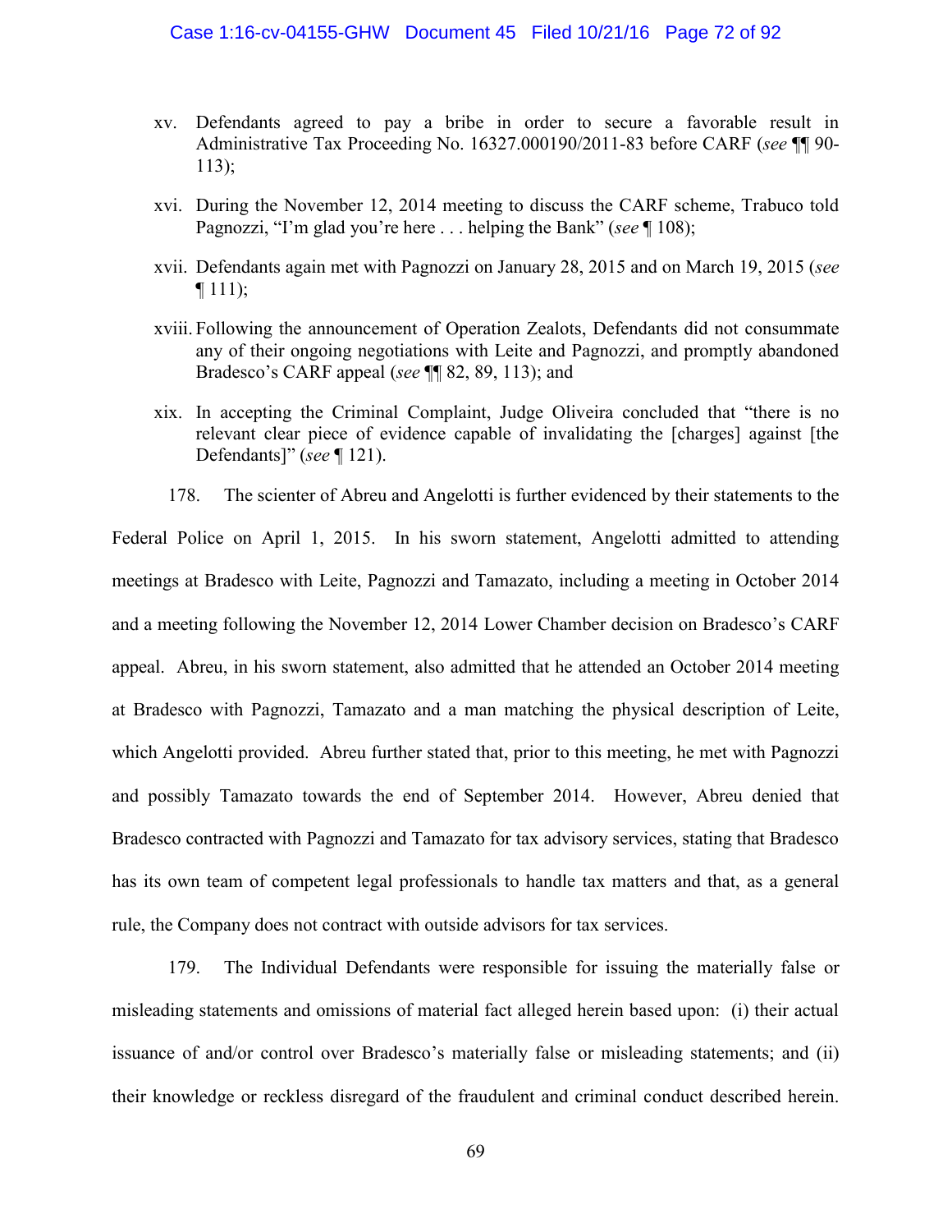xv. Defendants agreed to pay a bribe in order to secure a favorable result in Administrative Tax Proceeding No. 16327.000190/2011-83 before CARF (*see* ¶¶ 90-113);

xvi. During the November 12, 2014 meeting to discuss the CARF scheme, Trabuco told Pagnozzi, "I'm glad you're here . . . helping the Bank" (*see* ¶ 108);

xvii. Defendants again met with Pagnozzi on January 28, 2015 and on March 19, 2015 (*see* ¶ 111);

xviii. Following the announcement of Operation Zealots, Defendants did not consummate any of their ongoing negotiations with Leite and Pagnozzi, and promptly abandoned Bradesco's CARF appeal (*see* ¶¶ 82, 89, 113); and

xix. In accepting the Criminal Complaint, Judge Oliveira concluded that "there is no relevant clear piece of evidence capable of invalidating the [charges] against [the Defendants]" (*see* ¶ 121).

178. The scienter of Abreu and Angelotti is further evidenced by their statements to the Federal Police on April 1, 2015. In his sworn statement, Angelotti admitted to attending meetings at Bradesco with Leite, Pagnozzi and Tamazato, including a meeting in October 2014 and a meeting following the November 12, 2014 Lower Chamber decision on Bradesco's CARF appeal. Abreu, in his sworn statement, also admitted that he attended an October 2014 meeting at Bradesco with Pagnozzi, Tamazato and a man matching the physical description of Leite, which Angelotti provided. Abreu further stated that, prior to this meeting, he met with Pagnozzi and possibly Tamazato towards the end of September 2014. However, Abreu denied that Bradesco contracted with Pagnozzi and Tamazato for tax advisory services, stating that Bradesco has its own team of competent legal professionals to handle tax matters and that, as a general rule, the Company does not contract with outside advisors for tax services.

179. The Individual Defendants were responsible for issuing the materially false or misleading statements and omissions of material fact alleged herein based upon: (i) their actual issuance of and/or control over Bradesco's materially false or misleading statements; and (ii) their knowledge or reckless disregard of the fraudulent and criminal conduct described herein.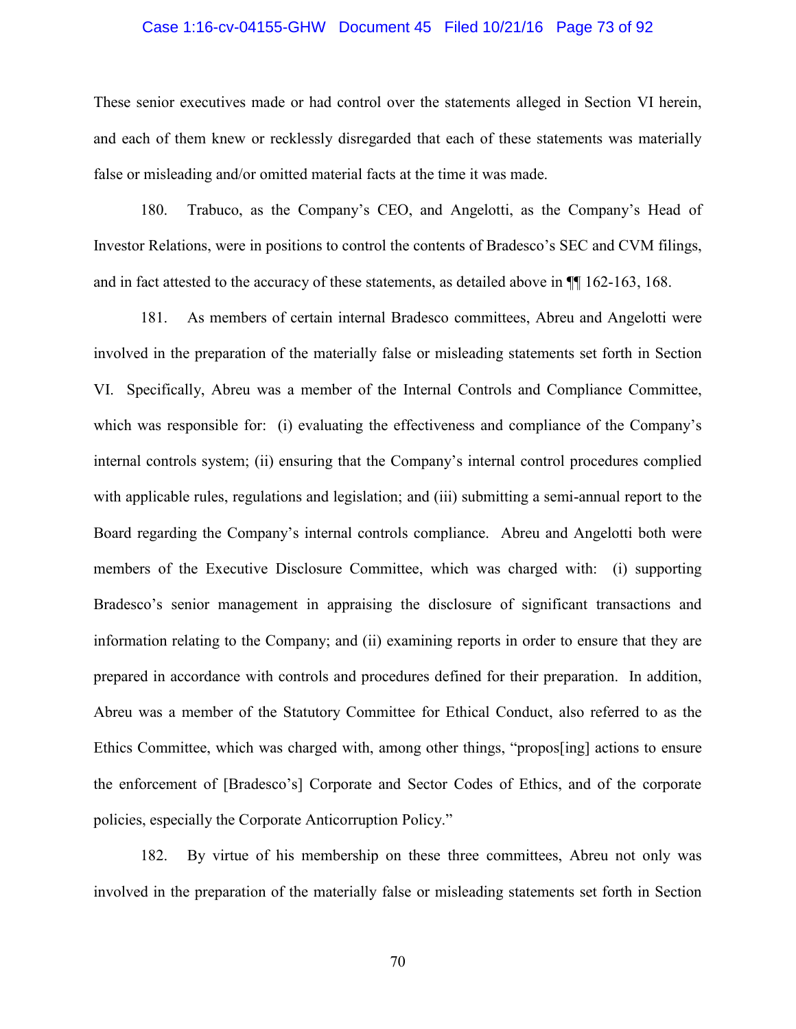These senior executives made or had control over the statements alleged in Section VI herein, and each of them knew or recklessly disregarded that each of these statements was materially false or misleading and/or omitted material facts at the time it was made.

180. Trabuco, as the Company's CEO, and Angelotti, as the Company's Head of Investor Relations, were in positions to control the contents of Bradesco's SEC and CVM filings, and in fact attested to the accuracy of these statements, as detailed above in ¶¶ 162-163, 168.

181. As members of certain internal Bradesco committees, Abreu and Angelotti were involved in the preparation of the materially false or misleading statements set forth in Section VI. Specifically, Abreu was a member of the Internal Controls and Compliance Committee, which was responsible for: (i) evaluating the effectiveness and compliance of the Company's internal controls system; (ii) ensuring that the Company's internal control procedures complied with applicable rules, regulations and legislation; and (iii) submitting a semi-annual report to the Board regarding the Company's internal controls compliance. Abreu and Angelotti both were members of the Executive Disclosure Committee, which was charged with: (i) supporting Bradesco's senior management in appraising the disclosure of significant transactions and information relating to the Company; and (ii) examining reports in order to ensure that they are prepared in accordance with controls and procedures defined for their preparation. In addition, Abreu was a member of the Statutory Committee for Ethical Conduct, also referred to as the Ethics Committee, which was charged with, among other things, "propos[ing] actions to ensure the enforcement of [Bradesco's] Corporate and Sector Codes of Ethics, and of the corporate policies, especially the Corporate Anticorruption Policy."

182. By virtue of his membership on these three committees, Abreu not only was involved in the preparation of the materially false or misleading statements set forth in Section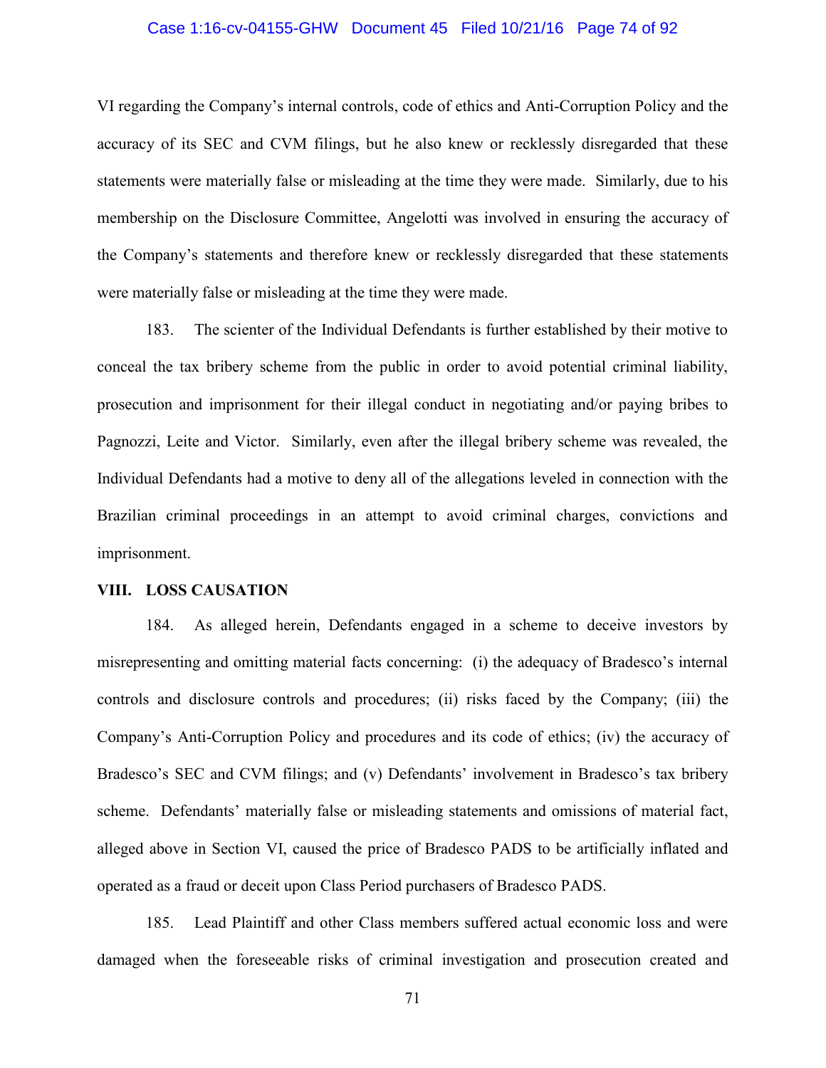VI regarding the Company's internal controls, code of ethics and Anti-Corruption Policy and the accuracy of its SEC and CVM filings, but he also knew or recklessly disregarded that these statements were materially false or misleading at the time they were made. Similarly, due to his membership on the Disclosure Committee, Angelotti was involved in ensuring the accuracy of the Company's statements and therefore knew or recklessly disregarded that these statements were materially false or misleading at the time they were made.

183. The scienter of the Individual Defendants is further established by their motive to conceal the tax bribery scheme from the public in order to avoid potential criminal liability, prosecution and imprisonment for their illegal conduct in negotiating and/or paying bribes to Pagnozzi, Leite and Victor. Similarly, even after the illegal bribery scheme was revealed, the Individual Defendants had a motive to deny all of the allegations leveled in connection with the Brazilian criminal proceedings in an attempt to avoid criminal charges, convictions and imprisonment.

## VIII. LOSS CAUSATION

184. As alleged herein, Defendants engaged in a scheme to deceive investors by misrepresenting and omitting material facts concerning: (i) the adequacy of Bradesco's internal controls and disclosure controls and procedures; (ii) risks faced by the Company; (iii) the Company's Anti-Corruption Policy and procedures and its code of ethics; (iv) the accuracy of Bradesco's SEC and CVM filings; and (v) Defendants' involvement in Bradesco's tax bribery scheme. Defendants' materially false or misleading statements and omissions of material fact, alleged above in Section VI, caused the price of Bradesco PADS to be artificially inflated and operated as a fraud or deceit upon Class Period purchasers of Bradesco PADS.

185. Lead Plaintiff and other Class members suffered actual economic loss and were damaged when the foreseeable risks of criminal investigation and prosecution created and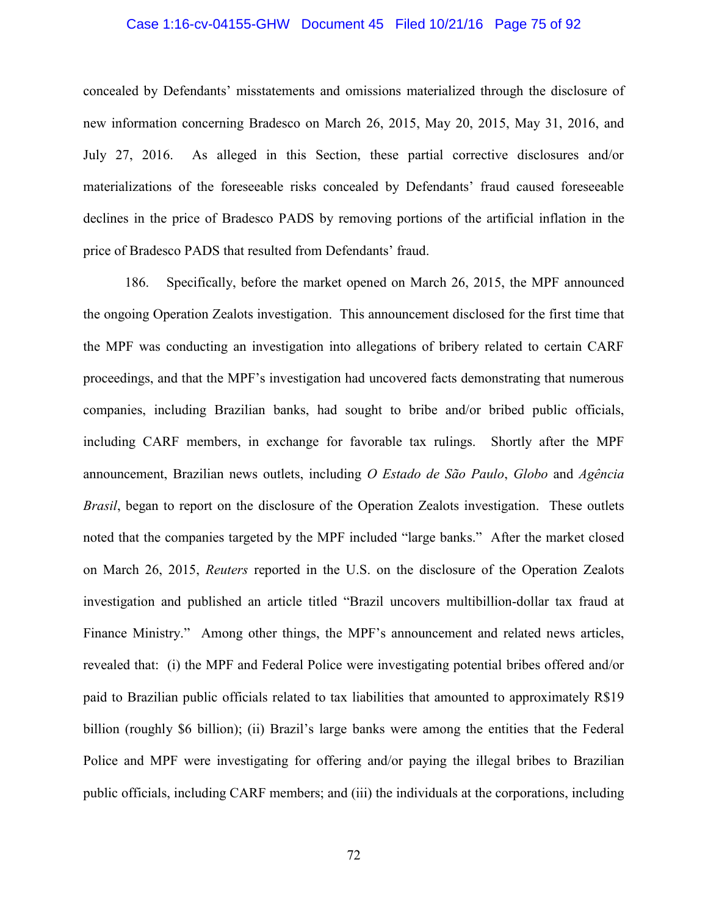concealed by Defendants' misstatements and omissions materialized through the disclosure of new information concerning Bradesco on March 26, 2015, May 20, 2015, May 31, 2016, and July 27, 2016. As alleged in this Section, these partial corrective disclosures and/or materializations of the foreseeable risks concealed by Defendants' fraud caused foreseeable declines in the price of Bradesco PADS by removing portions of the artificial inflation in the price of Bradesco PADS that resulted from Defendants' fraud.

186. Specifically, before the market opened on March 26, 2015, the MPF announced the ongoing Operation Zealots investigation. This announcement disclosed for the first time that the MPF was conducting an investigation into allegations of bribery related to certain CARF proceedings, and that the MPF's investigation had uncovered facts demonstrating that numerous companies, including Brazilian banks, had sought to bribe and/or bribed public officials, including CARF members, in exchange for favorable tax rulings. Shortly after the MPF announcement, Brazilian news outlets, including *O Estado de São Paulo*, *Globo* and *Agência Brasil*, began to report on the disclosure of the Operation Zealots investigation. These outlets noted that the companies targeted by the MPF included "large banks." After the market closed on March 26, 2015, *Reuters* reported in the U.S. on the disclosure of the Operation Zealots investigation and published an article titled "Brazil uncovers multibillion-dollar tax fraud at Finance Ministry." Among other things, the MPF's announcement and related news articles, revealed that: (i) the MPF and Federal Police were investigating potential bribes offered and/or paid to Brazilian public officials related to tax liabilities that amounted to approximately R$19 billion (roughly $6 billion); (ii) Brazil's large banks were among the entities that the Federal Police and MPF were investigating for offering and/or paying the illegal bribes to Brazilian public officials, including CARF members; and (iii) the individuals at the corporations, including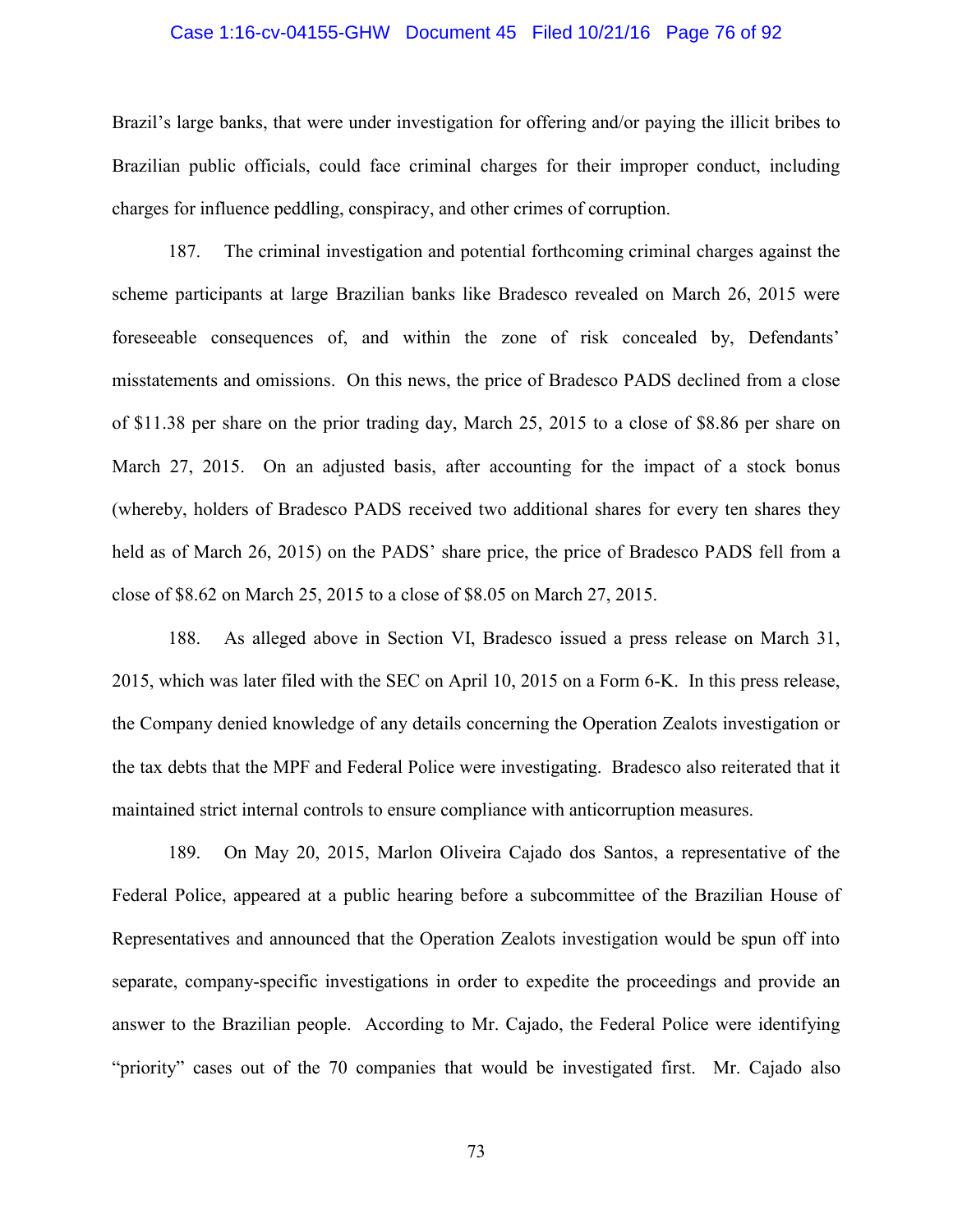Brazil's large banks, that were under investigation for offering and/or paying the illicit bribes to Brazilian public officials, could face criminal charges for their improper conduct, including charges for influence peddling, conspiracy, and other crimes of corruption.

187. The criminal investigation and potential forthcoming criminal charges against the scheme participants at large Brazilian banks like Bradesco revealed on March 26, 2015 were foreseeable consequences of, and within the zone of risk concealed by, Defendants' misstatements and omissions. On this news, the price of Bradesco PADS declined from a close of $11.38 per share on the prior trading day, March 25, 2015 to a close of $8.86 per share on March 27, 2015. On an adjusted basis, after accounting for the impact of a stock bonus (whereby, holders of Bradesco PADS received two additional shares for every ten shares they held as of March 26, 2015) on the PADS' share price, the price of Bradesco PADS fell from a close of $8.62 on March 25, 2015 to a close of $8.05 on March 27, 2015.

188. As alleged above in Section VI, Bradesco issued a press release on March 31, 2015, which was later filed with the SEC on April 10, 2015 on a Form 6-K. In this press release, the Company denied knowledge of any details concerning the Operation Zealots investigation or the tax debts that the MPF and Federal Police were investigating. Bradesco also reiterated that it maintained strict internal controls to ensure compliance with anticorruption measures.

189. On May 20, 2015, Marlon Oliveira Cajado dos Santos, a representative of the Federal Police, appeared at a public hearing before a subcommittee of the Brazilian House of Representatives and announced that the Operation Zealots investigation would be spun off into separate, company-specific investigations in order to expedite the proceedings and provide an answer to the Brazilian people. According to Mr. Cajado, the Federal Police were identifying "priority" cases out of the 70 companies that would be investigated first. Mr. Cajado also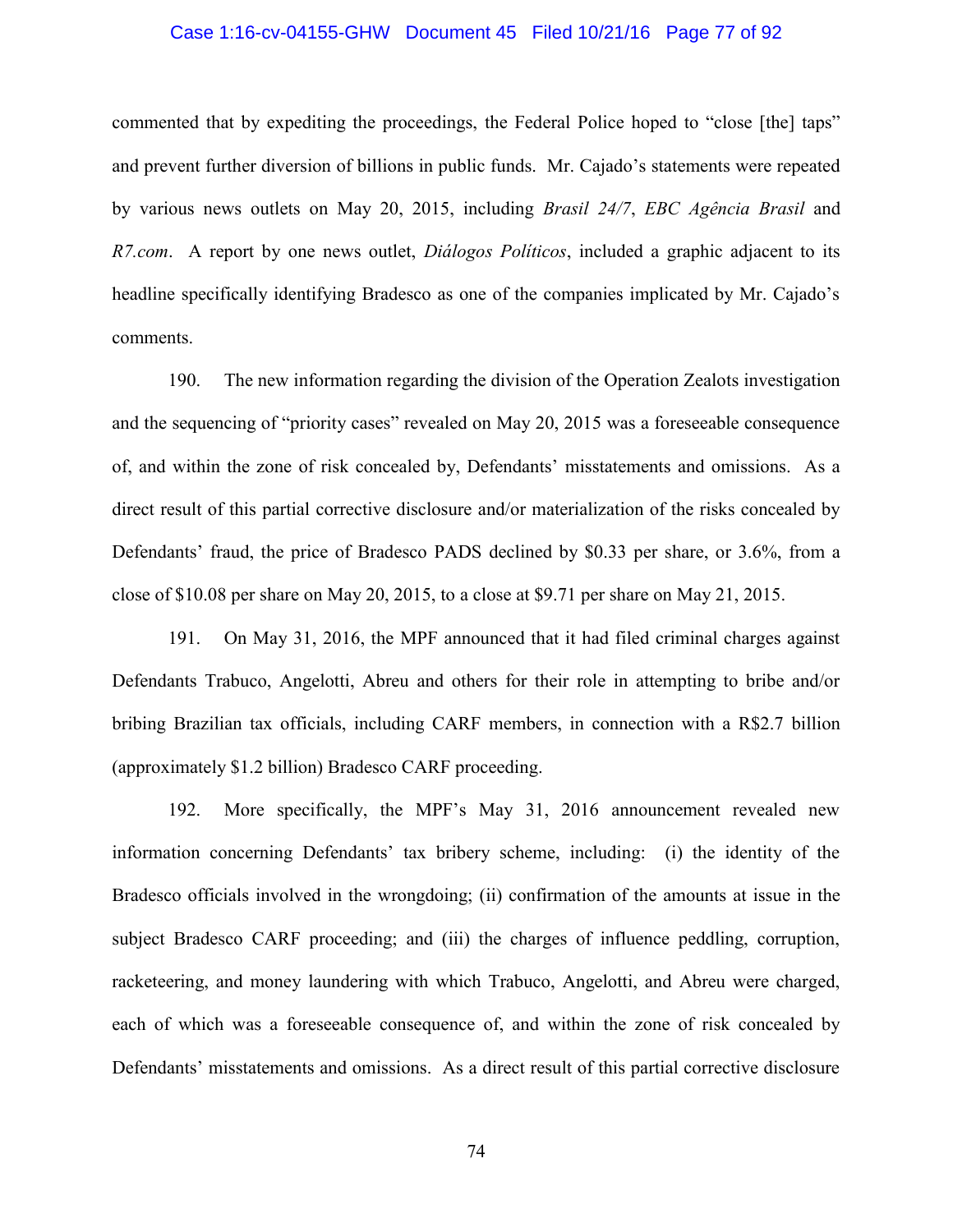commented that by expediting the proceedings, the Federal Police hoped to "close [the] taps" and prevent further diversion of billions in public funds. Mr. Cajado's statements were repeated by various news outlets on May 20, 2015, including *Brasil 24/7*, *EBC Agência Brasil* and *R7.com*. A report by one news outlet, *Diálogos Políticos*, included a graphic adjacent to its headline specifically identifying Bradesco as one of the companies implicated by Mr. Cajado's comments.

190. The new information regarding the division of the Operation Zealots investigation and the sequencing of "priority cases" revealed on May 20, 2015 was a foreseeable consequence of, and within the zone of risk concealed by, Defendants' misstatements and omissions. As a direct result of this partial corrective disclosure and/or materialization of the risks concealed by Defendants' fraud, the price of Bradesco PADS declined by $0.33 per share, or 3.6%, from a close of $10.08 per share on May 20, 2015, to a close at $9.71 per share on May 21, 2015.

191. On May 31, 2016, the MPF announced that it had filed criminal charges against Defendants Trabuco, Angelotti, Abreu and others for their role in attempting to bribe and/or bribing Brazilian tax officials, including CARF members, in connection with a R$2.7 billion (approximately $1.2 billion) Bradesco CARF proceeding.

192. More specifically, the MPF's May 31, 2016 announcement revealed new information concerning Defendants' tax bribery scheme, including: (i) the identity of the Bradesco officials involved in the wrongdoing; (ii) confirmation of the amounts at issue in the subject Bradesco CARF proceeding; and (iii) the charges of influence peddling, corruption, racketeering, and money laundering with which Trabuco, Angelotti, and Abreu were charged, each of which was a foreseeable consequence of, and within the zone of risk concealed by Defendants' misstatements and omissions. As a direct result of this partial corrective disclosure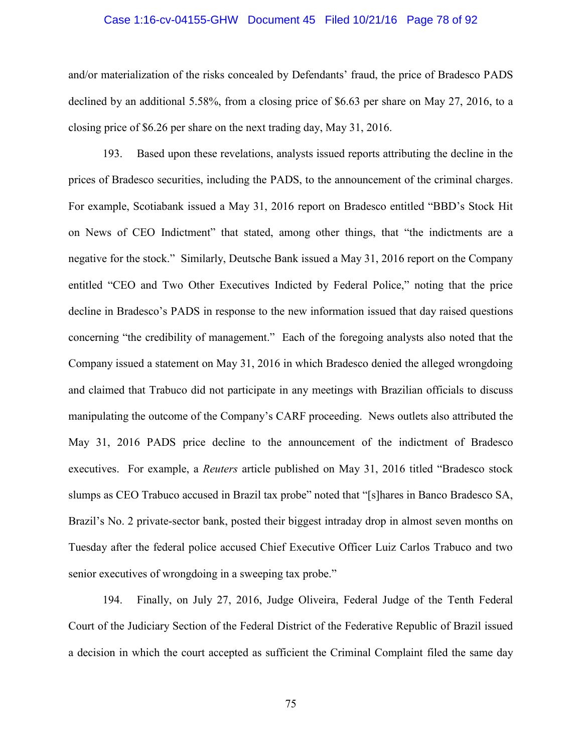and/or materialization of the risks concealed by Defendants' fraud, the price of Bradesco PADS declined by an additional 5.58%, from a closing price of $6.63 per share on May 27, 2016, to a closing price of $6.26 per share on the next trading day, May 31, 2016.

193. Based upon these revelations, analysts issued reports attributing the decline in the prices of Bradesco securities, including the PADS, to the announcement of the criminal charges. For example, Scotiabank issued a May 31, 2016 report on Bradesco entitled "BBD's Stock Hit on News of CEO Indictment" that stated, among other things, that "the indictments are a negative for the stock." Similarly, Deutsche Bank issued a May 31, 2016 report on the Company entitled "CEO and Two Other Executives Indicted by Federal Police," noting that the price decline in Bradesco's PADS in response to the new information issued that day raised questions concerning "the credibility of management." Each of the foregoing analysts also noted that the Company issued a statement on May 31, 2016 in which Bradesco denied the alleged wrongdoing and claimed that Trabuco did not participate in any meetings with Brazilian officials to discuss manipulating the outcome of the Company's CARF proceeding. News outlets also attributed the May 31, 2016 PADS price decline to the announcement of the indictment of Bradesco executives. For example, a *Reuters* article published on May 31, 2016 titled "Bradesco stock slumps as CEO Trabuco accused in Brazil tax probe" noted that "[s]hares in Banco Bradesco SA, Brazil's No. 2 private-sector bank, posted their biggest intraday drop in almost seven months on Tuesday after the federal police accused Chief Executive Officer Luiz Carlos Trabuco and two senior executives of wrongdoing in a sweeping tax probe."

194. Finally, on July 27, 2016, Judge Oliveira, Federal Judge of the Tenth Federal Court of the Judiciary Section of the Federal District of the Federative Republic of Brazil issued a decision in which the court accepted as sufficient the Criminal Complaint filed the same day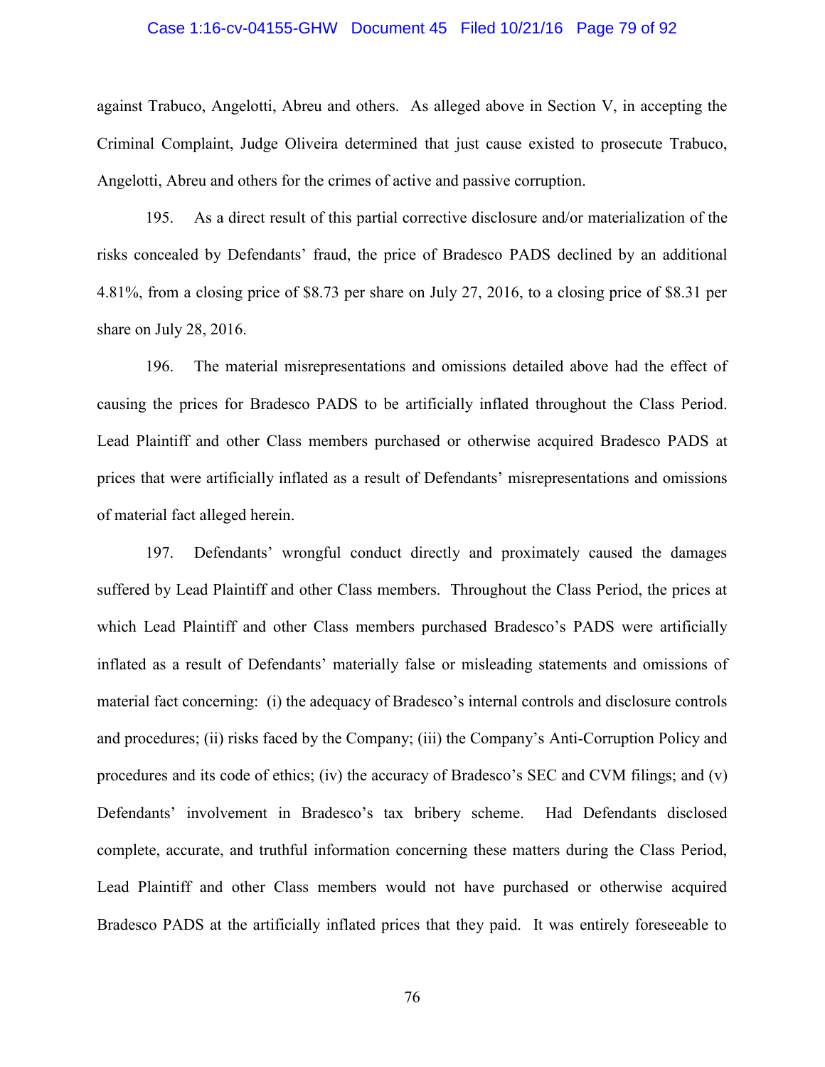against Trabuco, Angelotti, Abreu and others. As alleged above in Section V, in accepting the Criminal Complaint, Judge Oliveira determined that just cause existed to prosecute Trabuco, Angelotti, Abreu and others for the crimes of active and passive corruption.

195. As a direct result of this partial corrective disclosure and/or materialization of the risks concealed by Defendants' fraud, the price of Bradesco PADS declined by an additional 4.81%, from a closing price of $8.73 per share on July 27, 2016, to a closing price of $8.31 per share on July 28, 2016.

196. The material misrepresentations and omissions detailed above had the effect of causing the prices for Bradesco PADS to be artificially inflated throughout the Class Period. Lead Plaintiff and other Class members purchased or otherwise acquired Bradesco PADS at prices that were artificially inflated as a result of Defendants' misrepresentations and omissions of material fact alleged herein.

197. Defendants' wrongful conduct directly and proximately caused the damages suffered by Lead Plaintiff and other Class members. Throughout the Class Period, the prices at which Lead Plaintiff and other Class members purchased Bradesco's PADS were artificially inflated as a result of Defendants' materially false or misleading statements and omissions of material fact concerning: (i) the adequacy of Bradesco's internal controls and disclosure controls and procedures; (ii) risks faced by the Company; (iii) the Company's Anti-Corruption Policy and procedures and its code of ethics; (iv) the accuracy of Bradesco's SEC and CVM filings; and (v) Defendants' involvement in Bradesco's tax bribery scheme. Had Defendants disclosed complete, accurate, and truthful information concerning these matters during the Class Period, Lead Plaintiff and other Class members would not have purchased or otherwise acquired Bradesco PADS at the artificially inflated prices that they paid. It was entirely foreseeable to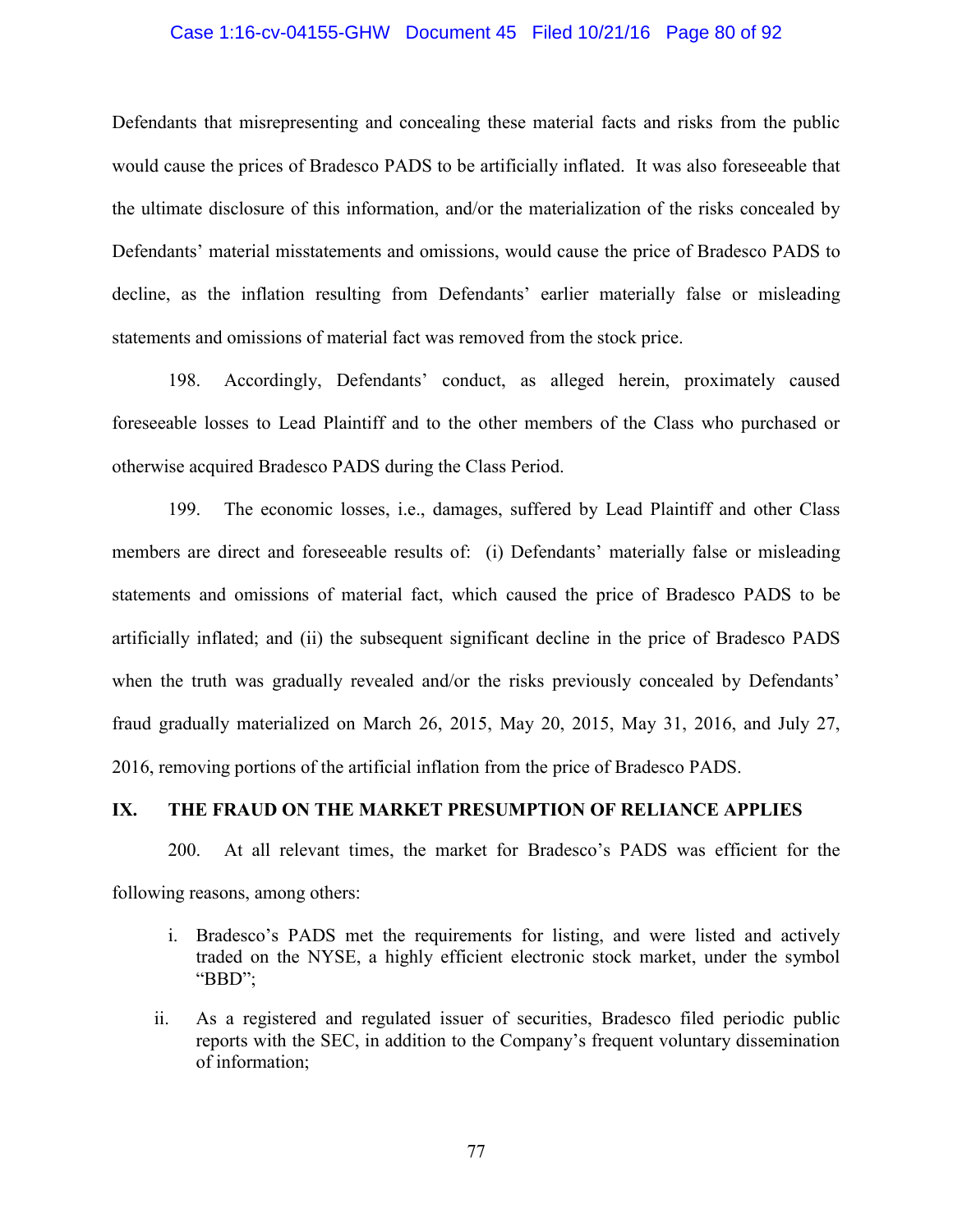Defendants that misrepresenting and concealing these material facts and risks from the public would cause the prices of Bradesco PADS to be artificially inflated. It was also foreseeable that the ultimate disclosure of this information, and/or the materialization of the risks concealed by Defendants' material misstatements and omissions, would cause the price of Bradesco PADS to decline, as the inflation resulting from Defendants' earlier materially false or misleading statements and omissions of material fact was removed from the stock price.

198. Accordingly, Defendants' conduct, as alleged herein, proximately caused foreseeable losses to Lead Plaintiff and to the other members of the Class who purchased or otherwise acquired Bradesco PADS during the Class Period.

199. The economic losses, i.e., damages, suffered by Lead Plaintiff and other Class members are direct and foreseeable results of: (i) Defendants' materially false or misleading statements and omissions of material fact, which caused the price of Bradesco PADS to be artificially inflated; and (ii) the subsequent significant decline in the price of Bradesco PADS when the truth was gradually revealed and/or the risks previously concealed by Defendants' fraud gradually materialized on March 26, 2015, May 20, 2015, May 31, 2016, and July 27, 2016, removing portions of the artificial inflation from the price of Bradesco PADS.

## IX. THE FRAUD ON THE MARKET PRESUMPTION OF RELIANCE APPLIES

200. At all relevant times, the market for Bradesco's PADS was efficient for the following reasons, among others:

i. Bradesco's PADS met the requirements for listing, and were listed and actively traded on the NYSE, a highly efficient electronic stock market, under the symbol "BBD";

ii. As a registered and regulated issuer of securities, Bradesco filed periodic public reports with the SEC, in addition to the Company's frequent voluntary dissemination of information;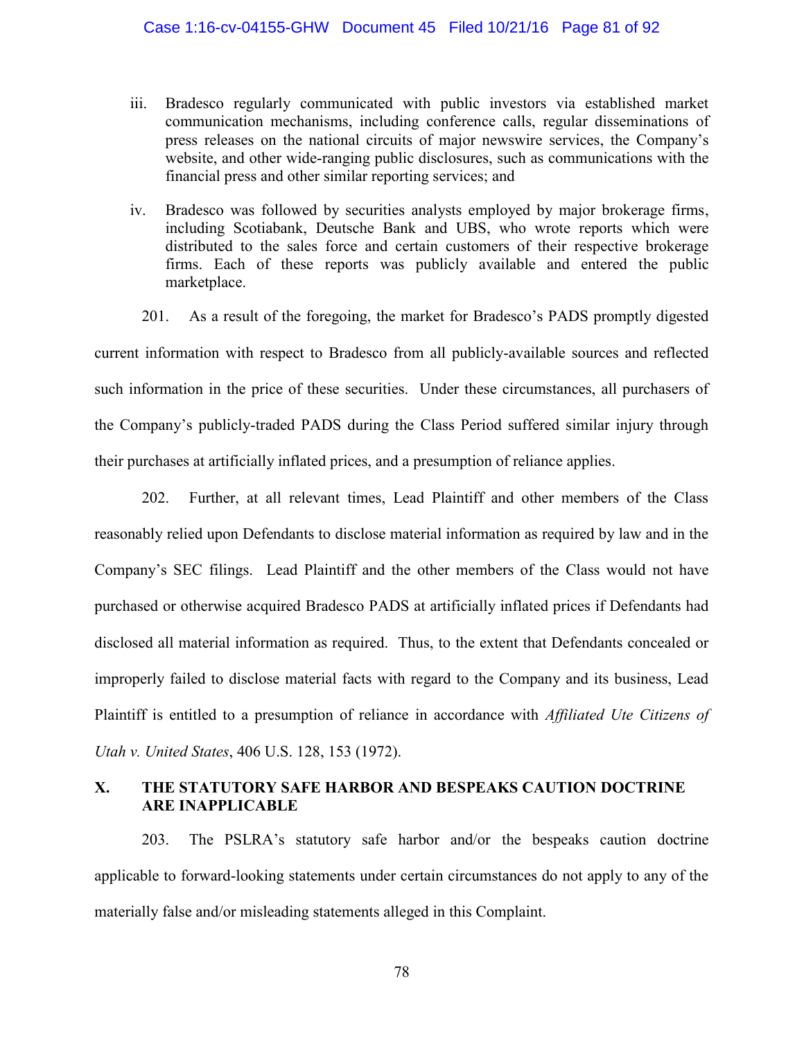iii. Bradesco regularly communicated with public investors via established market communication mechanisms, including conference calls, regular disseminations of press releases on the national circuits of major newswire services, the Company's website, and other wide-ranging public disclosures, such as communications with the financial press and other similar reporting services; and

iv. Bradesco was followed by securities analysts employed by major brokerage firms, including Scotiabank, Deutsche Bank and UBS, who wrote reports which were distributed to the sales force and certain customers of their respective brokerage firms. Each of these reports was publicly available and entered the public marketplace.

201. As a result of the foregoing, the market for Bradesco's PADS promptly digested current information with respect to Bradesco from all publicly-available sources and reflected such information in the price of these securities. Under these circumstances, all purchasers of the Company's publicly-traded PADS during the Class Period suffered similar injury through their purchases at artificially inflated prices, and a presumption of reliance applies.

202. Further, at all relevant times, Lead Plaintiff and other members of the Class reasonably relied upon Defendants to disclose material information as required by law and in the Company's SEC filings. Lead Plaintiff and the other members of the Class would not have purchased or otherwise acquired Bradesco PADS at artificially inflated prices if Defendants had disclosed all material information as required. Thus, to the extent that Defendants concealed or improperly failed to disclose material facts with regard to the Company and its business, Lead Plaintiff is entitled to a presumption of reliance in accordance with *Affiliated Ute Citizens of Utah v. United States*, 406 U.S. 128, 153 (1972).

## X. THE STATUTORY SAFE HARBOR AND BESPEAKS CAUTION DOCTRINE ARE INAPPLICABLE

203. The PSLRA's statutory safe harbor and/or the bespeaks caution doctrine applicable to forward-looking statements under certain circumstances do not apply to any of the materially false and/or misleading statements alleged in this Complaint.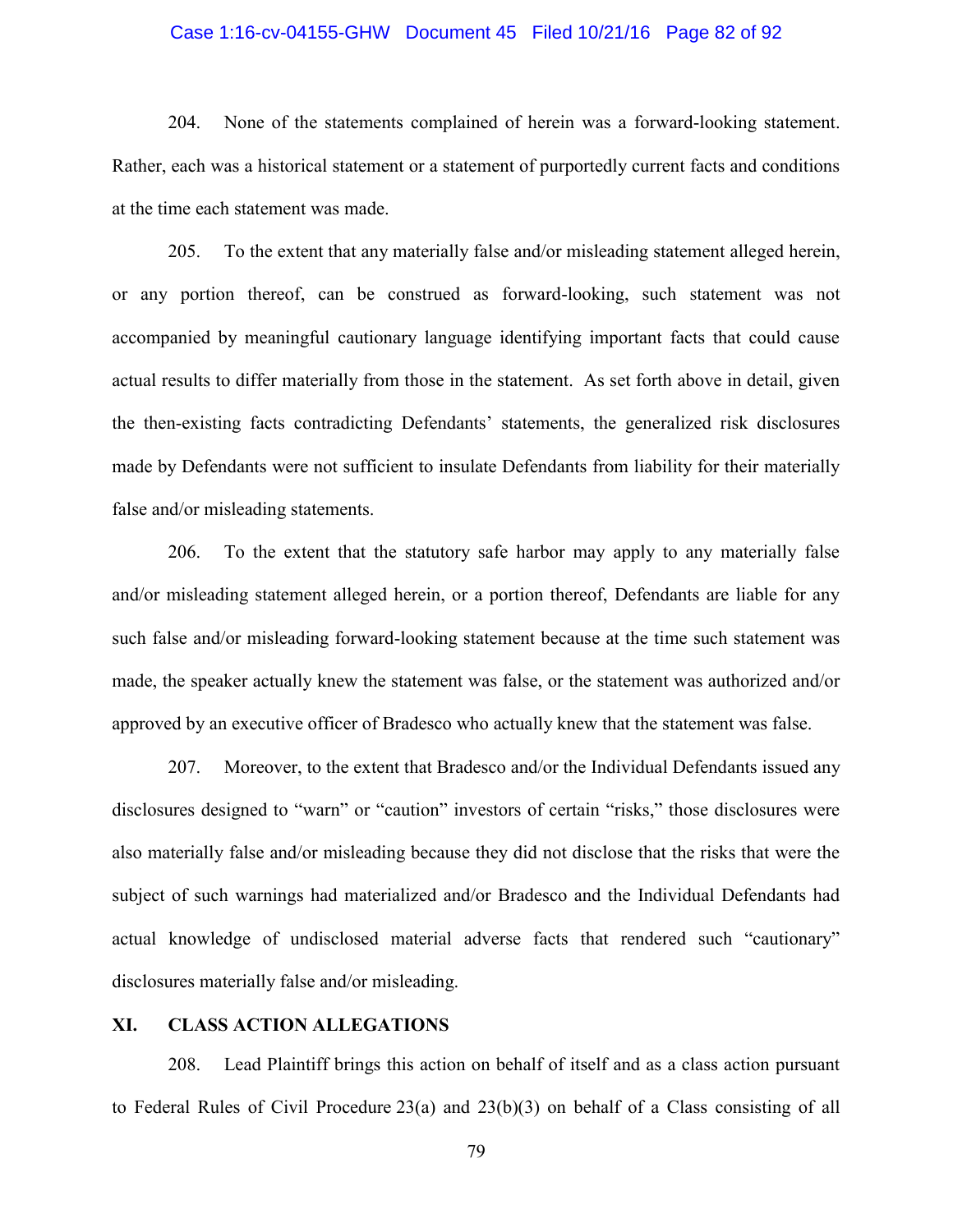204. None of the statements complained of herein was a forward-looking statement. Rather, each was a historical statement or a statement of purportedly current facts and conditions at the time each statement was made.

205. To the extent that any materially false and/or misleading statement alleged herein, or any portion thereof, can be construed as forward-looking, such statement was not accompanied by meaningful cautionary language identifying important facts that could cause actual results to differ materially from those in the statement. As set forth above in detail, given the then-existing facts contradicting Defendants' statements, the generalized risk disclosures made by Defendants were not sufficient to insulate Defendants from liability for their materially false and/or misleading statements.

206. To the extent that the statutory safe harbor may apply to any materially false and/or misleading statement alleged herein, or a portion thereof, Defendants are liable for any such false and/or misleading forward-looking statement because at the time such statement was made, the speaker actually knew the statement was false, or the statement was authorized and/or approved by an executive officer of Bradesco who actually knew that the statement was false.

207. Moreover, to the extent that Bradesco and/or the Individual Defendants issued any disclosures designed to "warn" or "caution" investors of certain "risks," those disclosures were also materially false and/or misleading because they did not disclose that the risks that were the subject of such warnings had materialized and/or Bradesco and the Individual Defendants had actual knowledge of undisclosed material adverse facts that rendered such "cautionary" disclosures materially false and/or misleading.

## XI. CLASS ACTION ALLEGATIONS

208. Lead Plaintiff brings this action on behalf of itself and as a class action pursuant to Federal Rules of Civil Procedure 23(a) and 23(b)(3) on behalf of a Class consisting of all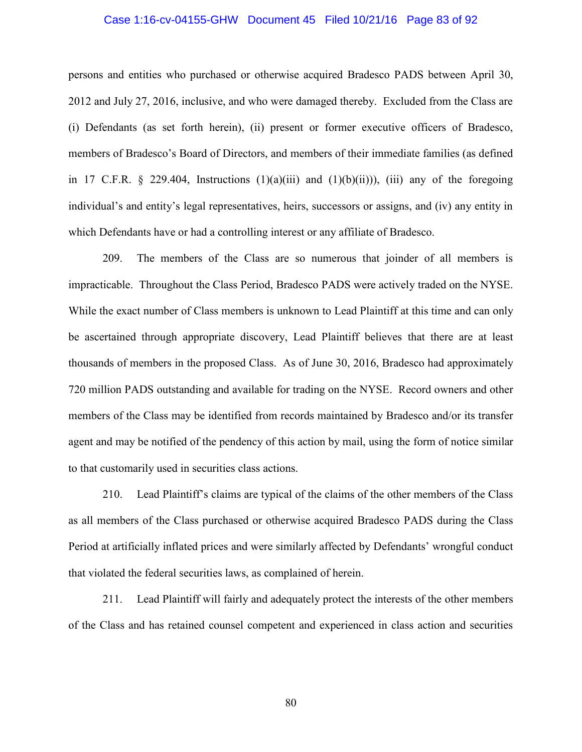persons and entities who purchased or otherwise acquired Bradesco PADS between April 30, 2012 and July 27, 2016, inclusive, and who were damaged thereby. Excluded from the Class are (i) Defendants (as set forth herein), (ii) present or former executive officers of Bradesco, members of Bradesco's Board of Directors, and members of their immediate families (as defined in 17 C.F.R. § 229.404, Instructions (1)(a)(iii) and (1)(b)(ii))), (iii) any of the foregoing individual's and entity's legal representatives, heirs, successors or assigns, and (iv) any entity in which Defendants have or had a controlling interest or any affiliate of Bradesco.

209. The members of the Class are so numerous that joinder of all members is impracticable. Throughout the Class Period, Bradesco PADS were actively traded on the NYSE. While the exact number of Class members is unknown to Lead Plaintiff at this time and can only be ascertained through appropriate discovery, Lead Plaintiff believes that there are at least thousands of members in the proposed Class. As of June 30, 2016, Bradesco had approximately 720 million PADS outstanding and available for trading on the NYSE. Record owners and other members of the Class may be identified from records maintained by Bradesco and/or its transfer agent and may be notified of the pendency of this action by mail, using the form of notice similar to that customarily used in securities class actions.

210. Lead Plaintiff's claims are typical of the claims of the other members of the Class as all members of the Class purchased or otherwise acquired Bradesco PADS during the Class Period at artificially inflated prices and were similarly affected by Defendants' wrongful conduct that violated the federal securities laws, as complained of herein.

211. Lead Plaintiff will fairly and adequately protect the interests of the other members of the Class and has retained counsel competent and experienced in class action and securities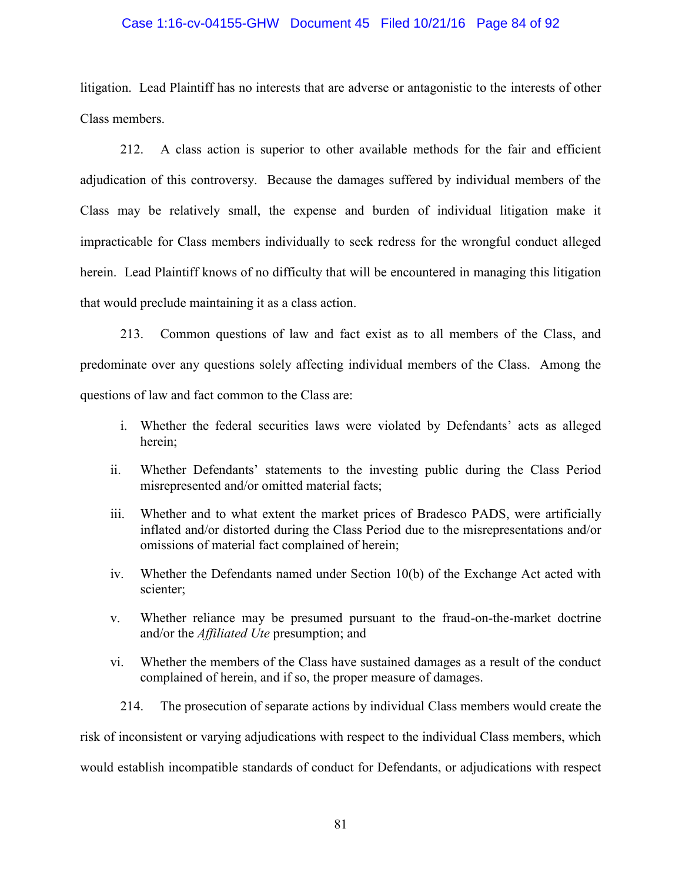litigation. Lead Plaintiff has no interests that are adverse or antagonistic to the interests of other Class members.

212. A class action is superior to other available methods for the fair and efficient adjudication of this controversy. Because the damages suffered by individual members of the Class may be relatively small, the expense and burden of individual litigation make it impracticable for Class members individually to seek redress for the wrongful conduct alleged herein. Lead Plaintiff knows of no difficulty that will be encountered in managing this litigation that would preclude maintaining it as a class action.

213. Common questions of law and fact exist as to all members of the Class, and predominate over any questions solely affecting individual members of the Class. Among the questions of law and fact common to the Class are:

i. Whether the federal securities laws were violated by Defendants' acts as alleged herein;

ii. Whether Defendants' statements to the investing public during the Class Period misrepresented and/or omitted material facts;

iii. Whether and to what extent the market prices of Bradesco PADS, were artificially inflated and/or distorted during the Class Period due to the misrepresentations and/or omissions of material fact complained of herein;

iv. Whether the Defendants named under Section 10(b) of the Exchange Act acted with scienter;

v. Whether reliance may be presumed pursuant to the fraud-on-the-market doctrine and/or the *Affiliated Ute* presumption; and

vi. Whether the members of the Class have sustained damages as a result of the conduct complained of herein, and if so, the proper measure of damages.

214. The prosecution of separate actions by individual Class members would create the risk of inconsistent or varying adjudications with respect to the individual Class members, which would establish incompatible standards of conduct for Defendants, or adjudications with respect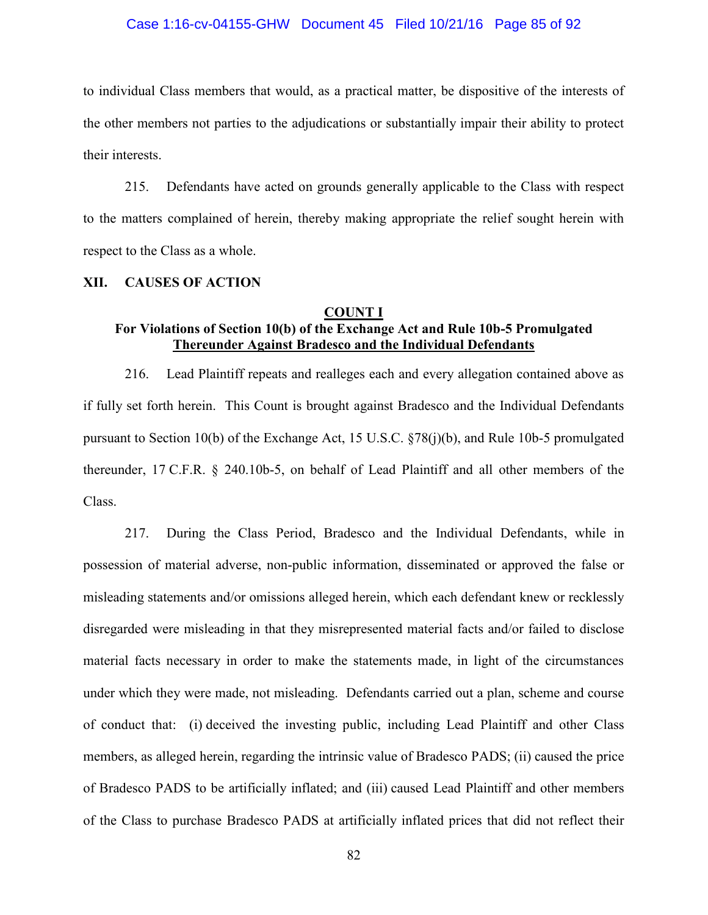to individual Class members that would, as a practical matter, be dispositive of the interests of the other members not parties to the adjudications or substantially impair their ability to protect their interests.

215. Defendants have acted on grounds generally applicable to the Class with respect to the matters complained of herein, thereby making appropriate the relief sought herein with respect to the Class as a whole.

## XII. CAUSES OF ACTION

### COUNT I
### For Violations of Section 10(b) of the Exchange Act and Rule 10b-5 Promulgated Thereunder Against Bradesco and the Individual Defendants

216. Lead Plaintiff repeats and realleges each and every allegation contained above as if fully set forth herein. This Count is brought against Bradesco and the Individual Defendants pursuant to Section 10(b) of the Exchange Act, 15 U.S.C. §78(j)(b), and Rule 10b-5 promulgated thereunder, 17 C.F.R. § 240.10b-5, on behalf of Lead Plaintiff and all other members of the Class.

217. During the Class Period, Bradesco and the Individual Defendants, while in possession of material adverse, non-public information, disseminated or approved the false or misleading statements and/or omissions alleged herein, which each defendant knew or recklessly disregarded were misleading in that they misrepresented material facts and/or failed to disclose material facts necessary in order to make the statements made, in light of the circumstances under which they were made, not misleading. Defendants carried out a plan, scheme and course of conduct that: (i) deceived the investing public, including Lead Plaintiff and other Class members, as alleged herein, regarding the intrinsic value of Bradesco PADS; (ii) caused the price of Bradesco PADS to be artificially inflated; and (iii) caused Lead Plaintiff and other members of the Class to purchase Bradesco PADS at artificially inflated prices that did not reflect their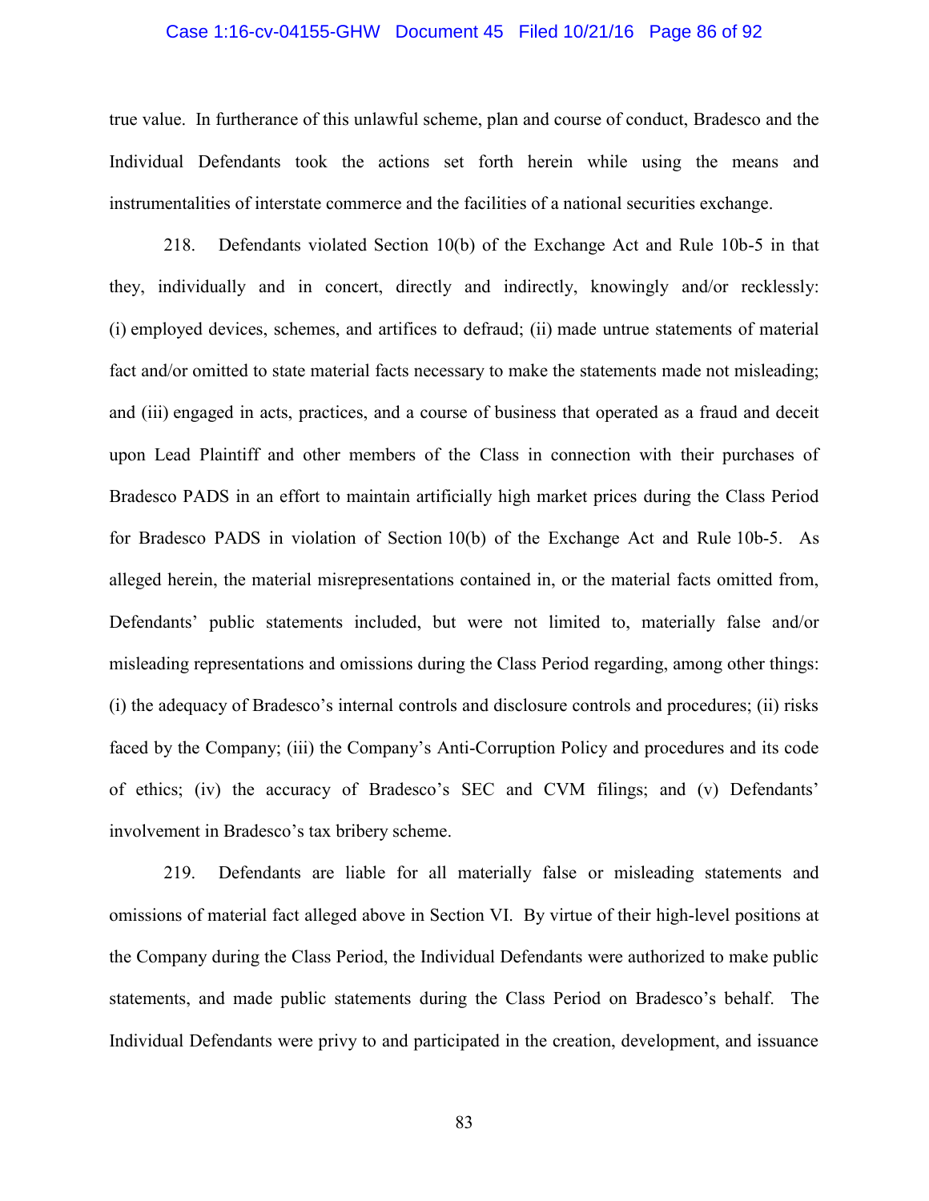true value. In furtherance of this unlawful scheme, plan and course of conduct, Bradesco and the Individual Defendants took the actions set forth herein while using the means and instrumentalities of interstate commerce and the facilities of a national securities exchange.

218. Defendants violated Section 10(b) of the Exchange Act and Rule 10b-5 in that they, individually and in concert, directly and indirectly, knowingly and/or recklessly: (i) employed devices, schemes, and artifices to defraud; (ii) made untrue statements of material fact and/or omitted to state material facts necessary to make the statements made not misleading; and (iii) engaged in acts, practices, and a course of business that operated as a fraud and deceit upon Lead Plaintiff and other members of the Class in connection with their purchases of Bradesco PADS in an effort to maintain artificially high market prices during the Class Period for Bradesco PADS in violation of Section 10(b) of the Exchange Act and Rule 10b-5. As alleged herein, the material misrepresentations contained in, or the material facts omitted from, Defendants' public statements included, but were not limited to, materially false and/or misleading representations and omissions during the Class Period regarding, among other things: (i) the adequacy of Bradesco's internal controls and disclosure controls and procedures; (ii) risks faced by the Company; (iii) the Company's Anti-Corruption Policy and procedures and its code of ethics; (iv) the accuracy of Bradesco's SEC and CVM filings; and (v) Defendants' involvement in Bradesco's tax bribery scheme.

219. Defendants are liable for all materially false or misleading statements and omissions of material fact alleged above in Section VI. By virtue of their high-level positions at the Company during the Class Period, the Individual Defendants were authorized to make public statements, and made public statements during the Class Period on Bradesco's behalf. The Individual Defendants were privy to and participated in the creation, development, and issuance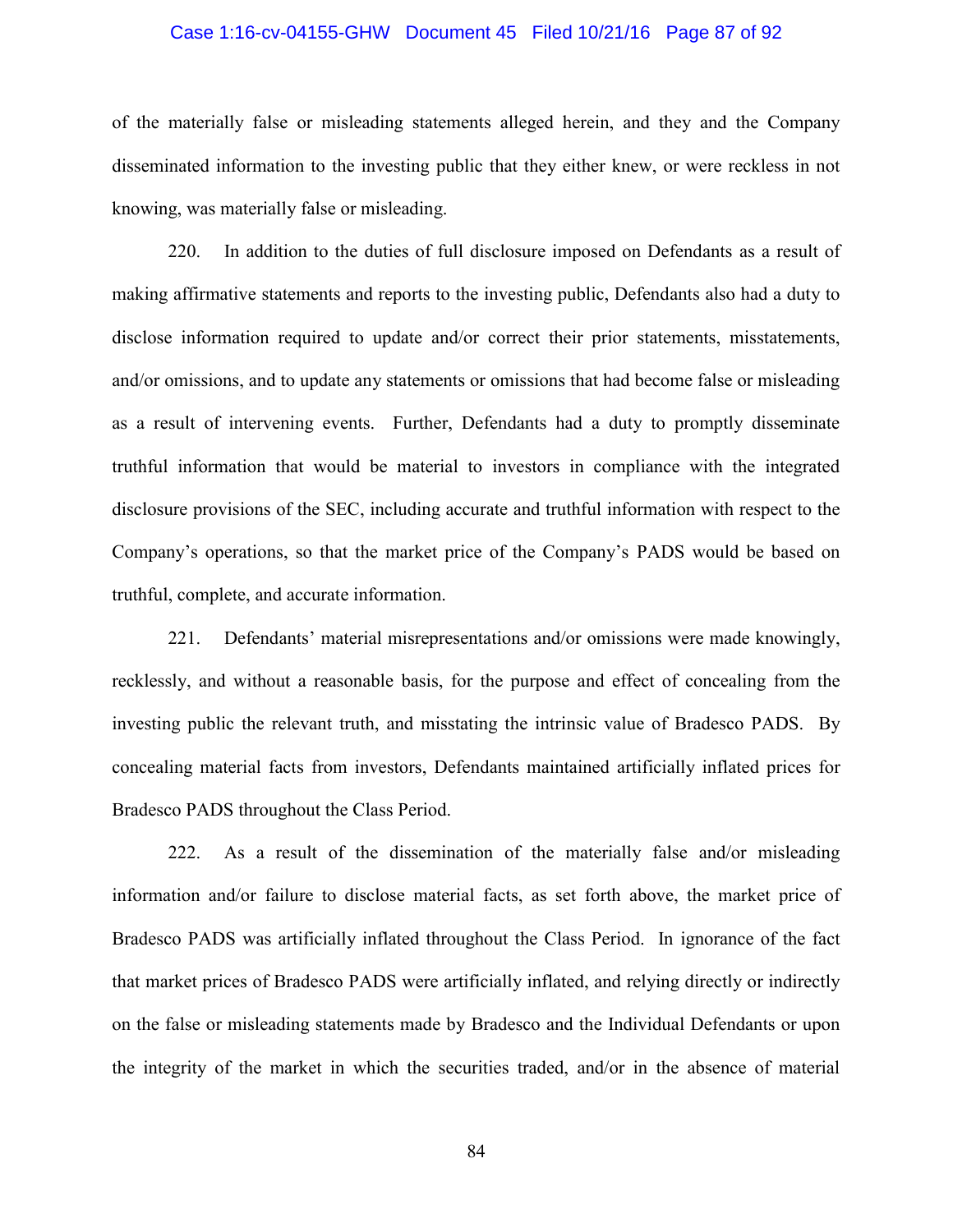of the materially false or misleading statements alleged herein, and they and the Company disseminated information to the investing public that they either knew, or were reckless in not knowing, was materially false or misleading.

220. In addition to the duties of full disclosure imposed on Defendants as a result of making affirmative statements and reports to the investing public, Defendants also had a duty to disclose information required to update and/or correct their prior statements, misstatements, and/or omissions, and to update any statements or omissions that had become false or misleading as a result of intervening events. Further, Defendants had a duty to promptly disseminate truthful information that would be material to investors in compliance with the integrated disclosure provisions of the SEC, including accurate and truthful information with respect to the Company's operations, so that the market price of the Company's PADS would be based on truthful, complete, and accurate information.

221. Defendants' material misrepresentations and/or omissions were made knowingly, recklessly, and without a reasonable basis, for the purpose and effect of concealing from the investing public the relevant truth, and misstating the intrinsic value of Bradesco PADS. By concealing material facts from investors, Defendants maintained artificially inflated prices for Bradesco PADS throughout the Class Period.

222. As a result of the dissemination of the materially false and/or misleading information and/or failure to disclose material facts, as set forth above, the market price of Bradesco PADS was artificially inflated throughout the Class Period. In ignorance of the fact that market prices of Bradesco PADS were artificially inflated, and relying directly or indirectly on the false or misleading statements made by Bradesco and the Individual Defendants or upon the integrity of the market in which the securities traded, and/or in the absence of material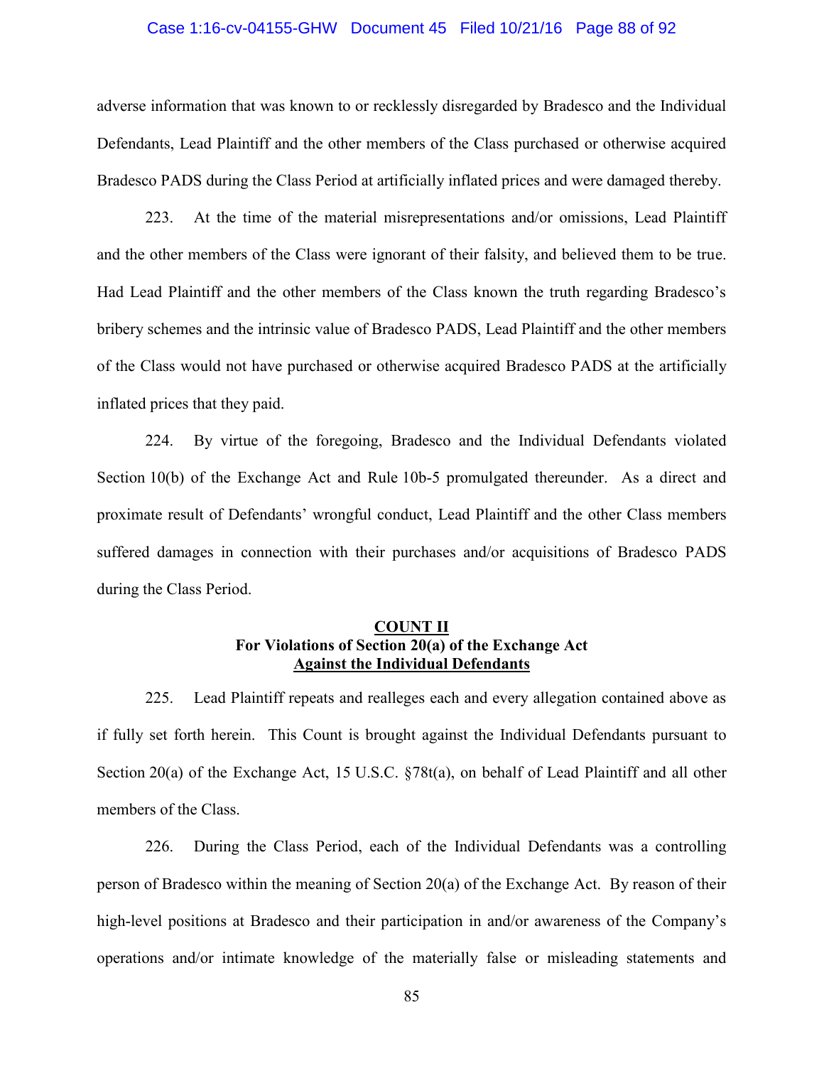adverse information that was known to or recklessly disregarded by Bradesco and the Individual Defendants, Lead Plaintiff and the other members of the Class purchased or otherwise acquired Bradesco PADS during the Class Period at artificially inflated prices and were damaged thereby.

223. At the time of the material misrepresentations and/or omissions, Lead Plaintiff and the other members of the Class were ignorant of their falsity, and believed them to be true. Had Lead Plaintiff and the other members of the Class known the truth regarding Bradesco's bribery schemes and the intrinsic value of Bradesco PADS, Lead Plaintiff and the other members of the Class would not have purchased or otherwise acquired Bradesco PADS at the artificially inflated prices that they paid.

224. By virtue of the foregoing, Bradesco and the Individual Defendants violated Section 10(b) of the Exchange Act and Rule 10b-5 promulgated thereunder. As a direct and proximate result of Defendants' wrongful conduct, Lead Plaintiff and the other Class members suffered damages in connection with their purchases and/or acquisitions of Bradesco PADS during the Class Period.

**COUNT II**
**For Violations of Section 20(a) of the Exchange Act**
**Against the Individual Defendants**

225. Lead Plaintiff repeats and realleges each and every allegation contained above as if fully set forth herein. This Count is brought against the Individual Defendants pursuant to Section 20(a) of the Exchange Act, 15 U.S.C. §78t(a), on behalf of Lead Plaintiff and all other members of the Class.

226. During the Class Period, each of the Individual Defendants was a controlling person of Bradesco within the meaning of Section 20(a) of the Exchange Act. By reason of their high-level positions at Bradesco and their participation in and/or awareness of the Company's operations and/or intimate knowledge of the materially false or misleading statements and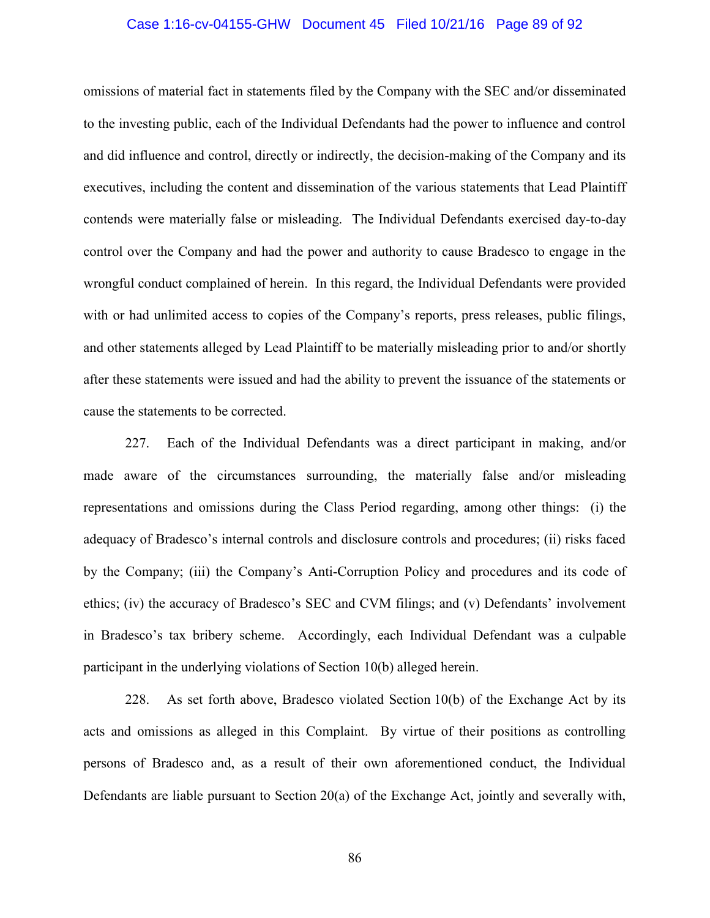omissions of material fact in statements filed by the Company with the SEC and/or disseminated to the investing public, each of the Individual Defendants had the power to influence and control and did influence and control, directly or indirectly, the decision-making of the Company and its executives, including the content and dissemination of the various statements that Lead Plaintiff contends were materially false or misleading. The Individual Defendants exercised day-to-day control over the Company and had the power and authority to cause Bradesco to engage in the wrongful conduct complained of herein. In this regard, the Individual Defendants were provided with or had unlimited access to copies of the Company's reports, press releases, public filings, and other statements alleged by Lead Plaintiff to be materially misleading prior to and/or shortly after these statements were issued and had the ability to prevent the issuance of the statements or cause the statements to be corrected.

227. Each of the Individual Defendants was a direct participant in making, and/or made aware of the circumstances surrounding, the materially false and/or misleading representations and omissions during the Class Period regarding, among other things: (i) the adequacy of Bradesco's internal controls and disclosure controls and procedures; (ii) risks faced by the Company; (iii) the Company's Anti-Corruption Policy and procedures and its code of ethics; (iv) the accuracy of Bradesco's SEC and CVM filings; and (v) Defendants' involvement in Bradesco's tax bribery scheme. Accordingly, each Individual Defendant was a culpable participant in the underlying violations of Section 10(b) alleged herein.

228. As set forth above, Bradesco violated Section 10(b) of the Exchange Act by its acts and omissions as alleged in this Complaint. By virtue of their positions as controlling persons of Bradesco and, as a result of their own aforementioned conduct, the Individual Defendants are liable pursuant to Section 20(a) of the Exchange Act, jointly and severally with,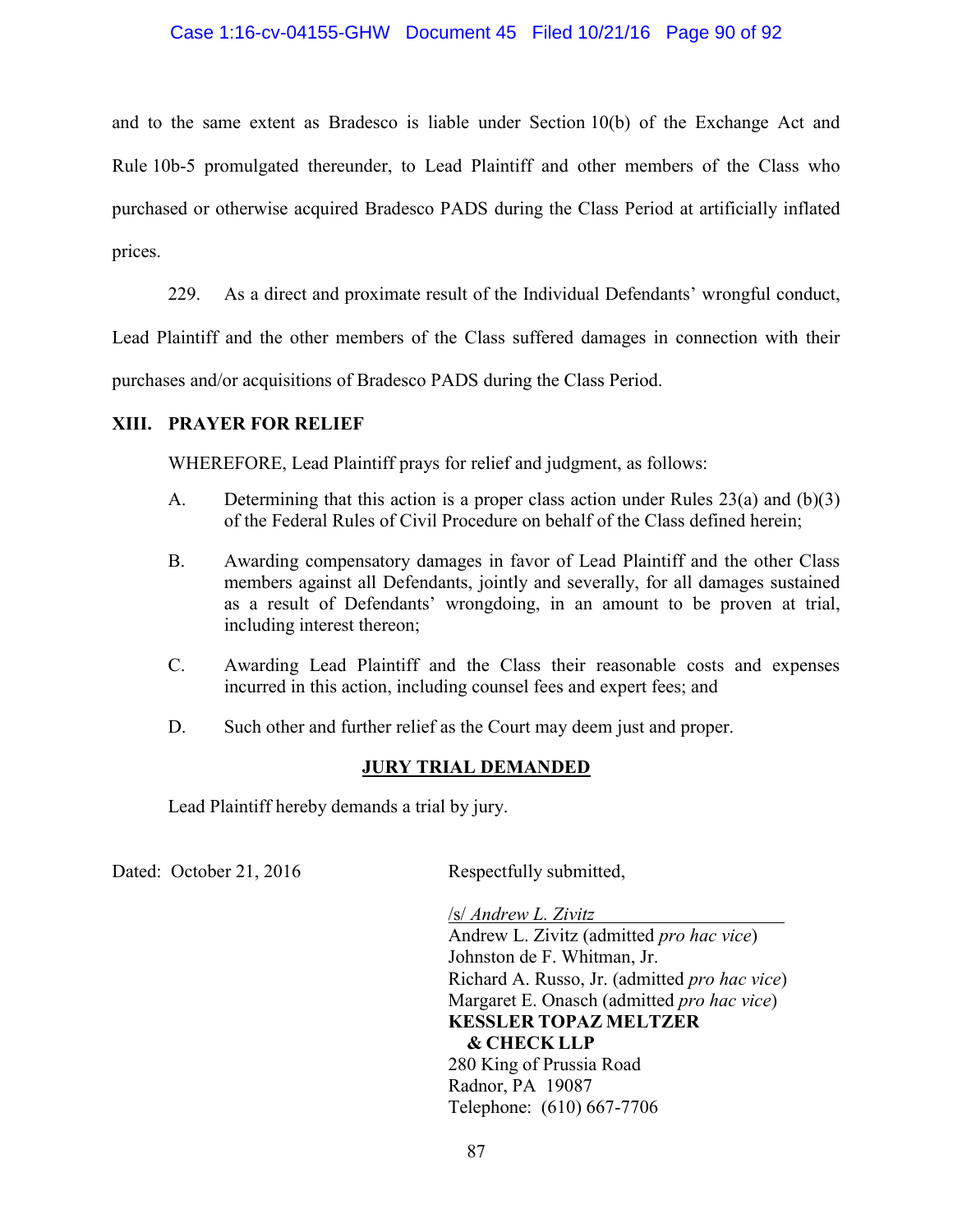and to the same extent as Bradesco is liable under Section 10(b) of the Exchange Act and Rule 10b-5 promulgated thereunder, to Lead Plaintiff and other members of the Class who purchased or otherwise acquired Bradesco PADS during the Class Period at artificially inflated prices.

229. As a direct and proximate result of the Individual Defendants' wrongful conduct, Lead Plaintiff and the other members of the Class suffered damages in connection with their purchases and/or acquisitions of Bradesco PADS during the Class Period.

## XIII. PRAYER FOR RELIEF

WHEREFORE, Lead Plaintiff prays for relief and judgment, as follows:

A. Determining that this action is a proper class action under Rules 23(a) and (b)(3) of the Federal Rules of Civil Procedure on behalf of the Class defined herein;

B. Awarding compensatory damages in favor of Lead Plaintiff and the other Class members against all Defendants, jointly and severally, for all damages sustained as a result of Defendants' wrongdoing, in an amount to be proven at trial, including interest thereon;

C. Awarding Lead Plaintiff and the Class their reasonable costs and expenses incurred in this action, including counsel fees and expert fees; and

D. Such other and further relief as the Court may deem just and proper.

## JURY TRIAL DEMANDED

Lead Plaintiff hereby demands a trial by jury.

Dated: October 21, 2016

Respectfully submitted,

/s/ *Andrew L. Zivitz*
Andrew L. Zivitz (admitted *pro hac vice*)
Johnston de F. Whitman, Jr.
Richard A. Russo, Jr. (admitted *pro hac vice*)
Margaret E. Onasch (admitted *pro hac vice*)
**KESSLER TOPAZ MELTZER & CHECK LLP**
280 King of Prussia Road
Radnor, PA 19087
Telephone: (610) 667-7706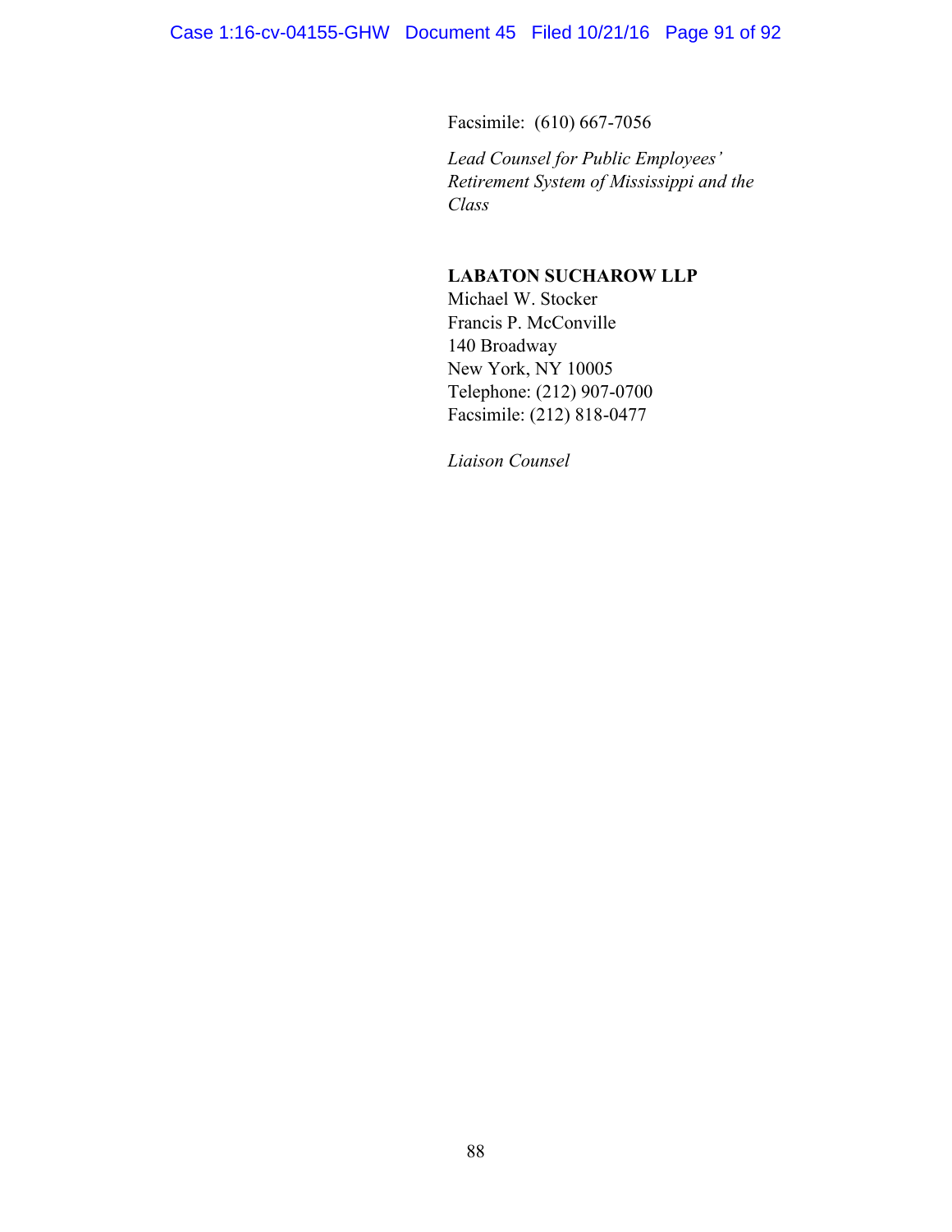Facsimile: (610) 667-7056

*Lead Counsel for Public Employees' Retirement System of Mississippi and the Class*

**LABATON SUCHAROW LLP**
Michael W. Stocker
Francis P. McConville
140 Broadway
New York, NY 10005
Telephone: (212) 907-0700
Facsimile: (212) 818-0477

*Liaison Counsel*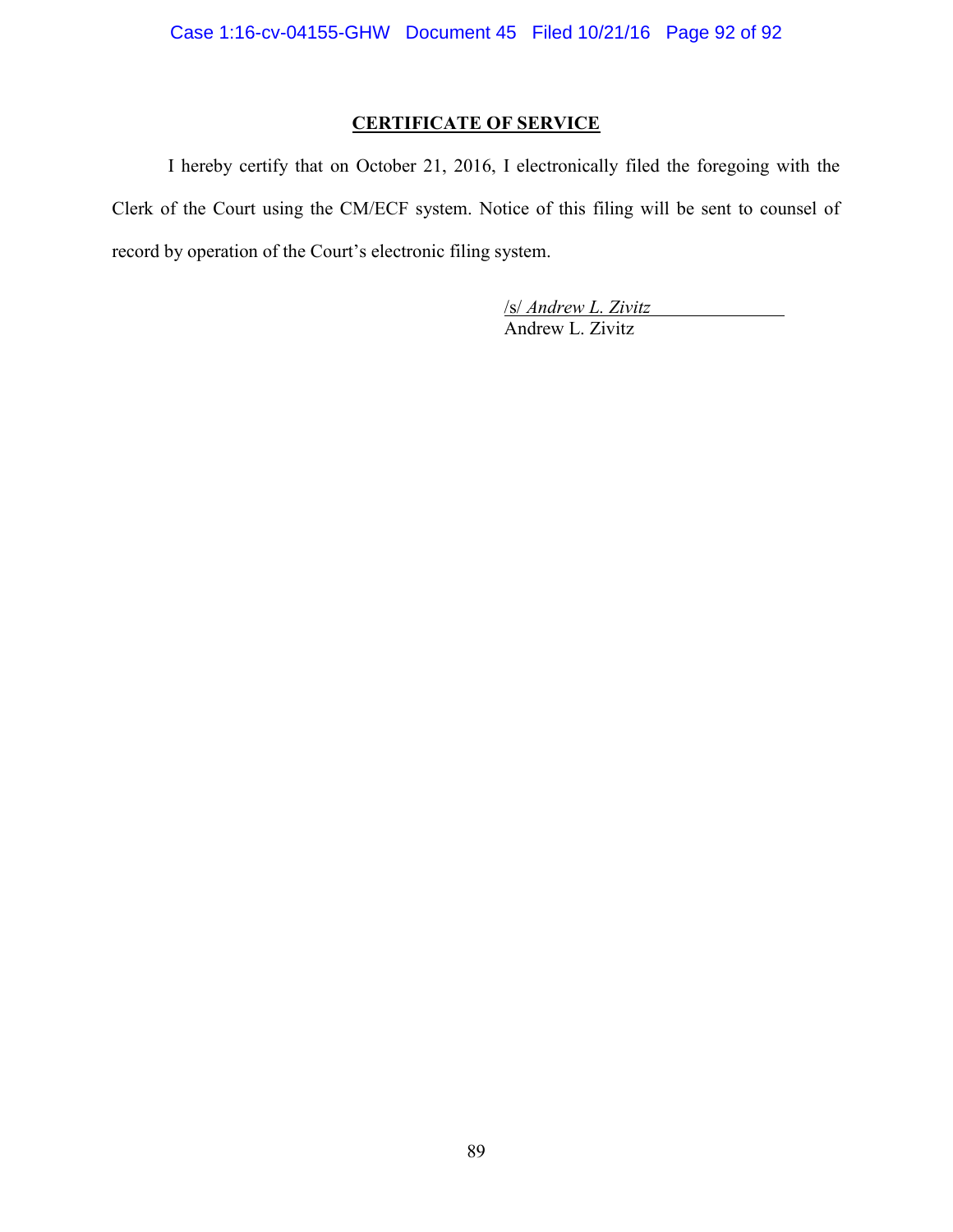## CERTIFICATE OF SERVICE

I hereby certify that on October 21, 2016, I electronically filed the foregoing with the Clerk of the Court using the CM/ECF system. Notice of this filing will be sent to counsel of record by operation of the Court's electronic filing system.

/s/ *Andrew L. Zivitz*
Andrew L. Zivitz